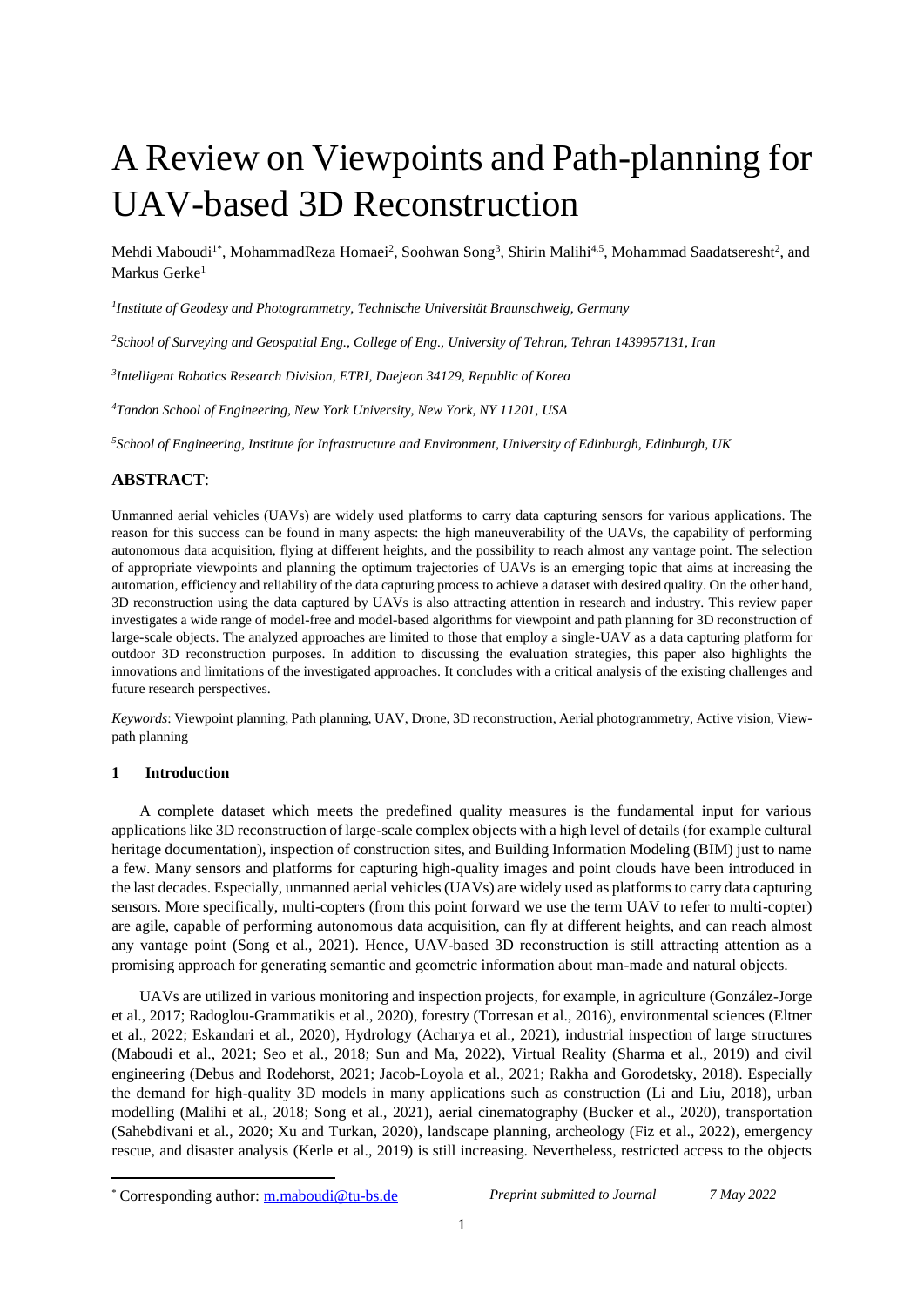# A Review on Viewpoints and Path-planning for UAV-based 3D Reconstruction

Mehdi Maboudi[1*], MohammadReza Homaei[2], Soohwan Song[3], Shirin Malihi[4,5], Mohammad Saadatseresht[2], and Markus Gerke[1]

[1]*Institute of Geodesy and Photogrammetry, Technische Universität Braunschweig, Germany*

[2]*School of Surveying and Geospatial Eng., College of Eng., University of Tehran, Tehran 1439957131, Iran*

[3]*Intelligent Robotics Research Division, ETRI, Daejeon 34129, Republic of Korea*

[4]*Tandon School of Engineering, New York University, New York, NY 11201, USA*

[5]*School of Engineering, Institute for Infrastructure and Environment, University of Edinburgh, Edinburgh, UK*

## ABSTRACT:

Unmanned aerial vehicles (UAVs) are widely used platforms to carry data capturing sensors for various applications. The reason for this success can be found in many aspects: the high maneuverability of the UAVs, the capability of performing autonomous data acquisition, flying at different heights, and the possibility to reach almost any vantage point. The selection of appropriate viewpoints and planning the optimum trajectories of UAVs is an emerging topic that aims at increasing the automation, efficiency and reliability of the data capturing process to achieve a dataset with desired quality. On the other hand, 3D reconstruction using the data captured by UAVs is also attracting attention in research and industry. This review paper investigates a wide range of model-free and model-based algorithms for viewpoint and path planning for 3D reconstruction of large-scale objects. The analyzed approaches are limited to those that employ a single-UAV as a data capturing platform for outdoor 3D reconstruction purposes. In addition to discussing the evaluation strategies, this paper also highlights the innovations and limitations of the investigated approaches. It concludes with a critical analysis of the existing challenges and future research perspectives.

*Keywords*: Viewpoint planning, Path planning, UAV, Drone, 3D reconstruction, Aerial photogrammetry, Active vision, View-path planning

## 1 Introduction

A complete dataset which meets the predefined quality measures is the fundamental input for various applications like 3D reconstruction of large-scale complex objects with a high level of details (for example cultural heritage documentation), inspection of construction sites, and Building Information Modeling (BIM) just to name a few. Many sensors and platforms for capturing high-quality images and point clouds have been introduced in the last decades. Especially, unmanned aerial vehicles (UAVs) are widely used as platforms to carry data capturing sensors. More specifically, multi-copters (from this point forward we use the term UAV to refer to multi-copter) are agile, capable of performing autonomous data acquisition, can fly at different heights, and can reach almost any vantage point (Song et al., 2021). Hence, UAV-based 3D reconstruction is still attracting attention as a promising approach for generating semantic and geometric information about man-made and natural objects.

UAVs are utilized in various monitoring and inspection projects, for example, in agriculture (González-Jorge et al., 2017; Radoglou-Grammatikis et al., 2020), forestry (Torresan et al., 2016), environmental sciences (Eltner et al., 2022; Eskandari et al., 2020), Hydrology (Acharya et al., 2021), industrial inspection of large structures (Maboudi et al., 2021; Seo et al., 2018; Sun and Ma, 2022), Virtual Reality (Sharma et al., 2019) and civil engineering (Debus and Rodehorst, 2021; Jacob-Loyola et al., 2021; Rakha and Gorodetsky, 2018). Especially the demand for high-quality 3D models in many applications such as construction (Li and Liu, 2018), urban modelling (Malihi et al., 2018; Song et al., 2021), aerial cinematography (Bucker et al., 2020), transportation (Sahebdivani et al., 2020; Xu and Turkan, 2020), landscape planning, archeology (Fiz et al., 2022), emergency rescue, and disaster analysis (Kerle et al., 2019) is still increasing. Nevertheless, restricted access to the objects

[*] Corresponding author: m.maboudi@tu-bs.de *Preprint submitted to Journal* *7 May 2022*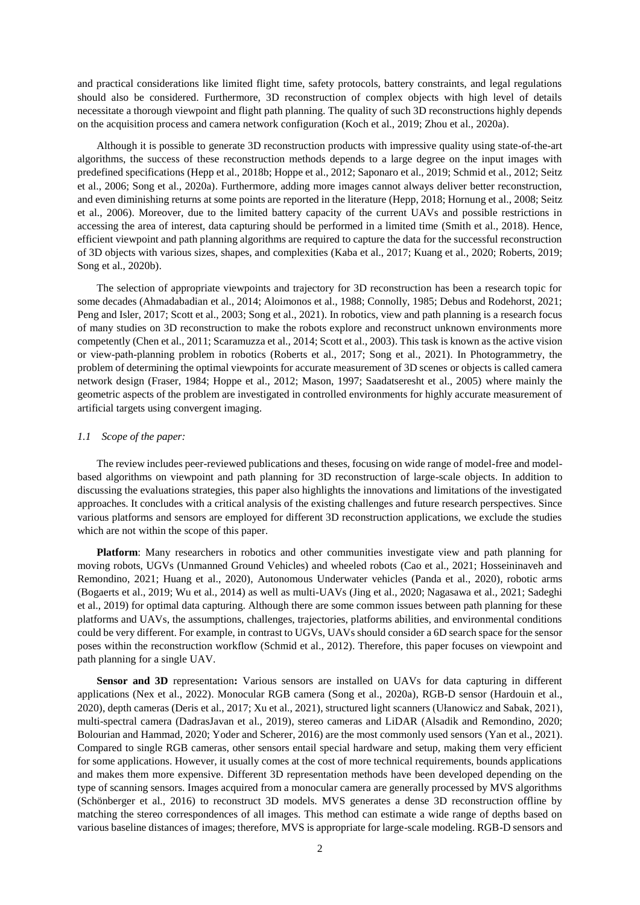and practical considerations like limited flight time, safety protocols, battery constraints, and legal regulations should also be considered. Furthermore, 3D reconstruction of complex objects with high level of details necessitate a thorough viewpoint and flight path planning. The quality of such 3D reconstructions highly depends on the acquisition process and camera network configuration (Koch et al., 2019; Zhou et al., 2020a).

Although it is possible to generate 3D reconstruction products with impressive quality using state-of-the-art algorithms, the success of these reconstruction methods depends to a large degree on the input images with predefined specifications (Hepp et al., 2018b; Hoppe et al., 2012; Saponaro et al., 2019; Schmid et al., 2012; Seitz et al., 2006; Song et al., 2020a). Furthermore, adding more images cannot always deliver better reconstruction, and even diminishing returns at some points are reported in the literature (Hepp, 2018; Hornung et al., 2008; Seitz et al., 2006). Moreover, due to the limited battery capacity of the current UAVs and possible restrictions in accessing the area of interest, data capturing should be performed in a limited time (Smith et al., 2018). Hence, efficient viewpoint and path planning algorithms are required to capture the data for the successful reconstruction of 3D objects with various sizes, shapes, and complexities (Kaba et al., 2017; Kuang et al., 2020; Roberts, 2019; Song et al., 2020b).

The selection of appropriate viewpoints and trajectory for 3D reconstruction has been a research topic for some decades (Ahmadabadian et al., 2014; Aloimonos et al., 1988; Connolly, 1985; Debus and Rodehorst, 2021; Peng and Isler, 2017; Scott et al., 2003; Song et al., 2021). In robotics, view and path planning is a research focus of many studies on 3D reconstruction to make the robots explore and reconstruct unknown environments more competently (Chen et al., 2011; Scaramuzza et al., 2014; Scott et al., 2003). This task is known as the active vision or view-path-planning problem in robotics (Roberts et al., 2017; Song et al., 2021). In Photogrammetry, the problem of determining the optimal viewpoints for accurate measurement of 3D scenes or objects is called camera network design (Fraser, 1984; Hoppe et al., 2012; Mason, 1997; Saadatseresht et al., 2005) where mainly the geometric aspects of the problem are investigated in controlled environments for highly accurate measurement of artificial targets using convergent imaging.

### *1.1 Scope of the paper:*

The review includes peer-reviewed publications and theses, focusing on wide range of model-free and model-based algorithms on viewpoint and path planning for 3D reconstruction of large-scale objects. In addition to discussing the evaluations strategies, this paper also highlights the innovations and limitations of the investigated approaches. It concludes with a critical analysis of the existing challenges and future research perspectives. Since various platforms and sensors are employed for different 3D reconstruction applications, we exclude the studies which are not within the scope of this paper.

**Platform**: Many researchers in robotics and other communities investigate view and path planning for moving robots, UGVs (Unmanned Ground Vehicles) and wheeled robots (Cao et al., 2021; Hosseininaveh and Remondino, 2021; Huang et al., 2020), Autonomous Underwater vehicles (Panda et al., 2020), robotic arms (Bogaerts et al., 2019; Wu et al., 2014) as well as multi-UAVs (Jing et al., 2020; Nagasawa et al., 2021; Sadeghi et al., 2019) for optimal data capturing. Although there are some common issues between path planning for these platforms and UAVs, the assumptions, challenges, trajectories, platforms abilities, and environmental conditions could be very different. For example, in contrast to UGVs, UAVs should consider a 6D search space for the sensor poses within the reconstruction workflow (Schmid et al., 2012). Therefore, this paper focuses on viewpoint and path planning for a single UAV.

**Sensor and 3D** representation**:** Various sensors are installed on UAVs for data capturing in different applications (Nex et al., 2022). Monocular RGB camera (Song et al., 2020a), RGB-D sensor (Hardouin et al., 2020), depth cameras (Deris et al., 2017; Xu et al., 2021), structured light scanners (Ułanowicz and Sabak, 2021), multi-spectral camera (DadrasJavan et al., 2019), stereo cameras and LiDAR (Alsadik and Remondino, 2020; Bolourian and Hammad, 2020; Yoder and Scherer, 2016) are the most commonly used sensors (Yan et al., 2021). Compared to single RGB cameras, other sensors entail special hardware and setup, making them very efficient for some applications. However, it usually comes at the cost of more technical requirements, bounds applications and makes them more expensive. Different 3D representation methods have been developed depending on the type of scanning sensors. Images acquired from a monocular camera are generally processed by MVS algorithms (Schönberger et al., 2016) to reconstruct 3D models. MVS generates a dense 3D reconstruction offline by matching the stereo correspondences of all images. This method can estimate a wide range of depths based on various baseline distances of images; therefore, MVS is appropriate for large-scale modeling. RGB-D sensors and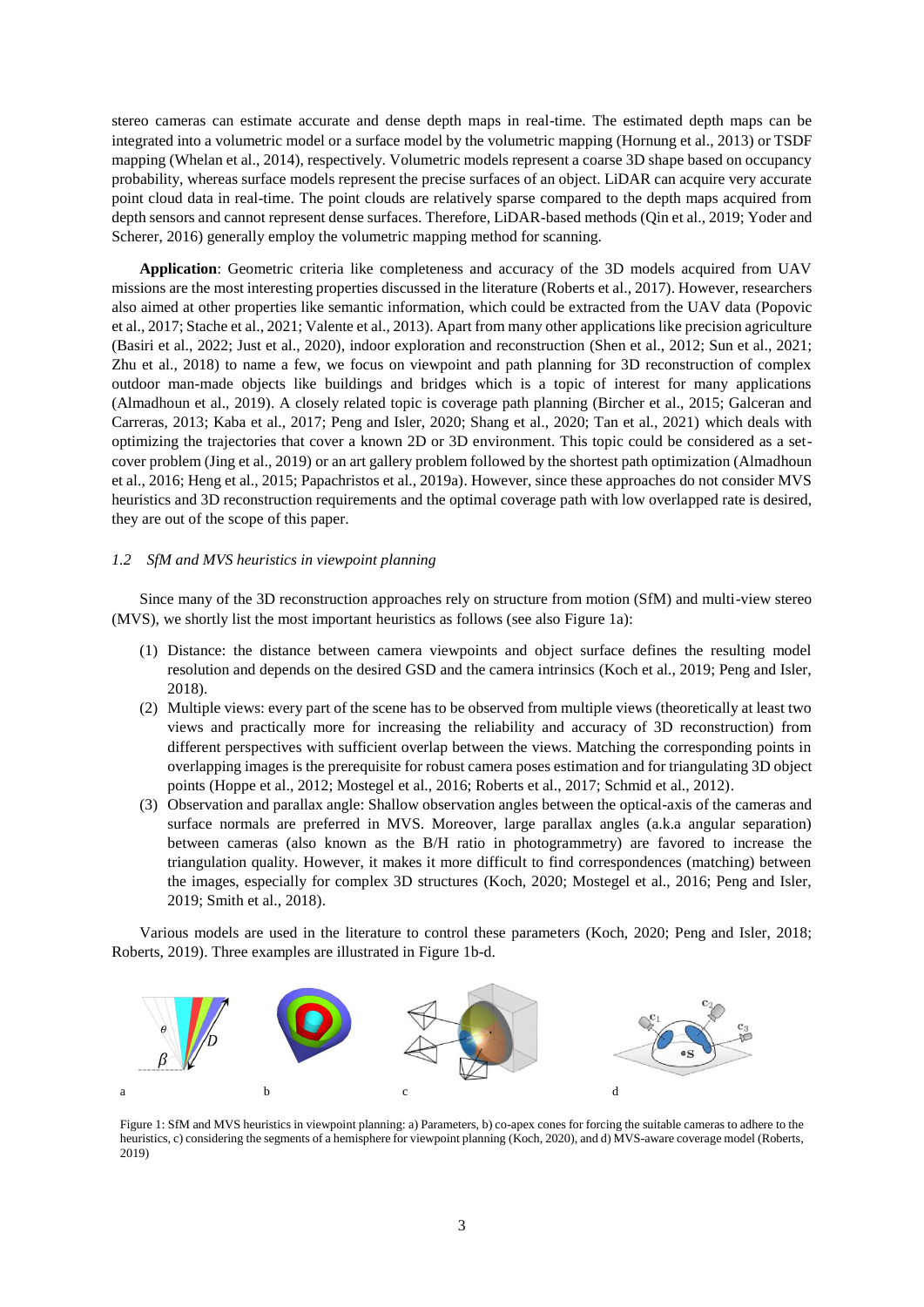stereo cameras can estimate accurate and dense depth maps in real-time. The estimated depth maps can be integrated into a volumetric model or a surface model by the volumetric mapping (Hornung et al., 2013) or TSDF mapping (Whelan et al., 2014), respectively. Volumetric models represent a coarse 3D shape based on occupancy probability, whereas surface models represent the precise surfaces of an object. LiDAR can acquire very accurate point cloud data in real-time. The point clouds are relatively sparse compared to the depth maps acquired from depth sensors and cannot represent dense surfaces. Therefore, LiDAR-based methods (Qin et al., 2019; Yoder and Scherer, 2016) generally employ the volumetric mapping method for scanning.

**Application**: Geometric criteria like completeness and accuracy of the 3D models acquired from UAV missions are the most interesting properties discussed in the literature (Roberts et al., 2017). However, researchers also aimed at other properties like semantic information, which could be extracted from the UAV data (Popovic et al., 2017; Stache et al., 2021; Valente et al., 2013). Apart from many other applications like precision agriculture (Basiri et al., 2022; Just et al., 2020), indoor exploration and reconstruction (Shen et al., 2012; Sun et al., 2021; Zhu et al., 2018) to name a few, we focus on viewpoint and path planning for 3D reconstruction of complex outdoor man-made objects like buildings and bridges which is a topic of interest for many applications (Almadhoun et al., 2019). A closely related topic is coverage path planning (Bircher et al., 2015; Galceran and Carreras, 2013; Kaba et al., 2017; Peng and Isler, 2020; Shang et al., 2020; Tan et al., 2021) which deals with optimizing the trajectories that cover a known 2D or 3D environment. This topic could be considered as a set-cover problem (Jing et al., 2019) or an art gallery problem followed by the shortest path optimization (Almadhoun et al., 2016; Heng et al., 2015; Papachristos et al., 2019a). However, since these approaches do not consider MVS heuristics and 3D reconstruction requirements and the optimal coverage path with low overlapped rate is desired, they are out of the scope of this paper.

### *1.2 SfM and MVS heuristics in viewpoint planning*

Since many of the 3D reconstruction approaches rely on structure from motion (SfM) and multi-view stereo (MVS), we shortly list the most important heuristics as follows (see also Figure 1a):

(1) Distance: the distance between camera viewpoints and object surface defines the resulting model resolution and depends on the desired GSD and the camera intrinsics (Koch et al., 2019; Peng and Isler, 2018).

(2) Multiple views: every part of the scene has to be observed from multiple views (theoretically at least two views and practically more for increasing the reliability and accuracy of 3D reconstruction) from different perspectives with sufficient overlap between the views. Matching the corresponding points in overlapping images is the prerequisite for robust camera poses estimation and for triangulating 3D object points (Hoppe et al., 2012; Mostegel et al., 2016; Roberts et al., 2017; Schmid et al., 2012).

(3) Observation and parallax angle: Shallow observation angles between the optical-axis of the cameras and surface normals are preferred in MVS. Moreover, large parallax angles (a.k.a angular separation) between cameras (also known as the B/H ratio in photogrammetry) are favored to increase the triangulation quality. However, it makes it more difficult to find correspondences (matching) between the images, especially for complex 3D structures (Koch, 2020; Mostegel et al., 2016; Peng and Isler, 2019; Smith et al., 2018).

Various models are used in the literature to control these parameters (Koch, 2020; Peng and Isler, 2018; Roberts, 2019). Three examples are illustrated in Figure 1b-d.

Figure 1: SfM and MVS heuristics in viewpoint planning: a) Parameters, b) co-apex cones for forcing the suitable cameras to adhere to the heuristics, c) considering the segments of a hemisphere for viewpoint planning (Koch, 2020), and d) MVS-aware coverage model (Roberts, 2019)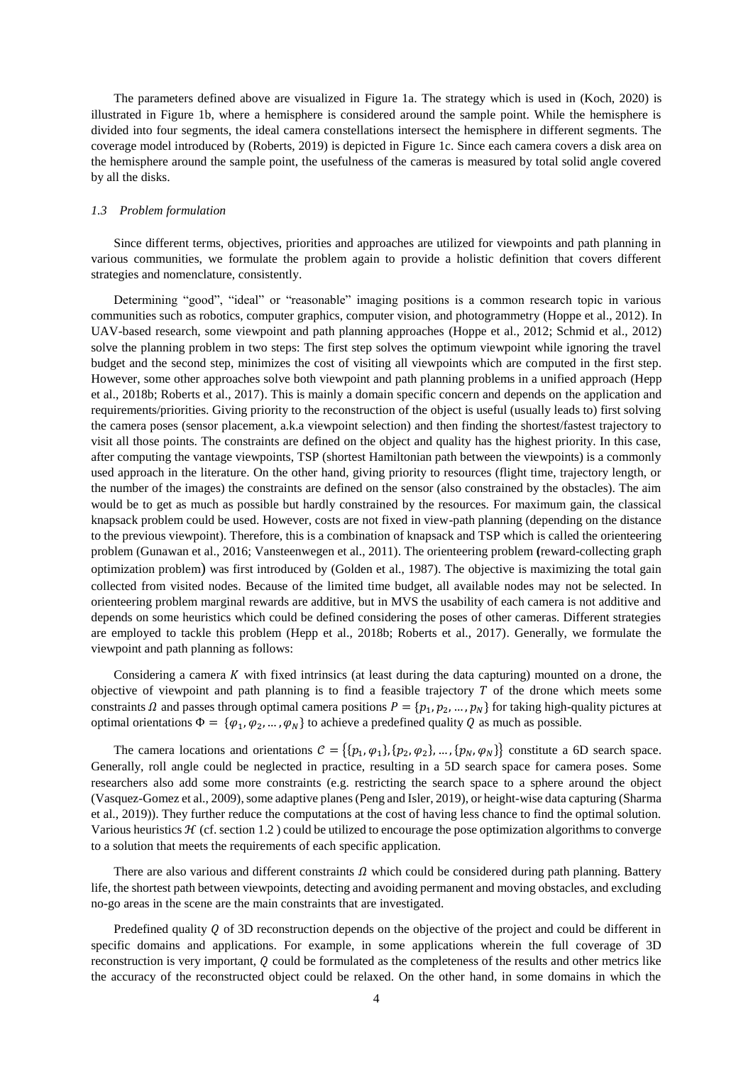The parameters defined above are visualized in Figure 1a. The strategy which is used in (Koch, 2020) is illustrated in Figure 1b, where a hemisphere is considered around the sample point. While the hemisphere is divided into four segments, the ideal camera constellations intersect the hemisphere in different segments. The coverage model introduced by (Roberts, 2019) is depicted in Figure 1c. Since each camera covers a disk area on the hemisphere around the sample point, the usefulness of the cameras is measured by total solid angle covered by all the disks.

### *1.3 Problem formulation*

Since different terms, objectives, priorities and approaches are utilized for viewpoints and path planning in various communities, we formulate the problem again to provide a holistic definition that covers different strategies and nomenclature, consistently.

Determining "good", "ideal" or "reasonable" imaging positions is a common research topic in various communities such as robotics, computer graphics, computer vision, and photogrammetry (Hoppe et al., 2012). In UAV-based research, some viewpoint and path planning approaches (Hoppe et al., 2012; Schmid et al., 2012) solve the planning problem in two steps: The first step solves the optimum viewpoint while ignoring the travel budget and the second step, minimizes the cost of visiting all viewpoints which are computed in the first step. However, some other approaches solve both viewpoint and path planning problems in a unified approach (Hepp et al., 2018b; Roberts et al., 2017). This is mainly a domain specific concern and depends on the application and requirements/priorities. Giving priority to the reconstruction of the object is useful (usually leads to) first solving the camera poses (sensor placement, a.k.a viewpoint selection) and then finding the shortest/fastest trajectory to visit all those points. The constraints are defined on the object and quality has the highest priority. In this case, after computing the vantage viewpoints, TSP (shortest Hamiltonian path between the viewpoints) is a commonly used approach in the literature. On the other hand, giving priority to resources (flight time, trajectory length, or the number of the images) the constraints are defined on the sensor (also constrained by the obstacles). The aim would be to get as much as possible but hardly constrained by the resources. For maximum gain, the classical knapsack problem could be used. However, costs are not fixed in view-path planning (depending on the distance to the previous viewpoint). Therefore, this is a combination of knapsack and TSP which is called the orienteering problem (Gunawan et al., 2016; Vansteenwegen et al., 2011). The orienteering problem (reward-collecting graph optimization problem) was first introduced by (Golden et al., 1987). The objective is maximizing the total gain collected from visited nodes. Because of the limited time budget, all available nodes may not be selected. In orienteering problem marginal rewards are additive, but in MVS the usability of each camera is not additive and depends on some heuristics which could be defined considering the poses of other cameras. Different strategies are employed to tackle this problem (Hepp et al., 2018b; Roberts et al., 2017). Generally, we formulate the viewpoint and path planning as follows:

Considering a camera $K$ with fixed intrinsics (at least during the data capturing) mounted on a drone, the objective of viewpoint and path planning is to find a feasible trajectory $T$ of the drone which meets some constraints $\Omega$ and passes through optimal camera positions $P = \{p_1, p_2, \dots, p_N\}$ for taking high-quality pictures at optimal orientations $\Phi = \{\varphi_1, \varphi_2, \dots, \varphi_N\}$ to achieve a predefined quality $Q$ as much as possible.

The camera locations and orientations $\mathcal{C} = \{\{p_1, \varphi_1\}, \{p_2, \varphi_2\}, \dots, \{p_N, \varphi_N\}\}$ constitute a 6D search space. Generally, roll angle could be neglected in practice, resulting in a 5D search space for camera poses. Some researchers also add some more constraints (e.g. restricting the search space to a sphere around the object (Vasquez-Gomez et al., 2009), some adaptive planes (Peng and Isler, 2019), or height-wise data capturing (Sharma et al., 2019)). They further reduce the computations at the cost of having less chance to find the optimal solution. Various heuristics $\mathcal{H}$ (cf. section 1.2 ) could be utilized to encourage the pose optimization algorithms to converge to a solution that meets the requirements of each specific application.

There are also various and different constraints $\Omega$ which could be considered during path planning. Battery life, the shortest path between viewpoints, detecting and avoiding permanent and moving obstacles, and excluding no-go areas in the scene are the main constraints that are investigated.

Predefined quality $Q$ of 3D reconstruction depends on the objective of the project and could be different in specific domains and applications. For example, in some applications wherein the full coverage of 3D reconstruction is very important, $Q$ could be formulated as the completeness of the results and other metrics like the accuracy of the reconstructed object could be relaxed. On the other hand, in some domains in which the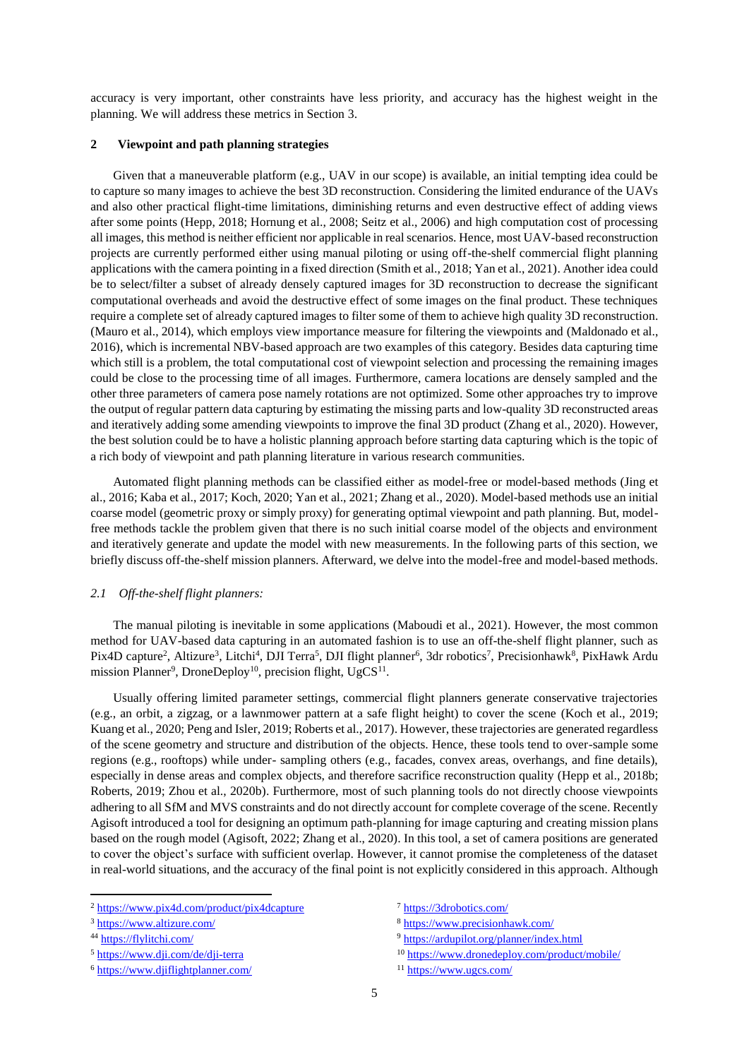accuracy is very important, other constraints have less priority, and accuracy has the highest weight in the planning. We will address these metrics in Section 3.

## 2 Viewpoint and path planning strategies

Given that a maneuverable platform (e.g., UAV in our scope) is available, an initial tempting idea could be to capture so many images to achieve the best 3D reconstruction. Considering the limited endurance of the UAVs and also other practical flight-time limitations, diminishing returns and even destructive effect of adding views after some points (Hepp, 2018; Hornung et al., 2008; Seitz et al., 2006) and high computation cost of processing all images, this method is neither efficient nor applicable in real scenarios. Hence, most UAV-based reconstruction projects are currently performed either using manual piloting or using off-the-shelf commercial flight planning applications with the camera pointing in a fixed direction (Smith et al., 2018; Yan et al., 2021). Another idea could be to select/filter a subset of already densely captured images for 3D reconstruction to decrease the significant computational overheads and avoid the destructive effect of some images on the final product. These techniques require a complete set of already captured images to filter some of them to achieve high quality 3D reconstruction. (Mauro et al., 2014), which employs view importance measure for filtering the viewpoints and (Maldonado et al., 2016), which is incremental NBV-based approach are two examples of this category. Besides data capturing time which still is a problem, the total computational cost of viewpoint selection and processing the remaining images could be close to the processing time of all images. Furthermore, camera locations are densely sampled and the other three parameters of camera pose namely rotations are not optimized. Some other approaches try to improve the output of regular pattern data capturing by estimating the missing parts and low-quality 3D reconstructed areas and iteratively adding some amending viewpoints to improve the final 3D product (Zhang et al., 2020). However, the best solution could be to have a holistic planning approach before starting data capturing which is the topic of a rich body of viewpoint and path planning literature in various research communities.

Automated flight planning methods can be classified either as model-free or model-based methods (Jing et al., 2016; Kaba et al., 2017; Koch, 2020; Yan et al., 2021; Zhang et al., 2020). Model-based methods use an initial coarse model (geometric proxy or simply proxy) for generating optimal viewpoint and path planning. But, model-free methods tackle the problem given that there is no such initial coarse model of the objects and environment and iteratively generate and update the model with new measurements. In the following parts of this section, we briefly discuss off-the-shelf mission planners. Afterward, we delve into the model-free and model-based methods.

### *2.1 Off-the-shelf flight planners:*

The manual piloting is inevitable in some applications (Maboudi et al., 2021). However, the most common method for UAV-based data capturing in an automated fashion is to use an off-the-shelf flight planner, such as Pix4D capture[2], Altizure[3], Litchi[4], DJI Terra[5], DJI flight planner[6], 3dr robotics[7], Precisionhawk[8], PixHawk Ardu mission Planner[9], DroneDeploy[10], precision flight, UgCS[11].

Usually offering limited parameter settings, commercial flight planners generate conservative trajectories (e.g., an orbit, a zigzag, or a lawnmower pattern at a safe flight height) to cover the scene (Koch et al., 2019; Kuang et al., 2020; Peng and Isler, 2019; Roberts et al., 2017). However, these trajectories are generated regardless of the scene geometry and structure and distribution of the objects. Hence, these tools tend to over-sample some regions (e.g., rooftops) while under- sampling others (e.g., facades, convex areas, overhangs, and fine details), especially in dense areas and complex objects, and therefore sacrifice reconstruction quality (Hepp et al., 2018b; Roberts, 2019; Zhou et al., 2020b). Furthermore, most of such planning tools do not directly choose viewpoints adhering to all SfM and MVS constraints and do not directly account for complete coverage of the scene. Recently Agisoft introduced a tool for designing an optimum path-planning for image capturing and creating mission plans based on the rough model (Agisoft, 2022; Zhang et al., 2020). In this tool, a set of camera positions are generated to cover the object's surface with sufficient overlap. However, it cannot promise the completeness of the dataset in real-world situations, and the accuracy of the final point is not explicitly considered in this approach. Although

[2] https://www.pix4d.com/product/pix4dcapture

[3] https://www.altizure.com/

[4] https://flylitchi.com/

[5] https://www.dji.com/de/dji-terra

[6] https://www.djiflightplanner.com/

[7] https://3drobotics.com/

[8] https://www.precisionhawk.com/

[9] https://ardupilot.org/planner/index.html

[10] https://www.dronedeploy.com/product/mobile/

[11] https://www.ugcs.com/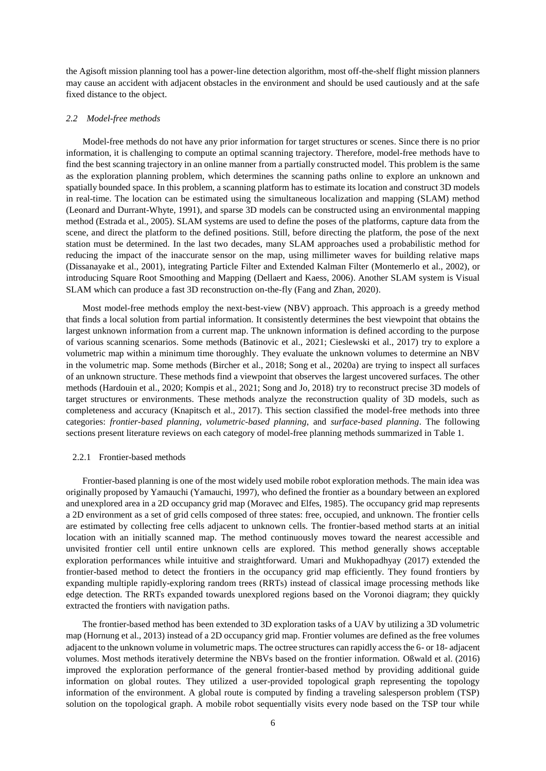the Agisoft mission planning tool has a power-line detection algorithm, most off-the-shelf flight mission planners may cause an accident with adjacent obstacles in the environment and should be used cautiously and at the safe fixed distance to the object.

### *2.2 Model-free methods*

Model-free methods do not have any prior information for target structures or scenes. Since there is no prior information, it is challenging to compute an optimal scanning trajectory. Therefore, model-free methods have to find the best scanning trajectory in an online manner from a partially constructed model. This problem is the same as the exploration planning problem, which determines the scanning paths online to explore an unknown and spatially bounded space. In this problem, a scanning platform has to estimate its location and construct 3D models in real-time. The location can be estimated using the simultaneous localization and mapping (SLAM) method (Leonard and Durrant-Whyte, 1991), and sparse 3D models can be constructed using an environmental mapping method (Estrada et al., 2005). SLAM systems are used to define the poses of the platforms, capture data from the scene, and direct the platform to the defined positions. Still, before directing the platform, the pose of the next station must be determined. In the last two decades, many SLAM approaches used a probabilistic method for reducing the impact of the inaccurate sensor on the map, using millimeter waves for building relative maps (Dissanayake et al., 2001), integrating Particle Filter and Extended Kalman Filter (Montemerlo et al., 2002), or introducing Square Root Smoothing and Mapping (Dellaert and Kaess, 2006). Another SLAM system is Visual SLAM which can produce a fast 3D reconstruction on-the-fly (Fang and Zhan, 2020).

Most model-free methods employ the next-best-view (NBV) approach. This approach is a greedy method that finds a local solution from partial information. It consistently determines the best viewpoint that obtains the largest unknown information from a current map. The unknown information is defined according to the purpose of various scanning scenarios. Some methods (Batinovic et al., 2021; Cieslewski et al., 2017) try to explore a volumetric map within a minimum time thoroughly. They evaluate the unknown volumes to determine an NBV in the volumetric map. Some methods (Bircher et al., 2018; Song et al., 2020a) are trying to inspect all surfaces of an unknown structure. These methods find a viewpoint that observes the largest uncovered surfaces. The other methods (Hardouin et al., 2020; Kompis et al., 2021; Song and Jo, 2018) try to reconstruct precise 3D models of target structures or environments. These methods analyze the reconstruction quality of 3D models, such as completeness and accuracy (Knapitsch et al., 2017). This section classified the model-free methods into three categories: *frontier-based planning*, *volumetric-based planning*, and *surface-based planning*. The following sections present literature reviews on each category of model-free planning methods summarized in Table 1.

#### 2.2.1 Frontier-based methods

Frontier-based planning is one of the most widely used mobile robot exploration methods. The main idea was originally proposed by Yamauchi (Yamauchi, 1997), who defined the frontier as a boundary between an explored and unexplored area in a 2D occupancy grid map (Moravec and Elfes, 1985). The occupancy grid map represents a 2D environment as a set of grid cells composed of three states: free, occupied, and unknown. The frontier cells are estimated by collecting free cells adjacent to unknown cells. The frontier-based method starts at an initial location with an initially scanned map. The method continuously moves toward the nearest accessible and unvisited frontier cell until entire unknown cells are explored. This method generally shows acceptable exploration performances while intuitive and straightforward. Umari and Mukhopadhyay (2017) extended the frontier-based method to detect the frontiers in the occupancy grid map efficiently. They found frontiers by expanding multiple rapidly-exploring random trees (RRTs) instead of classical image processing methods like edge detection. The RRTs expanded towards unexplored regions based on the Voronoi diagram; they quickly extracted the frontiers with navigation paths.

The frontier-based method has been extended to 3D exploration tasks of a UAV by utilizing a 3D volumetric map (Hornung et al., 2013) instead of a 2D occupancy grid map. Frontier volumes are defined as the free volumes adjacent to the unknown volume in volumetric maps. The octree structures can rapidly access the 6- or 18- adjacent volumes. Most methods iteratively determine the NBVs based on the frontier information. Oßwald et al. (2016) improved the exploration performance of the general frontier-based method by providing additional guide information on global routes. They utilized a user-provided topological graph representing the topology information of the environment. A global route is computed by finding a traveling salesperson problem (TSP) solution on the topological graph. A mobile robot sequentially visits every node based on the TSP tour while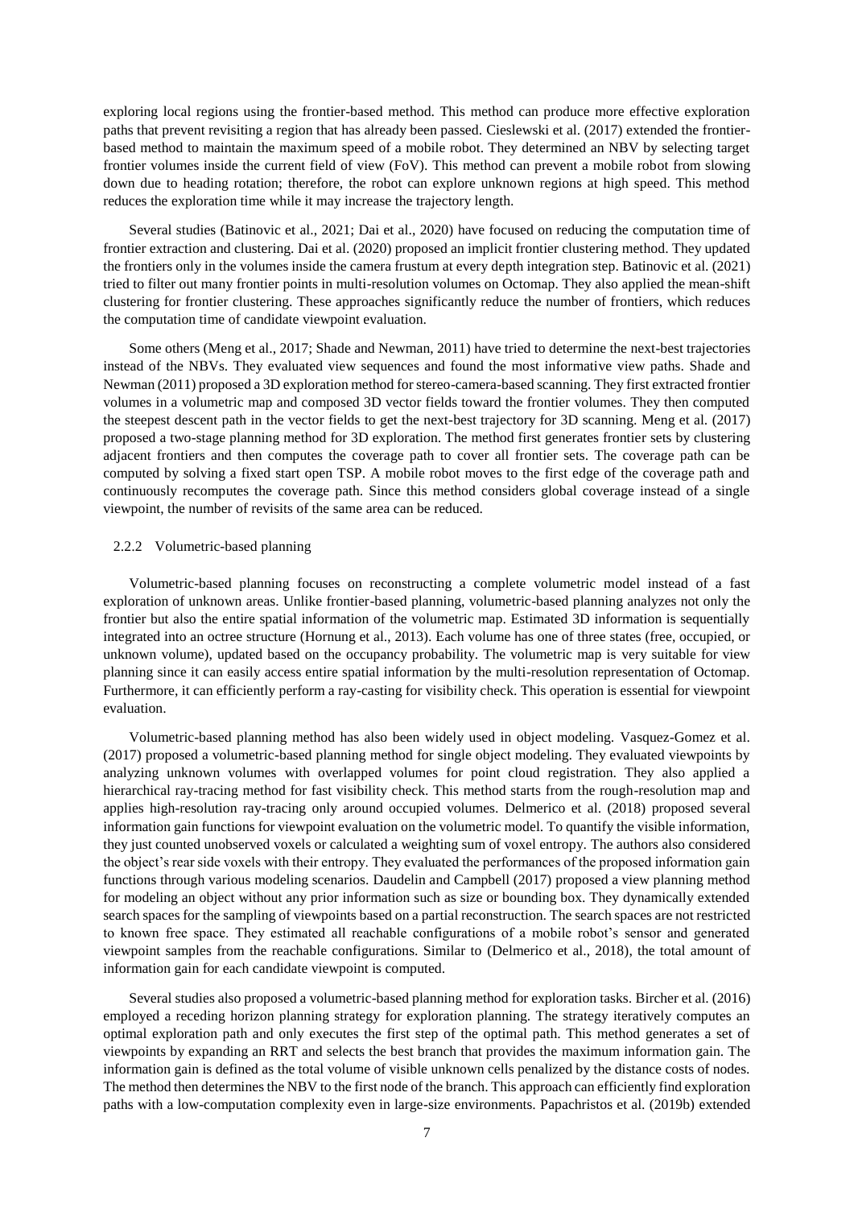exploring local regions using the frontier-based method. This method can produce more effective exploration paths that prevent revisiting a region that has already been passed. Cieslewski et al. (2017) extended the frontier-based method to maintain the maximum speed of a mobile robot. They determined an NBV by selecting target frontier volumes inside the current field of view (FoV). This method can prevent a mobile robot from slowing down due to heading rotation; therefore, the robot can explore unknown regions at high speed. This method reduces the exploration time while it may increase the trajectory length.

Several studies (Batinovic et al., 2021; Dai et al., 2020) have focused on reducing the computation time of frontier extraction and clustering. Dai et al. (2020) proposed an implicit frontier clustering method. They updated the frontiers only in the volumes inside the camera frustum at every depth integration step. Batinovic et al. (2021) tried to filter out many frontier points in multi-resolution volumes on Octomap. They also applied the mean-shift clustering for frontier clustering. These approaches significantly reduce the number of frontiers, which reduces the computation time of candidate viewpoint evaluation.

Some others (Meng et al., 2017; Shade and Newman, 2011) have tried to determine the next-best trajectories instead of the NBVs. They evaluated view sequences and found the most informative view paths. Shade and Newman (2011) proposed a 3D exploration method for stereo-camera-based scanning. They first extracted frontier volumes in a volumetric map and composed 3D vector fields toward the frontier volumes. They then computed the steepest descent path in the vector fields to get the next-best trajectory for 3D scanning. Meng et al. (2017) proposed a two-stage planning method for 3D exploration. The method first generates frontier sets by clustering adjacent frontiers and then computes the coverage path to cover all frontier sets. The coverage path can be computed by solving a fixed start open TSP. A mobile robot moves to the first edge of the coverage path and continuously recomputes the coverage path. Since this method considers global coverage instead of a single viewpoint, the number of revisits of the same area can be reduced.

#### 2.2.2 Volumetric-based planning

Volumetric-based planning focuses on reconstructing a complete volumetric model instead of a fast exploration of unknown areas. Unlike frontier-based planning, volumetric-based planning analyzes not only the frontier but also the entire spatial information of the volumetric map. Estimated 3D information is sequentially integrated into an octree structure (Hornung et al., 2013). Each volume has one of three states (free, occupied, or unknown volume), updated based on the occupancy probability. The volumetric map is very suitable for view planning since it can easily access entire spatial information by the multi-resolution representation of Octomap. Furthermore, it can efficiently perform a ray-casting for visibility check. This operation is essential for viewpoint evaluation.

Volumetric-based planning method has also been widely used in object modeling. Vasquez-Gomez et al. (2017) proposed a volumetric-based planning method for single object modeling. They evaluated viewpoints by analyzing unknown volumes with overlapped volumes for point cloud registration. They also applied a hierarchical ray-tracing method for fast visibility check. This method starts from the rough-resolution map and applies high-resolution ray-tracing only around occupied volumes. Delmerico et al. (2018) proposed several information gain functions for viewpoint evaluation on the volumetric model. To quantify the visible information, they just counted unobserved voxels or calculated a weighting sum of voxel entropy. The authors also considered the object's rear side voxels with their entropy. They evaluated the performances of the proposed information gain functions through various modeling scenarios. Daudelin and Campbell (2017) proposed a view planning method for modeling an object without any prior information such as size or bounding box. They dynamically extended search spaces for the sampling of viewpoints based on a partial reconstruction. The search spaces are not restricted to known free space. They estimated all reachable configurations of a mobile robot's sensor and generated viewpoint samples from the reachable configurations. Similar to (Delmerico et al., 2018), the total amount of information gain for each candidate viewpoint is computed.

Several studies also proposed a volumetric-based planning method for exploration tasks. Bircher et al. (2016) employed a receding horizon planning strategy for exploration planning. The strategy iteratively computes an optimal exploration path and only executes the first step of the optimal path. This method generates a set of viewpoints by expanding an RRT and selects the best branch that provides the maximum information gain. The information gain is defined as the total volume of visible unknown cells penalized by the distance costs of nodes. The method then determines the NBV to the first node of the branch. This approach can efficiently find exploration paths with a low-computation complexity even in large-size environments. Papachristos et al. (2019b) extended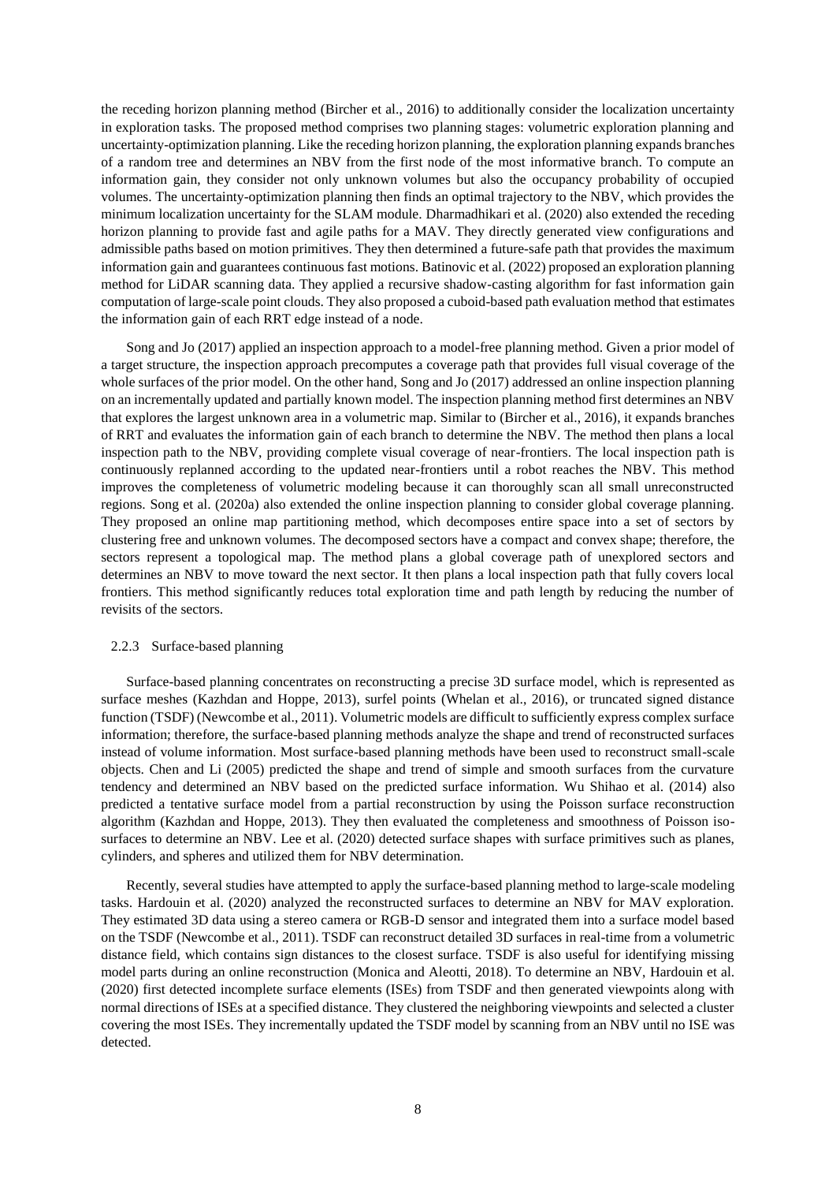the receding horizon planning method (Bircher et al., 2016) to additionally consider the localization uncertainty in exploration tasks. The proposed method comprises two planning stages: volumetric exploration planning and uncertainty-optimization planning. Like the receding horizon planning, the exploration planning expands branches of a random tree and determines an NBV from the first node of the most informative branch. To compute an information gain, they consider not only unknown volumes but also the occupancy probability of occupied volumes. The uncertainty-optimization planning then finds an optimal trajectory to the NBV, which provides the minimum localization uncertainty for the SLAM module. Dharmadhikari et al. (2020) also extended the receding horizon planning to provide fast and agile paths for a MAV. They directly generated view configurations and admissible paths based on motion primitives. They then determined a future-safe path that provides the maximum information gain and guarantees continuous fast motions. Batinovic et al. (2022) proposed an exploration planning method for LiDAR scanning data. They applied a recursive shadow-casting algorithm for fast information gain computation of large-scale point clouds. They also proposed a cuboid-based path evaluation method that estimates the information gain of each RRT edge instead of a node.

Song and Jo (2017) applied an inspection approach to a model-free planning method. Given a prior model of a target structure, the inspection approach precomputes a coverage path that provides full visual coverage of the whole surfaces of the prior model. On the other hand, Song and Jo (2017) addressed an online inspection planning on an incrementally updated and partially known model. The inspection planning method first determines an NBV that explores the largest unknown area in a volumetric map. Similar to (Bircher et al., 2016), it expands branches of RRT and evaluates the information gain of each branch to determine the NBV. The method then plans a local inspection path to the NBV, providing complete visual coverage of near-frontiers. The local inspection path is continuously replanned according to the updated near-frontiers until a robot reaches the NBV. This method improves the completeness of volumetric modeling because it can thoroughly scan all small unreconstructed regions. Song et al. (2020a) also extended the online inspection planning to consider global coverage planning. They proposed an online map partitioning method, which decomposes entire space into a set of sectors by clustering free and unknown volumes. The decomposed sectors have a compact and convex shape; therefore, the sectors represent a topological map. The method plans a global coverage path of unexplored sectors and determines an NBV to move toward the next sector. It then plans a local inspection path that fully covers local frontiers. This method significantly reduces total exploration time and path length by reducing the number of revisits of the sectors.

### 2.2.3 Surface-based planning

Surface-based planning concentrates on reconstructing a precise 3D surface model, which is represented as surface meshes (Kazhdan and Hoppe, 2013), surfel points (Whelan et al., 2016), or truncated signed distance function (TSDF) (Newcombe et al., 2011). Volumetric models are difficult to sufficiently express complex surface information; therefore, the surface-based planning methods analyze the shape and trend of reconstructed surfaces instead of volume information. Most surface-based planning methods have been used to reconstruct small-scale objects. Chen and Li (2005) predicted the shape and trend of simple and smooth surfaces from the curvature tendency and determined an NBV based on the predicted surface information. Wu Shihao et al. (2014) also predicted a tentative surface model from a partial reconstruction by using the Poisson surface reconstruction algorithm (Kazhdan and Hoppe, 2013). They then evaluated the completeness and smoothness of Poisson iso-surfaces to determine an NBV. Lee et al. (2020) detected surface shapes with surface primitives such as planes, cylinders, and spheres and utilized them for NBV determination.

Recently, several studies have attempted to apply the surface-based planning method to large-scale modeling tasks. Hardouin et al. (2020) analyzed the reconstructed surfaces to determine an NBV for MAV exploration. They estimated 3D data using a stereo camera or RGB-D sensor and integrated them into a surface model based on the TSDF (Newcombe et al., 2011). TSDF can reconstruct detailed 3D surfaces in real-time from a volumetric distance field, which contains sign distances to the closest surface. TSDF is also useful for identifying missing model parts during an online reconstruction (Monica and Aleotti, 2018). To determine an NBV, Hardouin et al. (2020) first detected incomplete surface elements (ISEs) from TSDF and then generated viewpoints along with normal directions of ISEs at a specified distance. They clustered the neighboring viewpoints and selected a cluster covering the most ISEs. They incrementally updated the TSDF model by scanning from an NBV until no ISE was detected.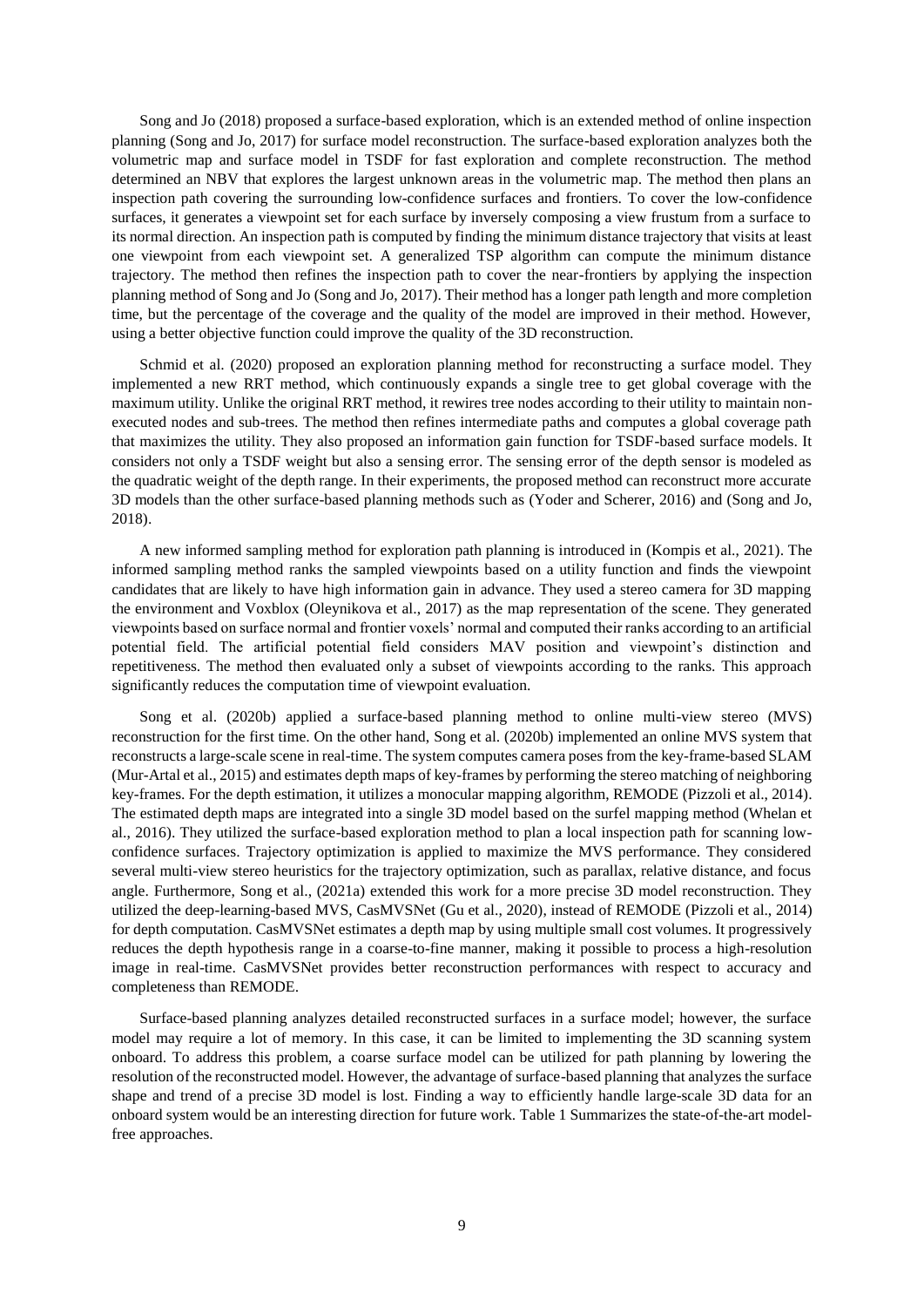Song and Jo (2018) proposed a surface-based exploration, which is an extended method of online inspection planning (Song and Jo, 2017) for surface model reconstruction. The surface-based exploration analyzes both the volumetric map and surface model in TSDF for fast exploration and complete reconstruction. The method determined an NBV that explores the largest unknown areas in the volumetric map. The method then plans an inspection path covering the surrounding low-confidence surfaces and frontiers. To cover the low-confidence surfaces, it generates a viewpoint set for each surface by inversely composing a view frustum from a surface to its normal direction. An inspection path is computed by finding the minimum distance trajectory that visits at least one viewpoint from each viewpoint set. A generalized TSP algorithm can compute the minimum distance trajectory. The method then refines the inspection path to cover the near-frontiers by applying the inspection planning method of Song and Jo (Song and Jo, 2017). Their method has a longer path length and more completion time, but the percentage of the coverage and the quality of the model are improved in their method. However, using a better objective function could improve the quality of the 3D reconstruction.

Schmid et al. (2020) proposed an exploration planning method for reconstructing a surface model. They implemented a new RRT method, which continuously expands a single tree to get global coverage with the maximum utility. Unlike the original RRT method, it rewires tree nodes according to their utility to maintain non-executed nodes and sub-trees. The method then refines intermediate paths and computes a global coverage path that maximizes the utility. They also proposed an information gain function for TSDF-based surface models. It considers not only a TSDF weight but also a sensing error. The sensing error of the depth sensor is modeled as the quadratic weight of the depth range. In their experiments, the proposed method can reconstruct more accurate 3D models than the other surface-based planning methods such as (Yoder and Scherer, 2016) and (Song and Jo, 2018).

A new informed sampling method for exploration path planning is introduced in (Kompis et al., 2021). The informed sampling method ranks the sampled viewpoints based on a utility function and finds the viewpoint candidates that are likely to have high information gain in advance. They used a stereo camera for 3D mapping the environment and Voxblox (Oleynikova et al., 2017) as the map representation of the scene. They generated viewpoints based on surface normal and frontier voxels' normal and computed their ranks according to an artificial potential field. The artificial potential field considers MAV position and viewpoint's distinction and repetitiveness. The method then evaluated only a subset of viewpoints according to the ranks. This approach significantly reduces the computation time of viewpoint evaluation.

Song et al. (2020b) applied a surface-based planning method to online multi-view stereo (MVS) reconstruction for the first time. On the other hand, Song et al. (2020b) implemented an online MVS system that reconstructs a large-scale scene in real-time. The system computes camera poses from the key-frame-based SLAM (Mur-Artal et al., 2015) and estimates depth maps of key-frames by performing the stereo matching of neighboring key-frames. For the depth estimation, it utilizes a monocular mapping algorithm, REMODE (Pizzoli et al., 2014). The estimated depth maps are integrated into a single 3D model based on the surfel mapping method (Whelan et al., 2016). They utilized the surface-based exploration method to plan a local inspection path for scanning low-confidence surfaces. Trajectory optimization is applied to maximize the MVS performance. They considered several multi-view stereo heuristics for the trajectory optimization, such as parallax, relative distance, and focus angle. Furthermore, Song et al., (2021a) extended this work for a more precise 3D model reconstruction. They utilized the deep-learning-based MVS, CasMVSNet (Gu et al., 2020), instead of REMODE (Pizzoli et al., 2014) for depth computation. CasMVSNet estimates a depth map by using multiple small cost volumes. It progressively reduces the depth hypothesis range in a coarse-to-fine manner, making it possible to process a high-resolution image in real-time. CasMVSNet provides better reconstruction performances with respect to accuracy and completeness than REMODE.

Surface-based planning analyzes detailed reconstructed surfaces in a surface model; however, the surface model may require a lot of memory. In this case, it can be limited to implementing the 3D scanning system onboard. To address this problem, a coarse surface model can be utilized for path planning by lowering the resolution of the reconstructed model. However, the advantage of surface-based planning that analyzes the surface shape and trend of a precise 3D model is lost. Finding a way to efficiently handle large-scale 3D data for an onboard system would be an interesting direction for future work. Table 1 Summarizes the state-of-the-art model-free approaches.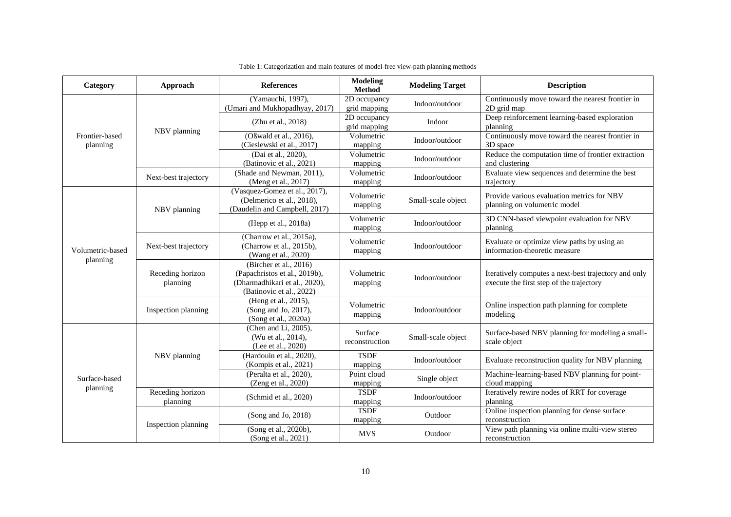Table 1: Categorization and main features of model-free view-path planning methods

| Category | Approach | References | Modeling Method | Modeling Target | Description |
|---|---|---|---|---|---|
| Frontier-based planning | NBV planning | (Yamauchi, 1997), (Umari and Mukhopadhyay, 2017) | 2D occupancy grid mapping | Indoor/outdoor | Continuously move toward the nearest frontier in 2D grid map |
| | | (Zhu et al., 2018) | 2D occupancy grid mapping | Indoor | Deep reinforcement learning-based exploration planning |
| | | (Oßwald et al., 2016), (Cieslewski et al., 2017) | Volumetric mapping | Indoor/outdoor | Continuously move toward the nearest frontier in 3D space |
| | | (Dai et al., 2020), (Batinovic et al., 2021) | Volumetric mapping | Indoor/outdoor | Reduce the computation time of frontier extraction and clustering |
| | Next-best trajectory | (Shade and Newman, 2011), (Meng et al., 2017) | Volumetric mapping | Indoor/outdoor | Evaluate view sequences and determine the best trajectory |
| Volumetric-based planning | NBV planning | (Vasquez-Gomez et al., 2017), (Delmerico et al., 2018), (Daudelin and Campbell, 2017) | Volumetric mapping | Small-scale object | Provide various evaluation metrics for NBV planning on volumetric model |
| | | (Hepp et al., 2018a) | Volumetric mapping | Indoor/outdoor | 3D CNN-based viewpoint evaluation for NBV planning |
| | Next-best trajectory | (Charrow et al., 2015a), (Charrow et al., 2015b), (Wang et al., 2020) | Volumetric mapping | Indoor/outdoor | Evaluate or optimize view paths by using an information-theoretic measure |
| | Receding horizon planning | (Bircher et al., 2016) (Papachristos et al., 2019b), (Dharmadhikari et al., 2020), (Batinovic et al., 2022) | Volumetric mapping | Indoor/outdoor | Iteratively computes a next-best trajectory and only execute the first step of the trajectory |
| | Inspection planning | (Heng et al., 2015), (Song and Jo, 2017), (Song et al., 2020a) | Volumetric mapping | Indoor/outdoor | Online inspection path planning for complete modeling |
| Surface-based planning | NBV planning | (Chen and Li, 2005), (Wu et al., 2014), (Lee et al., 2020) | Surface reconstruction | Small-scale object | Surface-based NBV planning for modeling a small-scale object |
| | | (Hardouin et al., 2020), (Kompis et al., 2021) | TSDF mapping | Indoor/outdoor | Evaluate reconstruction quality for NBV planning |
| | | (Peralta et al., 2020), (Zeng et al., 2020) | Point cloud mapping | Single object | Machine-learning-based NBV planning for point-cloud mapping |
| | Receding horizon planning | (Schmid et al., 2020) | TSDF mapping | Indoor/outdoor | Iteratively rewire nodes of RRT for coverage planning |
| | Inspection planning | (Song and Jo, 2018) | TSDF mapping | Outdoor | Online inspection planning for dense surface reconstruction |
| | | (Song et al., 2020b), (Song et al., 2021) | MVS | Outdoor | View path planning via online multi-view stereo reconstruction |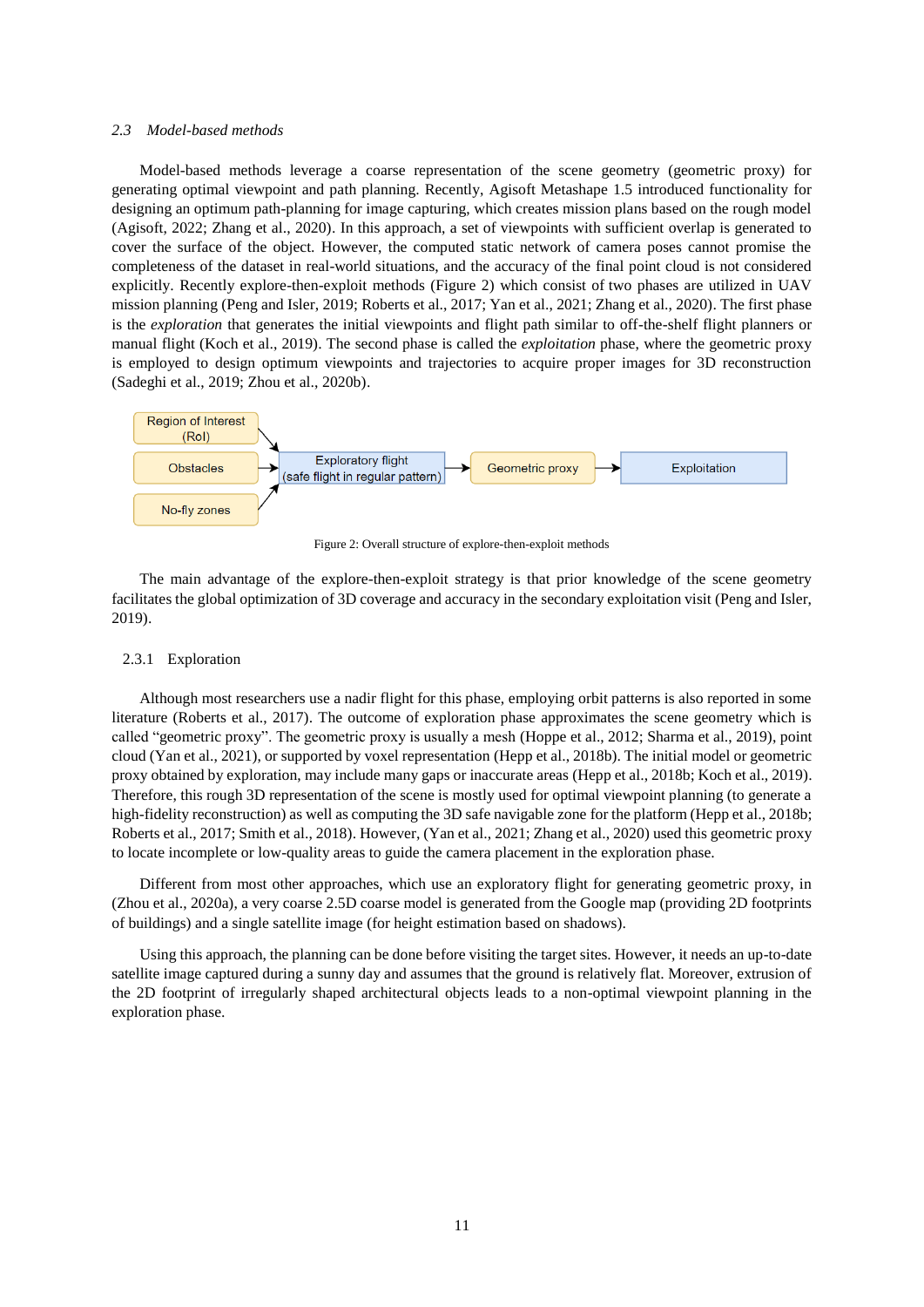### 2.3 Model-based methods

Model-based methods leverage a coarse representation of the scene geometry (geometric proxy) for generating optimal viewpoint and path planning. Recently, Agisoft Metashape 1.5 introduced functionality for designing an optimum path-planning for image capturing, which creates mission plans based on the rough model (Agisoft, 2022; Zhang et al., 2020). In this approach, a set of viewpoints with sufficient overlap is generated to cover the surface of the object. However, the computed static network of camera poses cannot promise the completeness of the dataset in real-world situations, and the accuracy of the final point cloud is not considered explicitly. Recently explore-then-exploit methods (Figure 2) which consist of two phases are utilized in UAV mission planning (Peng and Isler, 2019; Roberts et al., 2017; Yan et al., 2021; Zhang et al., 2020). The first phase is the *exploration* that generates the initial viewpoints and flight path similar to off-the-shelf flight planners or manual flight (Koch et al., 2019). The second phase is called the *exploitation* phase, where the geometric proxy is employed to design optimum viewpoints and trajectories to acquire proper images for 3D reconstruction (Sadeghi et al., 2019; Zhou et al., 2020b).

Region of Interest (RoI) → Exploratory flight (safe flight in regular pattern)
Obstacles → Exploratory flight (safe flight in regular pattern)
No-fly zones → Exploratory flight (safe flight in regular pattern)
Exploratory flight (safe flight in regular pattern) → Geometric proxy → Exploitation

Figure 2: Overall structure of explore-then-exploit methods

The main advantage of the explore-then-exploit strategy is that prior knowledge of the scene geometry facilitates the global optimization of 3D coverage and accuracy in the secondary exploitation visit (Peng and Isler, 2019).

#### 2.3.1 Exploration

Although most researchers use a nadir flight for this phase, employing orbit patterns is also reported in some literature (Roberts et al., 2017). The outcome of exploration phase approximates the scene geometry which is called "geometric proxy". The geometric proxy is usually a mesh (Hoppe et al., 2012; Sharma et al., 2019), point cloud (Yan et al., 2021), or supported by voxel representation (Hepp et al., 2018b). The initial model or geometric proxy obtained by exploration, may include many gaps or inaccurate areas (Hepp et al., 2018b; Koch et al., 2019). Therefore, this rough 3D representation of the scene is mostly used for optimal viewpoint planning (to generate a high-fidelity reconstruction) as well as computing the 3D safe navigable zone for the platform (Hepp et al., 2018b; Roberts et al., 2017; Smith et al., 2018). However, (Yan et al., 2021; Zhang et al., 2020) used this geometric proxy to locate incomplete or low-quality areas to guide the camera placement in the exploration phase.

Different from most other approaches, which use an exploratory flight for generating geometric proxy, in (Zhou et al., 2020a), a very coarse 2.5D coarse model is generated from the Google map (providing 2D footprints of buildings) and a single satellite image (for height estimation based on shadows).

Using this approach, the planning can be done before visiting the target sites. However, it needs an up-to-date satellite image captured during a sunny day and assumes that the ground is relatively flat. Moreover, extrusion of the 2D footprint of irregularly shaped architectural objects leads to a non-optimal viewpoint planning in the exploration phase.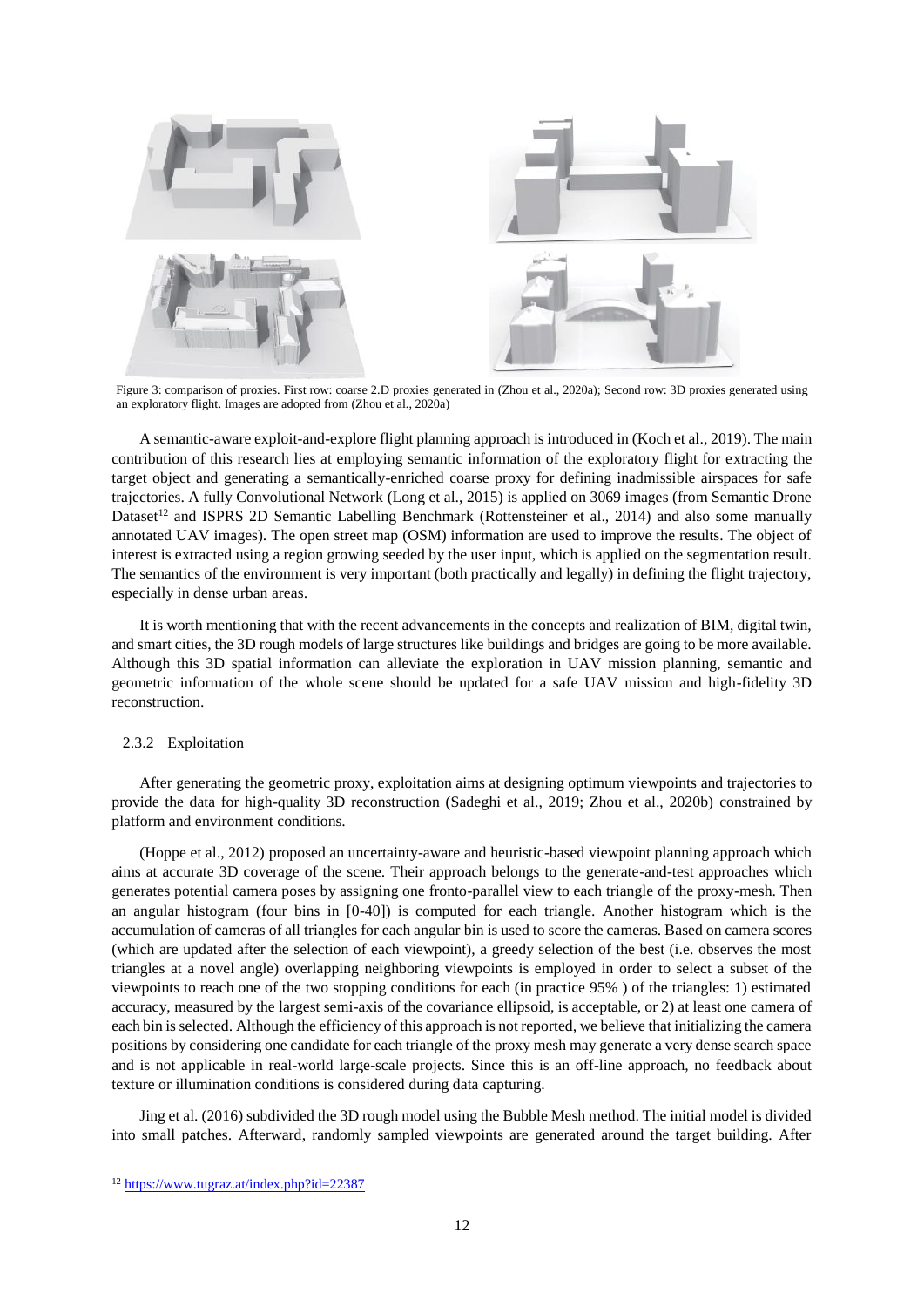Figure 3: comparison of proxies. First row: coarse 2.D proxies generated in (Zhou et al., 2020a); Second row: 3D proxies generated using an exploratory flight. Images are adopted from (Zhou et al., 2020a)

A semantic-aware exploit-and-explore flight planning approach is introduced in (Koch et al., 2019). The main contribution of this research lies at employing semantic information of the exploratory flight for extracting the target object and generating a semantically-enriched coarse proxy for defining inadmissible airspaces for safe trajectories. A fully Convolutional Network (Long et al., 2015) is applied on 3069 images (from Semantic Drone Dataset[12] and ISPRS 2D Semantic Labelling Benchmark (Rottensteiner et al., 2014) and also some manually annotated UAV images). The open street map (OSM) information are used to improve the results. The object of interest is extracted using a region growing seeded by the user input, which is applied on the segmentation result. The semantics of the environment is very important (both practically and legally) in defining the flight trajectory, especially in dense urban areas.

It is worth mentioning that with the recent advancements in the concepts and realization of BIM, digital twin, and smart cities, the 3D rough models of large structures like buildings and bridges are going to be more available. Although this 3D spatial information can alleviate the exploration in UAV mission planning, semantic and geometric information of the whole scene should be updated for a safe UAV mission and high-fidelity 3D reconstruction.

### 2.3.2 Exploitation

After generating the geometric proxy, exploitation aims at designing optimum viewpoints and trajectories to provide the data for high-quality 3D reconstruction (Sadeghi et al., 2019; Zhou et al., 2020b) constrained by platform and environment conditions.

(Hoppe et al., 2012) proposed an uncertainty-aware and heuristic-based viewpoint planning approach which aims at accurate 3D coverage of the scene. Their approach belongs to the generate-and-test approaches which generates potential camera poses by assigning one fronto-parallel view to each triangle of the proxy-mesh. Then an angular histogram (four bins in [0-40]) is computed for each triangle. Another histogram which is the accumulation of cameras of all triangles for each angular bin is used to score the cameras. Based on camera scores (which are updated after the selection of each viewpoint), a greedy selection of the best (i.e. observes the most triangles at a novel angle) overlapping neighboring viewpoints is employed in order to select a subset of the viewpoints to reach one of the two stopping conditions for each (in practice 95% ) of the triangles: 1) estimated accuracy, measured by the largest semi-axis of the covariance ellipsoid, is acceptable, or 2) at least one camera of each bin is selected. Although the efficiency of this approach is not reported, we believe that initializing the camera positions by considering one candidate for each triangle of the proxy mesh may generate a very dense search space and is not applicable in real-world large-scale projects. Since this is an off-line approach, no feedback about texture or illumination conditions is considered during data capturing.

Jing et al. (2016) subdivided the 3D rough model using the Bubble Mesh method. The initial model is divided into small patches. Afterward, randomly sampled viewpoints are generated around the target building. After

[12] https://www.tugraz.at/index.php?id=22387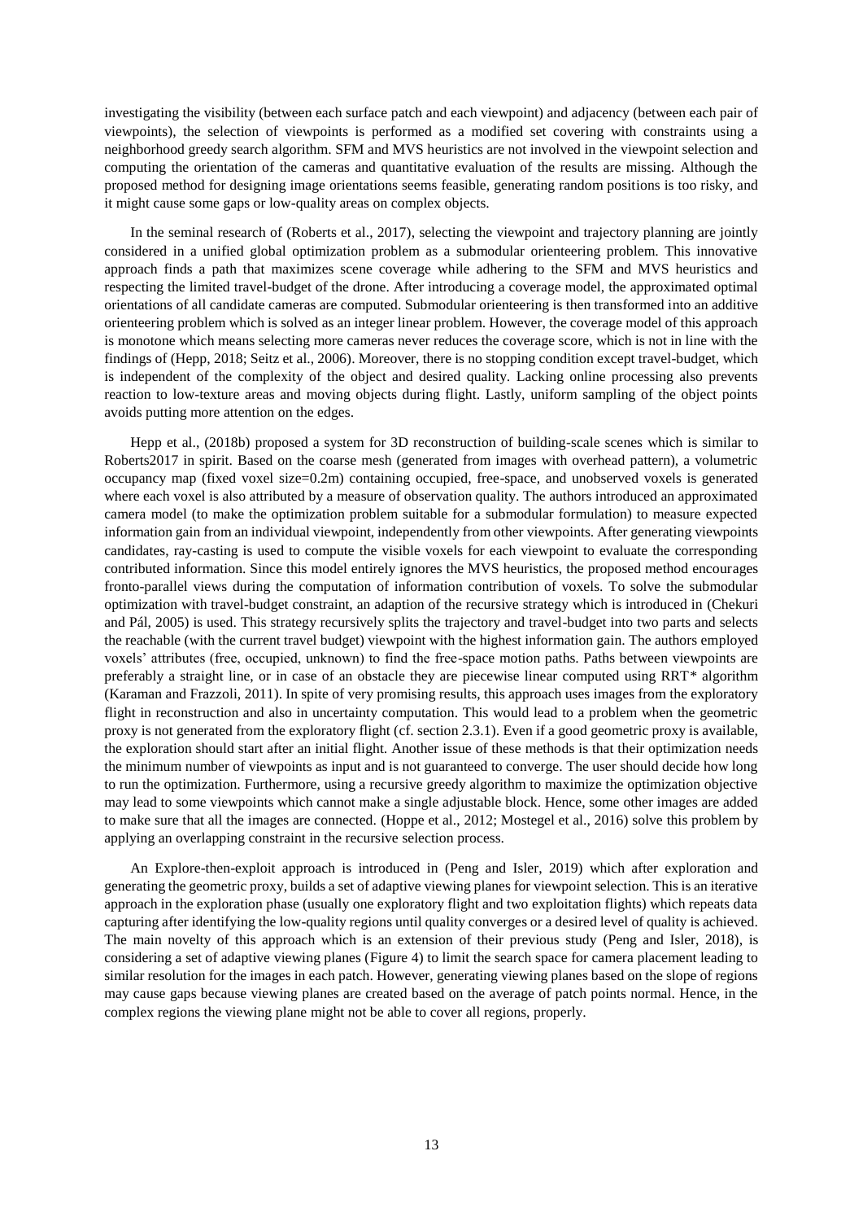investigating the visibility (between each surface patch and each viewpoint) and adjacency (between each pair of viewpoints), the selection of viewpoints is performed as a modified set covering with constraints using a neighborhood greedy search algorithm. SFM and MVS heuristics are not involved in the viewpoint selection and computing the orientation of the cameras and quantitative evaluation of the results are missing. Although the proposed method for designing image orientations seems feasible, generating random positions is too risky, and it might cause some gaps or low-quality areas on complex objects.

In the seminal research of (Roberts et al., 2017), selecting the viewpoint and trajectory planning are jointly considered in a unified global optimization problem as a submodular orienteering problem. This innovative approach finds a path that maximizes scene coverage while adhering to the SFM and MVS heuristics and respecting the limited travel-budget of the drone. After introducing a coverage model, the approximated optimal orientations of all candidate cameras are computed. Submodular orienteering is then transformed into an additive orienteering problem which is solved as an integer linear problem. However, the coverage model of this approach is monotone which means selecting more cameras never reduces the coverage score, which is not in line with the findings of (Hepp, 2018; Seitz et al., 2006). Moreover, there is no stopping condition except travel-budget, which is independent of the complexity of the object and desired quality. Lacking online processing also prevents reaction to low-texture areas and moving objects during flight. Lastly, uniform sampling of the object points avoids putting more attention on the edges.

Hepp et al., (2018b) proposed a system for 3D reconstruction of building-scale scenes which is similar to Roberts2017 in spirit. Based on the coarse mesh (generated from images with overhead pattern), a volumetric occupancy map (fixed voxel size=0.2m) containing occupied, free-space, and unobserved voxels is generated where each voxel is also attributed by a measure of observation quality. The authors introduced an approximated camera model (to make the optimization problem suitable for a submodular formulation) to measure expected information gain from an individual viewpoint, independently from other viewpoints. After generating viewpoints candidates, ray-casting is used to compute the visible voxels for each viewpoint to evaluate the corresponding contributed information. Since this model entirely ignores the MVS heuristics, the proposed method encourages fronto-parallel views during the computation of information contribution of voxels. To solve the submodular optimization with travel-budget constraint, an adaption of the recursive strategy which is introduced in (Chekuri and Pál, 2005) is used. This strategy recursively splits the trajectory and travel-budget into two parts and selects the reachable (with the current travel budget) viewpoint with the highest information gain. The authors employed voxels' attributes (free, occupied, unknown) to find the free-space motion paths. Paths between viewpoints are preferably a straight line, or in case of an obstacle they are piecewise linear computed using RRT* algorithm (Karaman and Frazzoli, 2011). In spite of very promising results, this approach uses images from the exploratory flight in reconstruction and also in uncertainty computation. This would lead to a problem when the geometric proxy is not generated from the exploratory flight (cf. section 2.3.1). Even if a good geometric proxy is available, the exploration should start after an initial flight. Another issue of these methods is that their optimization needs the minimum number of viewpoints as input and is not guaranteed to converge. The user should decide how long to run the optimization. Furthermore, using a recursive greedy algorithm to maximize the optimization objective may lead to some viewpoints which cannot make a single adjustable block. Hence, some other images are added to make sure that all the images are connected. (Hoppe et al., 2012; Mostegel et al., 2016) solve this problem by applying an overlapping constraint in the recursive selection process.

An Explore-then-exploit approach is introduced in (Peng and Isler, 2019) which after exploration and generating the geometric proxy, builds a set of adaptive viewing planes for viewpoint selection. This is an iterative approach in the exploration phase (usually one exploratory flight and two exploitation flights) which repeats data capturing after identifying the low-quality regions until quality converges or a desired level of quality is achieved. The main novelty of this approach which is an extension of their previous study (Peng and Isler, 2018), is considering a set of adaptive viewing planes (Figure 4) to limit the search space for camera placement leading to similar resolution for the images in each patch. However, generating viewing planes based on the slope of regions may cause gaps because viewing planes are created based on the average of patch points normal. Hence, in the complex regions the viewing plane might not be able to cover all regions, properly.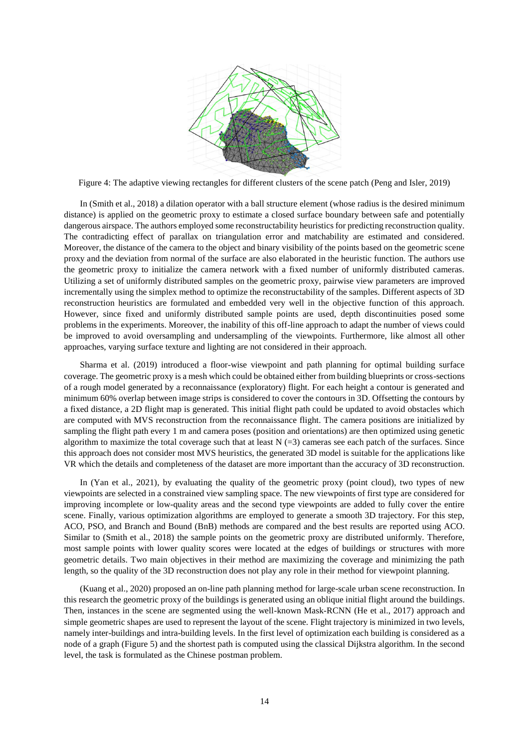Figure 4: The adaptive viewing rectangles for different clusters of the scene patch (Peng and Isler, 2019)

In (Smith et al., 2018) a dilation operator with a ball structure element (whose radius is the desired minimum distance) is applied on the geometric proxy to estimate a closed surface boundary between safe and potentially dangerous airspace. The authors employed some reconstructability heuristics for predicting reconstruction quality. The contradicting effect of parallax on triangulation error and matchability are estimated and considered. Moreover, the distance of the camera to the object and binary visibility of the points based on the geometric scene proxy and the deviation from normal of the surface are also elaborated in the heuristic function. The authors use the geometric proxy to initialize the camera network with a fixed number of uniformly distributed cameras. Utilizing a set of uniformly distributed samples on the geometric proxy, pairwise view parameters are improved incrementally using the simplex method to optimize the reconstructability of the samples. Different aspects of 3D reconstruction heuristics are formulated and embedded very well in the objective function of this approach. However, since fixed and uniformly distributed sample points are used, depth discontinuities posed some problems in the experiments. Moreover, the inability of this off-line approach to adapt the number of views could be improved to avoid oversampling and undersampling of the viewpoints. Furthermore, like almost all other approaches, varying surface texture and lighting are not considered in their approach.

Sharma et al. (2019) introduced a floor-wise viewpoint and path planning for optimal building surface coverage. The geometric proxy is a mesh which could be obtained either from building blueprints or cross-sections of a rough model generated by a reconnaissance (exploratory) flight. For each height a contour is generated and minimum 60% overlap between image strips is considered to cover the contours in 3D. Offsetting the contours by a fixed distance, a 2D flight map is generated. This initial flight path could be updated to avoid obstacles which are computed with MVS reconstruction from the reconnaissance flight. The camera positions are initialized by sampling the flight path every 1 m and camera poses (position and orientations) are then optimized using genetic algorithm to maximize the total coverage such that at least N (=3) cameras see each patch of the surfaces. Since this approach does not consider most MVS heuristics, the generated 3D model is suitable for the applications like VR which the details and completeness of the dataset are more important than the accuracy of 3D reconstruction.

In (Yan et al., 2021), by evaluating the quality of the geometric proxy (point cloud), two types of new viewpoints are selected in a constrained view sampling space. The new viewpoints of first type are considered for improving incomplete or low-quality areas and the second type viewpoints are added to fully cover the entire scene. Finally, various optimization algorithms are employed to generate a smooth 3D trajectory. For this step, ACO, PSO, and Branch and Bound (BnB) methods are compared and the best results are reported using ACO. Similar to (Smith et al., 2018) the sample points on the geometric proxy are distributed uniformly. Therefore, most sample points with lower quality scores were located at the edges of buildings or structures with more geometric details. Two main objectives in their method are maximizing the coverage and minimizing the path length, so the quality of the 3D reconstruction does not play any role in their method for viewpoint planning.

(Kuang et al., 2020) proposed an on-line path planning method for large-scale urban scene reconstruction. In this research the geometric proxy of the buildings is generated using an oblique initial flight around the buildings. Then, instances in the scene are segmented using the well-known Mask-RCNN (He et al., 2017) approach and simple geometric shapes are used to represent the layout of the scene. Flight trajectory is minimized in two levels, namely inter-buildings and intra-building levels. In the first level of optimization each building is considered as a node of a graph (Figure 5) and the shortest path is computed using the classical Dijkstra algorithm. In the second level, the task is formulated as the Chinese postman problem.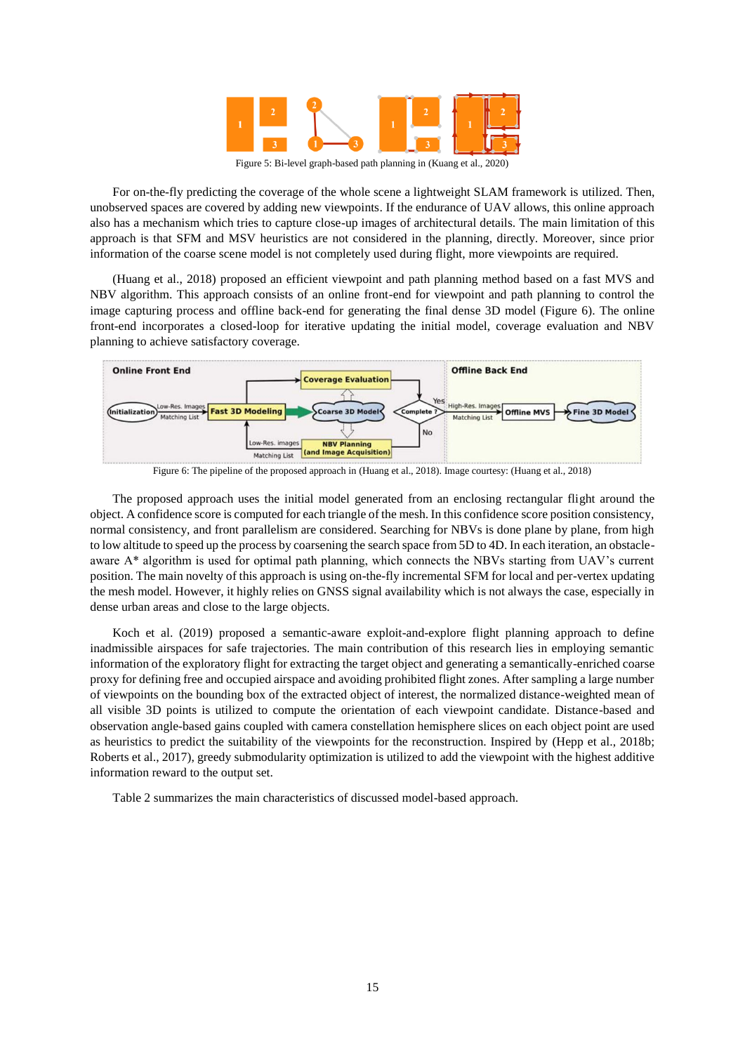Figure 5: Bi-level graph-based path planning in (Kuang et al., 2020)

For on-the-fly predicting the coverage of the whole scene a lightweight SLAM framework is utilized. Then, unobserved spaces are covered by adding new viewpoints. If the endurance of UAV allows, this online approach also has a mechanism which tries to capture close-up images of architectural details. The main limitation of this approach is that SFM and MSV heuristics are not considered in the planning, directly. Moreover, since prior information of the coarse scene model is not completely used during flight, more viewpoints are required.

(Huang et al., 2018) proposed an efficient viewpoint and path planning method based on a fast MVS and NBV algorithm. This approach consists of an online front-end for viewpoint and path planning to control the image capturing process and offline back-end for generating the final dense 3D model (Figure 6). The online front-end incorporates a closed-loop for iterative updating the initial model, coverage evaluation and NBV planning to achieve satisfactory coverage.

Figure 6: The pipeline of the proposed approach in (Huang et al., 2018). Image courtesy: (Huang et al., 2018)

The proposed approach uses the initial model generated from an enclosing rectangular flight around the object. A confidence score is computed for each triangle of the mesh. In this confidence score position consistency, normal consistency, and front parallelism are considered. Searching for NBVs is done plane by plane, from high to low altitude to speed up the process by coarsening the search space from 5D to 4D. In each iteration, an obstacle-aware A* algorithm is used for optimal path planning, which connects the NBVs starting from UAV's current position. The main novelty of this approach is using on-the-fly incremental SFM for local and per-vertex updating the mesh model. However, it highly relies on GNSS signal availability which is not always the case, especially in dense urban areas and close to the large objects.

Koch et al. (2019) proposed a semantic-aware exploit-and-explore flight planning approach to define inadmissible airspaces for safe trajectories. The main contribution of this research lies in employing semantic information of the exploratory flight for extracting the target object and generating a semantically-enriched coarse proxy for defining free and occupied airspace and avoiding prohibited flight zones. After sampling a large number of viewpoints on the bounding box of the extracted object of interest, the normalized distance-weighted mean of all visible 3D points is utilized to compute the orientation of each viewpoint candidate. Distance-based and observation angle-based gains coupled with camera constellation hemisphere slices on each object point are used as heuristics to predict the suitability of the viewpoints for the reconstruction. Inspired by (Hepp et al., 2018b; Roberts et al., 2017), greedy submodularity optimization is utilized to add the viewpoint with the highest additive information reward to the output set.

Table 2 summarizes the main characteristics of discussed model-based approach.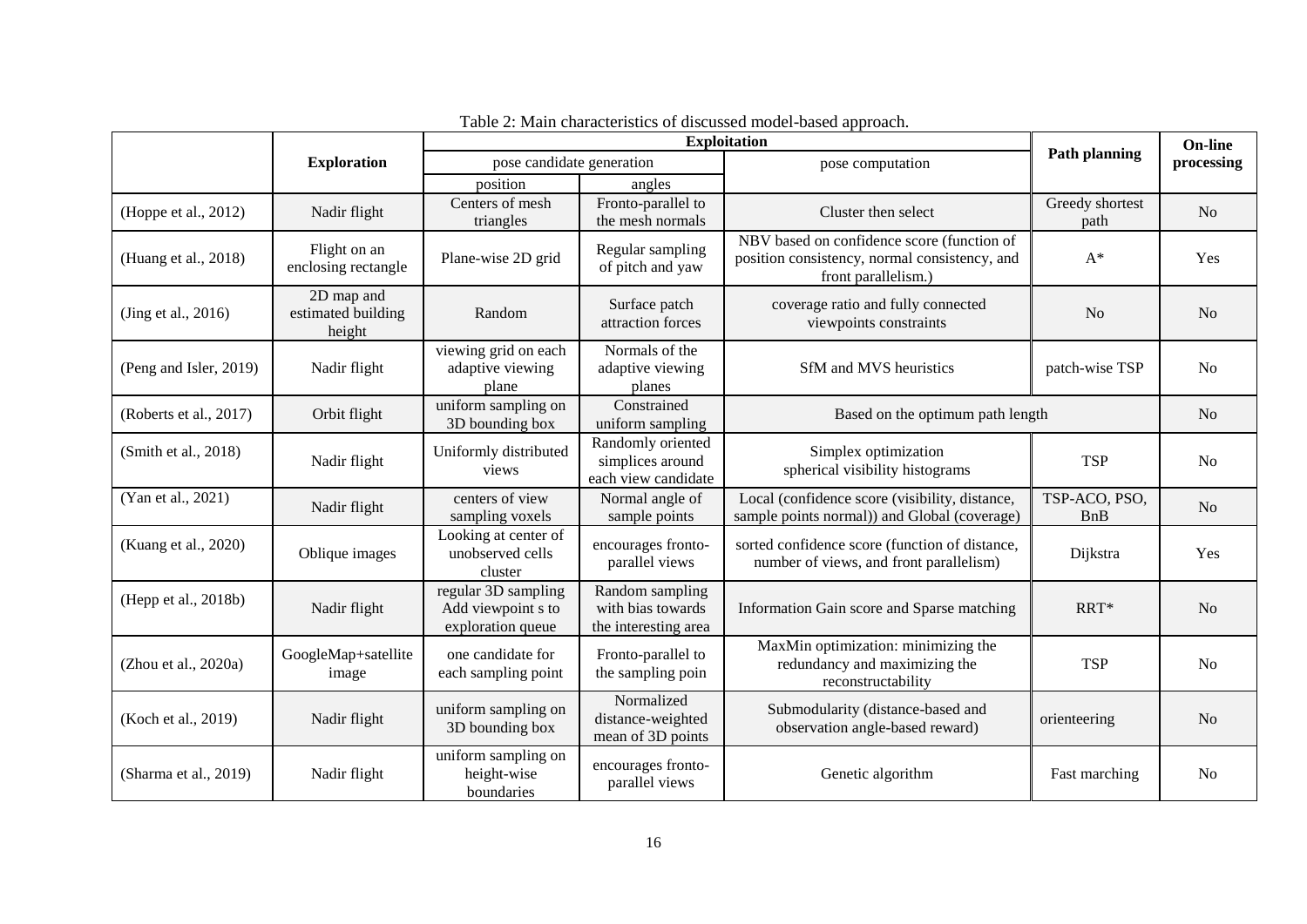Table 2: Main characteristics of discussed model-based approach.

| | **Exploration** | **Exploitation** | | | **Path planning** | **On-line processing** |
|---|---|---|---|---|---|---|
| | | pose candidate generation | | pose computation | | |
| | | position | angles | | | |
| (Hoppe et al., 2012) | Nadir flight | Centers of mesh triangles | Fronto-parallel to the mesh normals | Cluster then select | Greedy shortest path | No |
| (Huang et al., 2018) | Flight on an enclosing rectangle | Plane-wise 2D grid | Regular sampling of pitch and yaw | NBV based on confidence score (function of position consistency, normal consistency, and front parallelism.) | A* | Yes |
| (Jing et al., 2016) | 2D map and estimated building height | Random | Surface patch attraction forces | coverage ratio and fully connected viewpoints constraints | No | No |
| (Peng and Isler, 2019) | Nadir flight | viewing grid on each adaptive viewing plane | Normals of the adaptive viewing planes | SfM and MVS heuristics | patch-wise TSP | No |
| (Roberts et al., 2017) | Orbit flight | uniform sampling on 3D bounding box | Constrained uniform sampling | Based on the optimum path length | | No |
| (Smith et al., 2018) | Nadir flight | Uniformly distributed views | Randomly oriented simplices around each view candidate | Simplex optimization spherical visibility histograms | TSP | No |
| (Yan et al., 2021) | Nadir flight | centers of view sampling voxels | Normal angle of sample points | Local (confidence score (visibility, distance, sample points normal)) and Global (coverage) | TSP-ACO, PSO, BnB | No |
| (Kuang et al., 2020) | Oblique images | Looking at center of unobserved cells cluster | encourages fronto-parallel views | sorted confidence score (function of distance, number of views, and front parallelism) | Dijkstra | Yes |
| (Hepp et al., 2018b) | Nadir flight | regular 3D sampling Add viewpoint s to exploration queue | Random sampling with bias towards the interesting area | Information Gain score and Sparse matching | RRT* | No |
| (Zhou et al., 2020a) | GoogleMap+satellite image | one candidate for each sampling point | Fronto-parallel to the sampling poin | MaxMin optimization: minimizing the redundancy and maximizing the reconstructability | TSP | No |
| (Koch et al., 2019) | Nadir flight | uniform sampling on 3D bounding box | Normalized distance-weighted mean of 3D points | Submodularity (distance-based and observation angle-based reward) | orienteering | No |
| (Sharma et al., 2019) | Nadir flight | uniform sampling on height-wise boundaries | encourages fronto-parallel views | Genetic algorithm | Fast marching | No |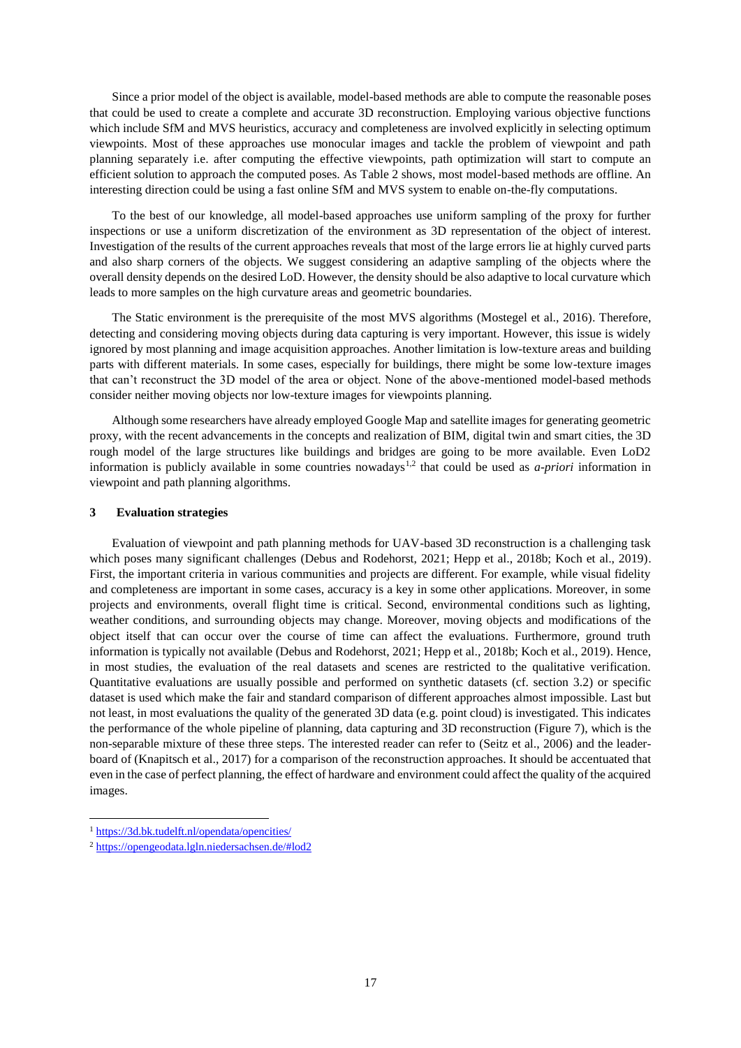Since a prior model of the object is available, model-based methods are able to compute the reasonable poses that could be used to create a complete and accurate 3D reconstruction. Employing various objective functions which include SfM and MVS heuristics, accuracy and completeness are involved explicitly in selecting optimum viewpoints. Most of these approaches use monocular images and tackle the problem of viewpoint and path planning separately i.e. after computing the effective viewpoints, path optimization will start to compute an efficient solution to approach the computed poses. As Table 2 shows, most model-based methods are offline. An interesting direction could be using a fast online SfM and MVS system to enable on-the-fly computations.

To the best of our knowledge, all model-based approaches use uniform sampling of the proxy for further inspections or use a uniform discretization of the environment as 3D representation of the object of interest. Investigation of the results of the current approaches reveals that most of the large errors lie at highly curved parts and also sharp corners of the objects. We suggest considering an adaptive sampling of the objects where the overall density depends on the desired LoD. However, the density should be also adaptive to local curvature which leads to more samples on the high curvature areas and geometric boundaries.

The Static environment is the prerequisite of the most MVS algorithms (Mostegel et al., 2016). Therefore, detecting and considering moving objects during data capturing is very important. However, this issue is widely ignored by most planning and image acquisition approaches. Another limitation is low-texture areas and building parts with different materials. In some cases, especially for buildings, there might be some low-texture images that can't reconstruct the 3D model of the area or object. None of the above-mentioned model-based methods consider neither moving objects nor low-texture images for viewpoints planning.

Although some researchers have already employed Google Map and satellite images for generating geometric proxy, with the recent advancements in the concepts and realization of BIM, digital twin and smart cities, the 3D rough model of the large structures like buildings and bridges are going to be more available. Even LoD2 information is publicly available in some countries nowadays[1,2] that could be used as *a-priori* information in viewpoint and path planning algorithms.

## 3 Evaluation strategies

Evaluation of viewpoint and path planning methods for UAV-based 3D reconstruction is a challenging task which poses many significant challenges (Debus and Rodehorst, 2021; Hepp et al., 2018b; Koch et al., 2019). First, the important criteria in various communities and projects are different. For example, while visual fidelity and completeness are important in some cases, accuracy is a key in some other applications. Moreover, in some projects and environments, overall flight time is critical. Second, environmental conditions such as lighting, weather conditions, and surrounding objects may change. Moreover, moving objects and modifications of the object itself that can occur over the course of time can affect the evaluations. Furthermore, ground truth information is typically not available (Debus and Rodehorst, 2021; Hepp et al., 2018b; Koch et al., 2019). Hence, in most studies, the evaluation of the real datasets and scenes are restricted to the qualitative verification. Quantitative evaluations are usually possible and performed on synthetic datasets (cf. section 3.2) or specific dataset is used which make the fair and standard comparison of different approaches almost impossible. Last but not least, in most evaluations the quality of the generated 3D data (e.g. point cloud) is investigated. This indicates the performance of the whole pipeline of planning, data capturing and 3D reconstruction (Figure 7), which is the non-separable mixture of these three steps. The interested reader can refer to (Seitz et al., 2006) and the leader-board of (Knapitsch et al., 2017) for a comparison of the reconstruction approaches. It should be accentuated that even in the case of perfect planning, the effect of hardware and environment could affect the quality of the acquired images.

[1] https://3d.bk.tudelft.nl/opendata/opencities/

[2] https://opengeodata.lgln.niedersachsen.de/#lod2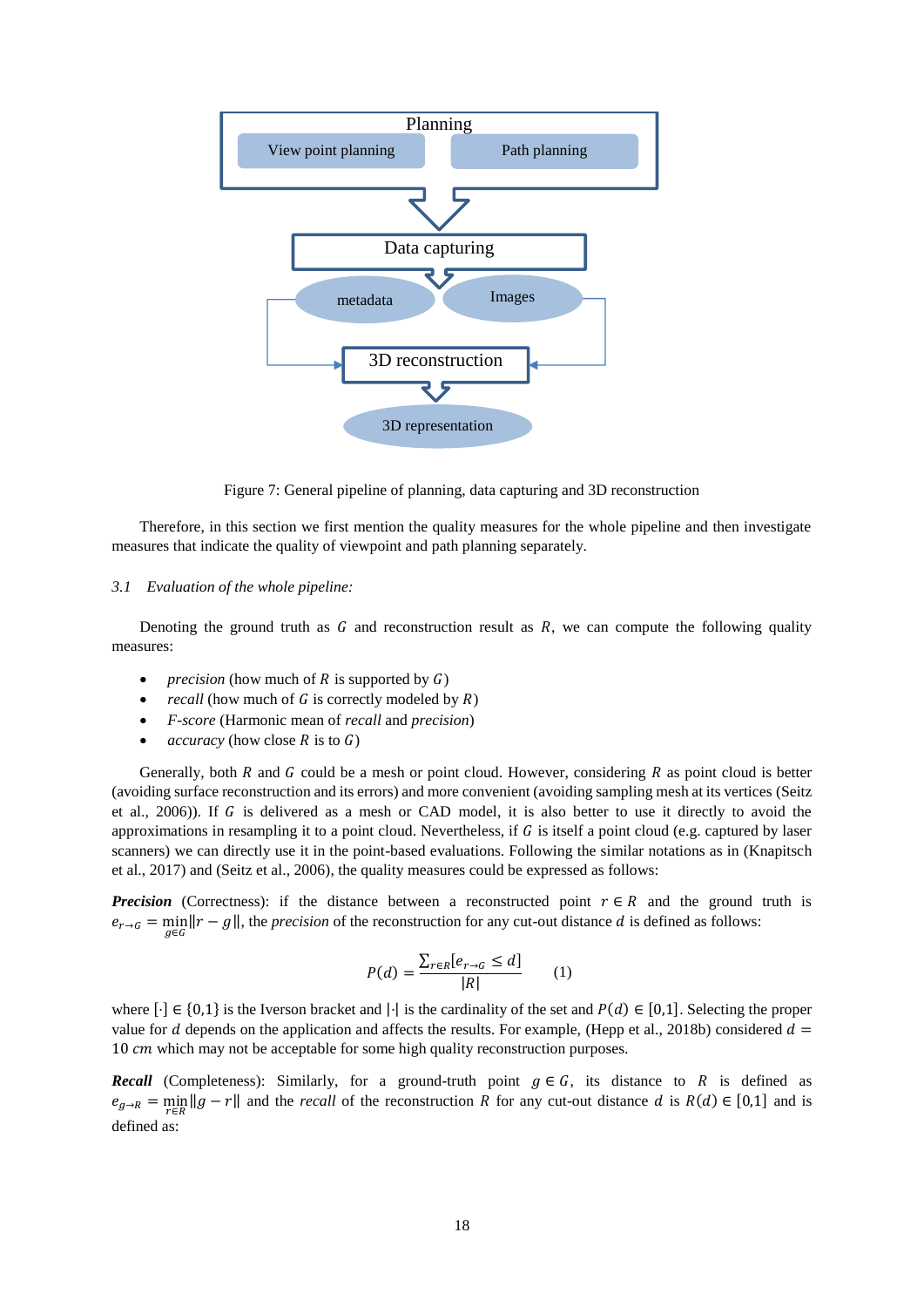Figure 7: General pipeline of planning, data capturing and 3D reconstruction

Therefore, in this section we first mention the quality measures for the whole pipeline and then investigate measures that indicate the quality of viewpoint and path planning separately.

### 3.1 *Evaluation of the whole pipeline:*

Denoting the ground truth as $G$ and reconstruction result as $R$, we can compute the following quality measures:

- *precision* (how much of $R$ is supported by $G$)
- *recall* (how much of $G$ is correctly modeled by $R$)
- *F-score* (Harmonic mean of *recall* and *precision*)
- *accuracy* (how close $R$ is to $G$)

Generally, both $R$ and $G$ could be a mesh or point cloud. However, considering $R$ as point cloud is better (avoiding surface reconstruction and its errors) and more convenient (avoiding sampling mesh at its vertices (Seitz et al., 2006)). If $G$ is delivered as a mesh or CAD model, it is also better to use it directly to avoid the approximations in resampling it to a point cloud. Nevertheless, if $G$ is itself a point cloud (e.g. captured by laser scanners) we can directly use it in the point-based evaluations. Following the similar notations as in (Knapitsch et al., 2017) and (Seitz et al., 2006), the quality measures could be expressed as follows:

***Precision*** (Correctness): if the distance between a reconstructed point $r \in R$ and the ground truth is $e_{r \to G} = \min_{g \in G} \|r - g\|$, the *precision* of the reconstruction for any cut-out distance $d$ is defined as follows:

$$P(d) = \frac{\sum_{r \in R}[e_{r \to G} \leq d]}{|R|} \qquad (1)$$

where $[\cdot] \in \{0,1\}$ is the Iverson bracket and $|\cdot|$ is the cardinality of the set and $P(d) \in [0,1]$. Selecting the proper value for $d$ depends on the application and affects the results. For example, (Hepp et al., 2018b) considered $d = 10\ cm$ which may not be acceptable for some high quality reconstruction purposes.

***Recall*** (Completeness): Similarly, for a ground-truth point $g \in G$, its distance to $R$ is defined as $e_{g \to R} = \min_{r \in R} \|g - r\|$ and the *recall* of the reconstruction $R$ for any cut-out distance $d$ is $R(d) \in [0,1]$ and is defined as: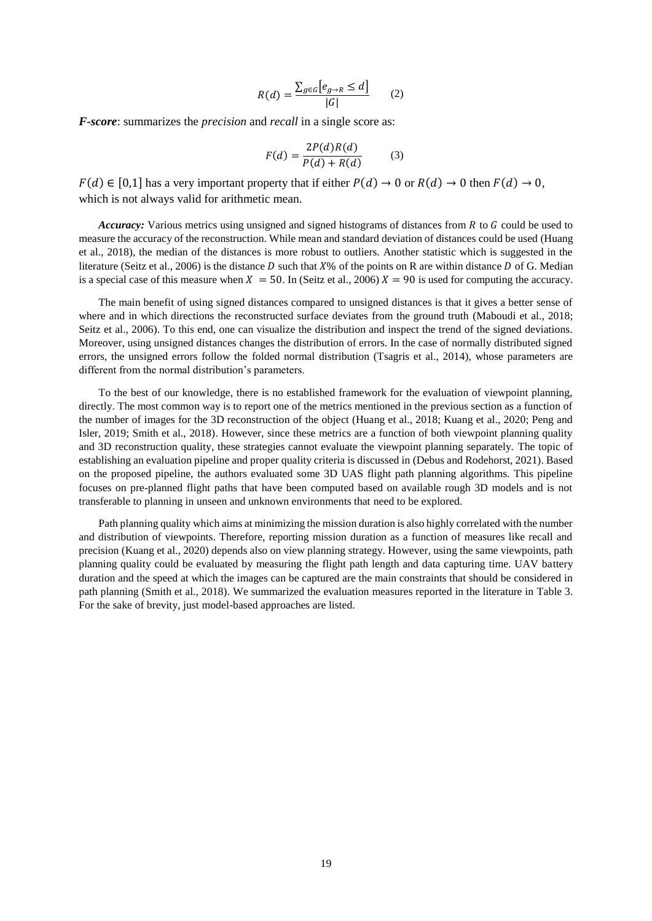$$R(d) = \frac{\sum_{g \in G} [e_{g \to R} \leq d]}{|G|} \qquad (2)$$

***F-score***: summarizes the *precision* and *recall* in a single score as:

$$F(d) = \frac{2P(d)R(d)}{P(d) + R(d)} \qquad (3)$$

$F(d) \in [0,1]$ has a very important property that if either $P(d) \to 0$ or $R(d) \to 0$ then $F(d) \to 0$, which is not always valid for arithmetic mean.

***Accuracy:*** Various metrics using unsigned and signed histograms of distances from $R$ to $G$ could be used to measure the accuracy of the reconstruction. While mean and standard deviation of distances could be used (Huang et al., 2018), the median of the distances is more robust to outliers. Another statistic which is suggested in the literature (Seitz et al., 2006) is the distance $D$ such that $X$% of the points on R are within distance $D$ of G. Median is a special case of this measure when $X = 50$. In (Seitz et al., 2006) $X = 90$ is used for computing the accuracy.

The main benefit of using signed distances compared to unsigned distances is that it gives a better sense of where and in which directions the reconstructed surface deviates from the ground truth (Maboudi et al., 2018; Seitz et al., 2006). To this end, one can visualize the distribution and inspect the trend of the signed deviations. Moreover, using unsigned distances changes the distribution of errors. In the case of normally distributed signed errors, the unsigned errors follow the folded normal distribution (Tsagris et al., 2014), whose parameters are different from the normal distribution's parameters.

To the best of our knowledge, there is no established framework for the evaluation of viewpoint planning, directly. The most common way is to report one of the metrics mentioned in the previous section as a function of the number of images for the 3D reconstruction of the object (Huang et al., 2018; Kuang et al., 2020; Peng and Isler, 2019; Smith et al., 2018). However, since these metrics are a function of both viewpoint planning quality and 3D reconstruction quality, these strategies cannot evaluate the viewpoint planning separately. The topic of establishing an evaluation pipeline and proper quality criteria is discussed in (Debus and Rodehorst, 2021). Based on the proposed pipeline, the authors evaluated some 3D UAS flight path planning algorithms. This pipeline focuses on pre-planned flight paths that have been computed based on available rough 3D models and is not transferable to planning in unseen and unknown environments that need to be explored.

Path planning quality which aims at minimizing the mission duration is also highly correlated with the number and distribution of viewpoints. Therefore, reporting mission duration as a function of measures like recall and precision (Kuang et al., 2020) depends also on view planning strategy. However, using the same viewpoints, path planning quality could be evaluated by measuring the flight path length and data capturing time. UAV battery duration and the speed at which the images can be captured are the main constraints that should be considered in path planning (Smith et al., 2018). We summarized the evaluation measures reported in the literature in Table 3. For the sake of brevity, just model-based approaches are listed.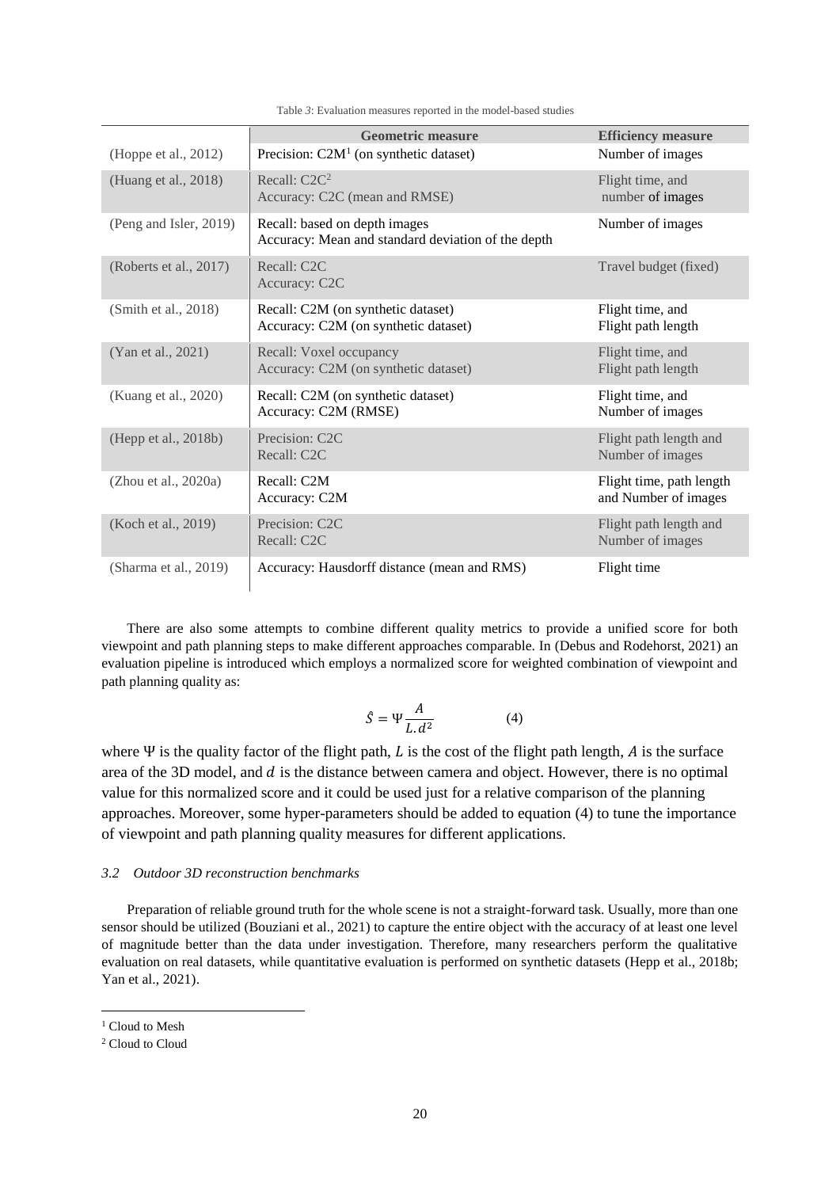Table 3: Evaluation measures reported in the model-based studies

| | Geometric measure | Efficiency measure |
|---|---|---|
| (Hoppe et al., 2012) | Precision: C2M[1] (on synthetic dataset) | Number of images |
| (Huang et al., 2018) | Recall: C2C[2]<br>Accuracy: C2C (mean and RMSE) | Flight time, and number of images |
| (Peng and Isler, 2019) | Recall: based on depth images<br>Accuracy: Mean and standard deviation of the depth | Number of images |
| (Roberts et al., 2017) | Recall: C2C<br>Accuracy: C2C | Travel budget (fixed) |
| (Smith et al., 2018) | Recall: C2M (on synthetic dataset)<br>Accuracy: C2M (on synthetic dataset) | Flight time, and Flight path length |
| (Yan et al., 2021) | Recall: Voxel occupancy<br>Accuracy: C2M (on synthetic dataset) | Flight time, and Flight path length |
| (Kuang et al., 2020) | Recall: C2M (on synthetic dataset)<br>Accuracy: C2M (RMSE) | Flight time, and Number of images |
| (Hepp et al., 2018b) | Precision: C2C<br>Recall: C2C | Flight path length and Number of images |
| (Zhou et al., 2020a) | Recall: C2M<br>Accuracy: C2M | Flight time, path length and Number of images |
| (Koch et al., 2019) | Precision: C2C<br>Recall: C2C | Flight path length and Number of images |
| (Sharma et al., 2019) | Accuracy: Hausdorff distance (mean and RMS) | Flight time |

There are also some attempts to combine different quality metrics to provide a unified score for both viewpoint and path planning steps to make different approaches comparable. In (Debus and Rodehorst, 2021) an evaluation pipeline is introduced which employs a normalized score for weighted combination of viewpoint and path planning quality as:

$$\hat{S} = \Psi \frac{A}{L.d^2} \qquad (4)$$

where $\Psi$ is the quality factor of the flight path, $L$ is the cost of the flight path length, $A$ is the surface area of the 3D model, and $d$ is the distance between camera and object. However, there is no optimal value for this normalized score and it could be used just for a relative comparison of the planning approaches. Moreover, some hyper-parameters should be added to equation (4) to tune the importance of viewpoint and path planning quality measures for different applications.

### *3.2 Outdoor 3D reconstruction benchmarks*

Preparation of reliable ground truth for the whole scene is not a straight-forward task. Usually, more than one sensor should be utilized (Bouziani et al., 2021) to capture the entire object with the accuracy of at least one level of magnitude better than the data under investigation. Therefore, many researchers perform the qualitative evaluation on real datasets, while quantitative evaluation is performed on synthetic datasets (Hepp et al., 2018b; Yan et al., 2021).

[1] Cloud to Mesh

[2] Cloud to Cloud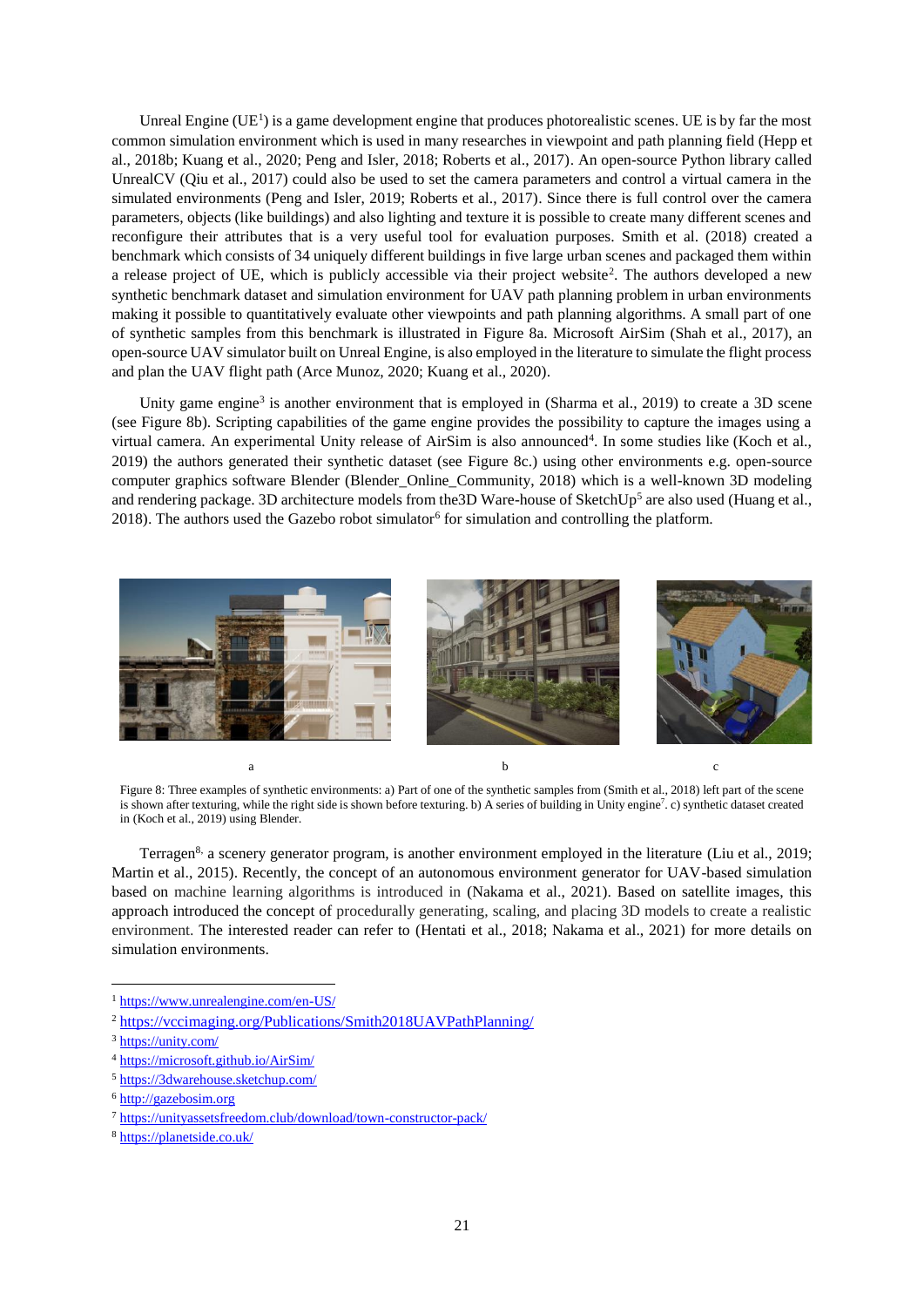Unreal Engine (UE[1]) is a game development engine that produces photorealistic scenes. UE is by far the most common simulation environment which is used in many researches in viewpoint and path planning field (Hepp et al., 2018b; Kuang et al., 2020; Peng and Isler, 2018; Roberts et al., 2017). An open-source Python library called UnrealCV (Qiu et al., 2017) could also be used to set the camera parameters and control a virtual camera in the simulated environments (Peng and Isler, 2019; Roberts et al., 2017). Since there is full control over the camera parameters, objects (like buildings) and also lighting and texture it is possible to create many different scenes and reconfigure their attributes that is a very useful tool for evaluation purposes. Smith et al. (2018) created a benchmark which consists of 34 uniquely different buildings in five large urban scenes and packaged them within a release project of UE, which is publicly accessible via their project website[2]. The authors developed a new synthetic benchmark dataset and simulation environment for UAV path planning problem in urban environments making it possible to quantitatively evaluate other viewpoints and path planning algorithms. A small part of one of synthetic samples from this benchmark is illustrated in Figure 8a. Microsoft AirSim (Shah et al., 2017), an open-source UAV simulator built on Unreal Engine, is also employed in the literature to simulate the flight process and plan the UAV flight path (Arce Munoz, 2020; Kuang et al., 2020).

Unity game engine[3] is another environment that is employed in (Sharma et al., 2019) to create a 3D scene (see Figure 8b). Scripting capabilities of the game engine provides the possibility to capture the images using a virtual camera. An experimental Unity release of AirSim is also announced[4]. In some studies like (Koch et al., 2019) the authors generated their synthetic dataset (see Figure 8c.) using other environments e.g. open-source computer graphics software Blender (Blender_Online_Community, 2018) which is a well-known 3D modeling and rendering package. 3D architecture models from the3D Ware-house of SketchUp[5] are also used (Huang et al., 2018). The authors used the Gazebo robot simulator[6] for simulation and controlling the platform.

a b c

Figure 8: Three examples of synthetic environments: a) Part of one of the synthetic samples from (Smith et al., 2018) left part of the scene is shown after texturing, while the right side is shown before texturing. b) A series of building in Unity engine[7]. c) synthetic dataset created in (Koch et al., 2019) using Blender.

Terragen[8], a scenery generator program, is another environment employed in the literature (Liu et al., 2019; Martin et al., 2015). Recently, the concept of an autonomous environment generator for UAV-based simulation based on machine learning algorithms is introduced in (Nakama et al., 2021). Based on satellite images, this approach introduced the concept of procedurally generating, scaling, and placing 3D models to create a realistic environment. The interested reader can refer to (Hentati et al., 2018; Nakama et al., 2021) for more details on simulation environments.

[1] https://www.unrealengine.com/en-US/
[2] https://vccimaging.org/Publications/Smith2018UAVPathPlanning/
[3] https://unity.com/
[4] https://microsoft.github.io/AirSim/
[5] https://3dwarehouse.sketchup.com/
[6] http://gazebosim.org
[7] https://unityassetsfreedom.club/download/town-constructor-pack/
[8] https://planetside.co.uk/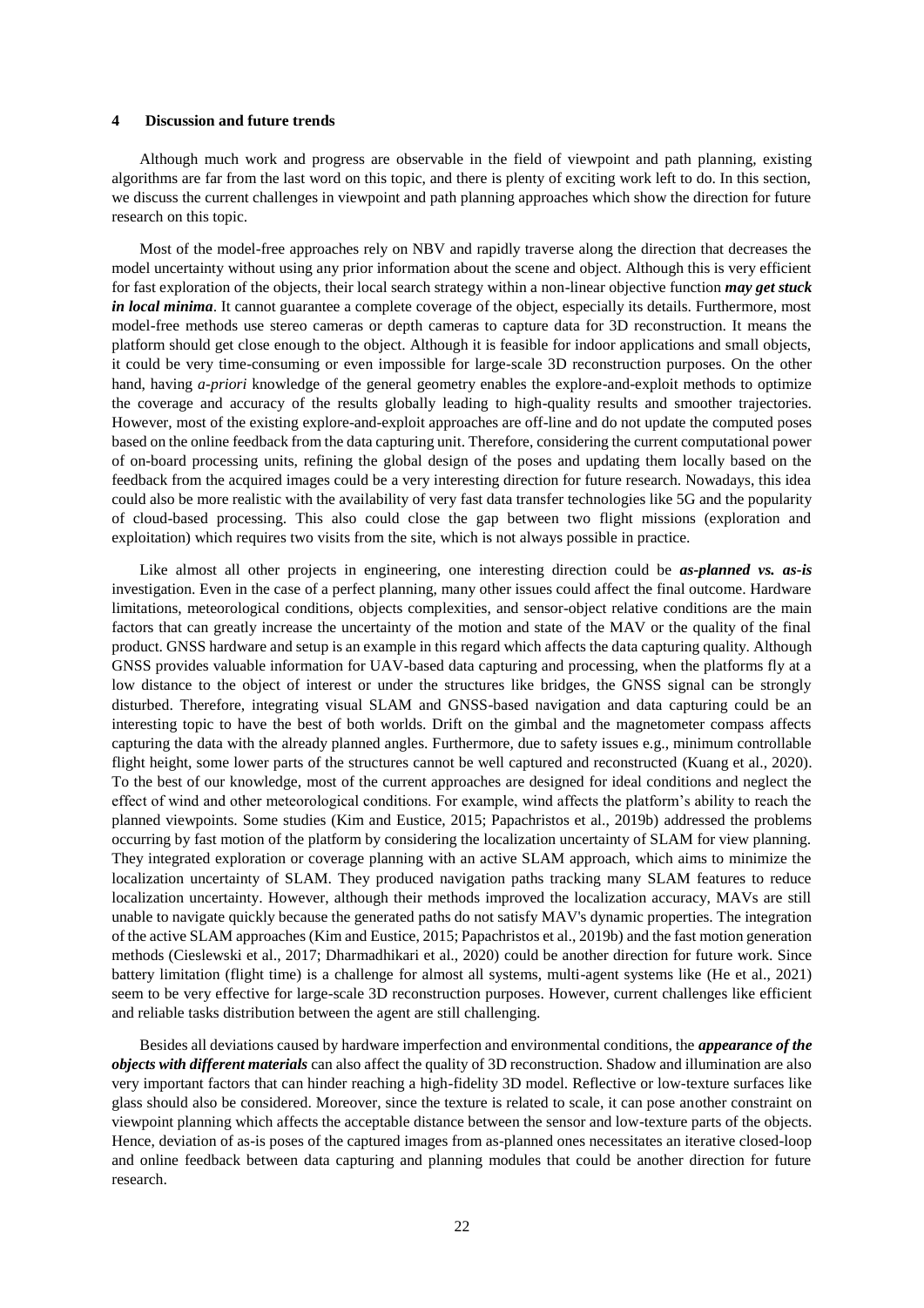## 4 Discussion and future trends

Although much work and progress are observable in the field of viewpoint and path planning, existing algorithms are far from the last word on this topic, and there is plenty of exciting work left to do. In this section, we discuss the current challenges in viewpoint and path planning approaches which show the direction for future research on this topic.

Most of the model-free approaches rely on NBV and rapidly traverse along the direction that decreases the model uncertainty without using any prior information about the scene and object. Although this is very efficient for fast exploration of the objects, their local search strategy within a non-linear objective function ***may get stuck in local minima***. It cannot guarantee a complete coverage of the object, especially its details. Furthermore, most model-free methods use stereo cameras or depth cameras to capture data for 3D reconstruction. It means the platform should get close enough to the object. Although it is feasible for indoor applications and small objects, it could be very time-consuming or even impossible for large-scale 3D reconstruction purposes. On the other hand, having *a-priori* knowledge of the general geometry enables the explore-and-exploit methods to optimize the coverage and accuracy of the results globally leading to high-quality results and smoother trajectories. However, most of the existing explore-and-exploit approaches are off-line and do not update the computed poses based on the online feedback from the data capturing unit. Therefore, considering the current computational power of on-board processing units, refining the global design of the poses and updating them locally based on the feedback from the acquired images could be a very interesting direction for future research. Nowadays, this idea could also be more realistic with the availability of very fast data transfer technologies like 5G and the popularity of cloud-based processing. This also could close the gap between two flight missions (exploration and exploitation) which requires two visits from the site, which is not always possible in practice.

Like almost all other projects in engineering, one interesting direction could be ***as-planned vs. as-is*** investigation. Even in the case of a perfect planning, many other issues could affect the final outcome. Hardware limitations, meteorological conditions, objects complexities, and sensor-object relative conditions are the main factors that can greatly increase the uncertainty of the motion and state of the MAV or the quality of the final product. GNSS hardware and setup is an example in this regard which affects the data capturing quality. Although GNSS provides valuable information for UAV-based data capturing and processing, when the platforms fly at a low distance to the object of interest or under the structures like bridges, the GNSS signal can be strongly disturbed. Therefore, integrating visual SLAM and GNSS-based navigation and data capturing could be an interesting topic to have the best of both worlds. Drift on the gimbal and the magnetometer compass affects capturing the data with the already planned angles. Furthermore, due to safety issues e.g., minimum controllable flight height, some lower parts of the structures cannot be well captured and reconstructed (Kuang et al., 2020). To the best of our knowledge, most of the current approaches are designed for ideal conditions and neglect the effect of wind and other meteorological conditions. For example, wind affects the platform's ability to reach the planned viewpoints. Some studies (Kim and Eustice, 2015; Papachristos et al., 2019b) addressed the problems occurring by fast motion of the platform by considering the localization uncertainty of SLAM for view planning. They integrated exploration or coverage planning with an active SLAM approach, which aims to minimize the localization uncertainty of SLAM. They produced navigation paths tracking many SLAM features to reduce localization uncertainty. However, although their methods improved the localization accuracy, MAVs are still unable to navigate quickly because the generated paths do not satisfy MAV's dynamic properties. The integration of the active SLAM approaches (Kim and Eustice, 2015; Papachristos et al., 2019b) and the fast motion generation methods (Cieslewski et al., 2017; Dharmadhikari et al., 2020) could be another direction for future work. Since battery limitation (flight time) is a challenge for almost all systems, multi-agent systems like (He et al., 2021) seem to be very effective for large-scale 3D reconstruction purposes. However, current challenges like efficient and reliable tasks distribution between the agent are still challenging.

Besides all deviations caused by hardware imperfection and environmental conditions, the ***appearance of the objects with different materials*** can also affect the quality of 3D reconstruction. Shadow and illumination are also very important factors that can hinder reaching a high-fidelity 3D model. Reflective or low-texture surfaces like glass should also be considered. Moreover, since the texture is related to scale, it can pose another constraint on viewpoint planning which affects the acceptable distance between the sensor and low-texture parts of the objects. Hence, deviation of as-is poses of the captured images from as-planned ones necessitates an iterative closed-loop and online feedback between data capturing and planning modules that could be another direction for future research.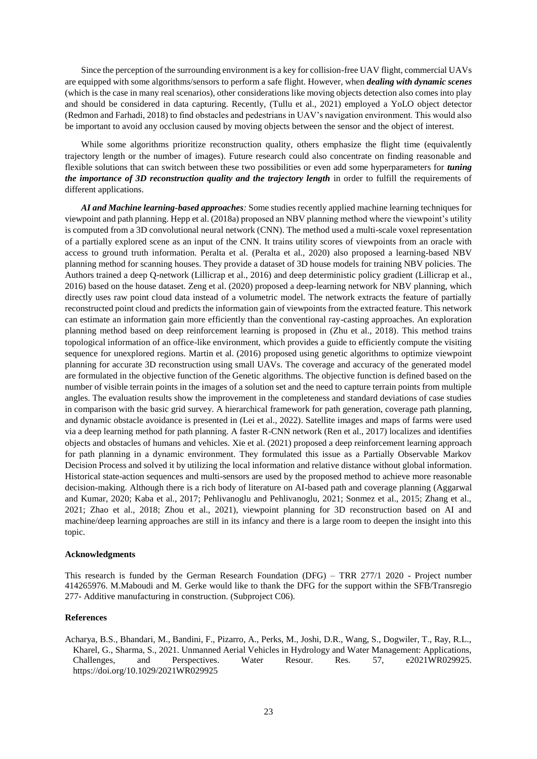Since the perception of the surrounding environment is a key for collision-free UAV flight, commercial UAVs are equipped with some algorithms/sensors to perform a safe flight. However, when ***dealing with dynamic scenes*** (which is the case in many real scenarios), other considerations like moving objects detection also comes into play and should be considered in data capturing. Recently, (Tullu et al., 2021) employed a YoLO object detector (Redmon and Farhadi, 2018) to find obstacles and pedestrians in UAV's navigation environment. This would also be important to avoid any occlusion caused by moving objects between the sensor and the object of interest.

While some algorithms prioritize reconstruction quality, others emphasize the flight time (equivalently trajectory length or the number of images). Future research could also concentrate on finding reasonable and flexible solutions that can switch between these two possibilities or even add some hyperparameters for ***tuning the importance of 3D reconstruction quality and the trajectory length*** in order to fulfill the requirements of different applications.

***AI and Machine learning-based approaches**:* Some studies recently applied machine learning techniques for viewpoint and path planning. Hepp et al. (2018a) proposed an NBV planning method where the viewpoint's utility is computed from a 3D convolutional neural network (CNN). The method used a multi-scale voxel representation of a partially explored scene as an input of the CNN. It trains utility scores of viewpoints from an oracle with access to ground truth information. Peralta et al. (Peralta et al., 2020) also proposed a learning-based NBV planning method for scanning houses. They provide a dataset of 3D house models for training NBV policies. The Authors trained a deep Q-network (Lillicrap et al., 2016) and deep deterministic policy gradient (Lillicrap et al., 2016) based on the house dataset. Zeng et al. (2020) proposed a deep-learning network for NBV planning, which directly uses raw point cloud data instead of a volumetric model. The network extracts the feature of partially reconstructed point cloud and predicts the information gain of viewpoints from the extracted feature. This network can estimate an information gain more efficiently than the conventional ray-casting approaches. An exploration planning method based on deep reinforcement learning is proposed in (Zhu et al., 2018). This method trains topological information of an office-like environment, which provides a guide to efficiently compute the visiting sequence for unexplored regions. Martin et al. (2016) proposed using genetic algorithms to optimize viewpoint planning for accurate 3D reconstruction using small UAVs. The coverage and accuracy of the generated model are formulated in the objective function of the Genetic algorithms. The objective function is defined based on the number of visible terrain points in the images of a solution set and the need to capture terrain points from multiple angles. The evaluation results show the improvement in the completeness and standard deviations of case studies in comparison with the basic grid survey. A hierarchical framework for path generation, coverage path planning, and dynamic obstacle avoidance is presented in (Lei et al., 2022). Satellite images and maps of farms were used via a deep learning method for path planning. A faster R-CNN network (Ren et al., 2017) localizes and identifies objects and obstacles of humans and vehicles. Xie et al. (2021) proposed a deep reinforcement learning approach for path planning in a dynamic environment. They formulated this issue as a Partially Observable Markov Decision Process and solved it by utilizing the local information and relative distance without global information. Historical state-action sequences and multi-sensors are used by the proposed method to achieve more reasonable decision-making. Although there is a rich body of literature on AI-based path and coverage planning (Aggarwal and Kumar, 2020; Kaba et al., 2017; Pehlivanoglu and Pehlivanoglu, 2021; Sonmez et al., 2015; Zhang et al., 2021; Zhao et al., 2018; Zhou et al., 2021), viewpoint planning for 3D reconstruction based on AI and machine/deep learning approaches are still in its infancy and there is a large room to deepen the insight into this topic.

**Acknowledgments**

This research is funded by the German Research Foundation (DFG) – TRR 277/1 2020 - Project number 414265976. M.Maboudi and M. Gerke would like to thank the DFG for the support within the SFB/Transregio 277- Additive manufacturing in construction. (Subproject C06).

**References**

Acharya, B.S., Bhandari, M., Bandini, F., Pizarro, A., Perks, M., Joshi, D.R., Wang, S., Dogwiler, T., Ray, R.L., Kharel, G., Sharma, S., 2021. Unmanned Aerial Vehicles in Hydrology and Water Management: Applications, Challenges, and Perspectives. Water Resour. Res. 57, e2021WR029925. https://doi.org/10.1029/2021WR029925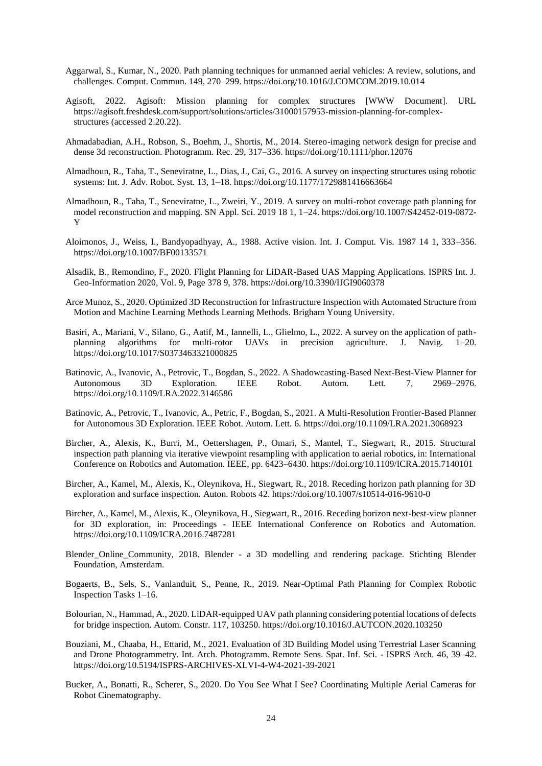Aggarwal, S., Kumar, N., 2020. Path planning techniques for unmanned aerial vehicles: A review, solutions, and challenges. Comput. Commun. 149, 270–299. https://doi.org/10.1016/J.COMCOM.2019.10.014

Agisoft, 2022. Agisoft: Mission planning for complex structures [WWW Document]. URL https://agisoft.freshdesk.com/support/solutions/articles/31000157953-mission-planning-for-complex-structures (accessed 2.20.22).

Ahmadabadian, A.H., Robson, S., Boehm, J., Shortis, M., 2014. Stereo-imaging network design for precise and dense 3d reconstruction. Photogramm. Rec. 29, 317–336. https://doi.org/10.1111/phor.12076

Almadhoun, R., Taha, T., Seneviratne, L., Dias, J., Cai, G., 2016. A survey on inspecting structures using robotic systems: Int. J. Adv. Robot. Syst. 13, 1–18. https://doi.org/10.1177/1729881416663664

Almadhoun, R., Taha, T., Seneviratne, L., Zweiri, Y., 2019. A survey on multi-robot coverage path planning for model reconstruction and mapping. SN Appl. Sci. 2019 18 1, 1–24. https://doi.org/10.1007/S42452-019-0872-Y

Aloimonos, J., Weiss, I., Bandyopadhyay, A., 1988. Active vision. Int. J. Comput. Vis. 1987 14 1, 333–356. https://doi.org/10.1007/BF00133571

Alsadik, B., Remondino, F., 2020. Flight Planning for LiDAR-Based UAS Mapping Applications. ISPRS Int. J. Geo-Information 2020, Vol. 9, Page 378 9, 378. https://doi.org/10.3390/IJGI9060378

Arce Munoz, S., 2020. Optimized 3D Reconstruction for Infrastructure Inspection with Automated Structure from Motion and Machine Learning Methods Learning Methods. Brigham Young University.

Basiri, A., Mariani, V., Silano, G., Aatif, M., Iannelli, L., Glielmo, L., 2022. A survey on the application of path-planning algorithms for multi-rotor UAVs in precision agriculture. J. Navig. 1–20. https://doi.org/10.1017/S0373463321000825

Batinovic, A., Ivanovic, A., Petrovic, T., Bogdan, S., 2022. A Shadowcasting-Based Next-Best-View Planner for Autonomous 3D Exploration. IEEE Robot. Autom. Lett. 7, 2969–2976. https://doi.org/10.1109/LRA.2022.3146586

Batinovic, A., Petrovic, T., Ivanovic, A., Petric, F., Bogdan, S., 2021. A Multi-Resolution Frontier-Based Planner for Autonomous 3D Exploration. IEEE Robot. Autom. Lett. 6. https://doi.org/10.1109/LRA.2021.3068923

Bircher, A., Alexis, K., Burri, M., Oettershagen, P., Omari, S., Mantel, T., Siegwart, R., 2015. Structural inspection path planning via iterative viewpoint resampling with application to aerial robotics, in: International Conference on Robotics and Automation. IEEE, pp. 6423–6430. https://doi.org/10.1109/ICRA.2015.7140101

Bircher, A., Kamel, M., Alexis, K., Oleynikova, H., Siegwart, R., 2018. Receding horizon path planning for 3D exploration and surface inspection. Auton. Robots 42. https://doi.org/10.1007/s10514-016-9610-0

Bircher, A., Kamel, M., Alexis, K., Oleynikova, H., Siegwart, R., 2016. Receding horizon next-best-view planner for 3D exploration, in: Proceedings - IEEE International Conference on Robotics and Automation. https://doi.org/10.1109/ICRA.2016.7487281

Blender_Online_Community, 2018. Blender - a 3D modelling and rendering package. Stichting Blender Foundation, Amsterdam.

Bogaerts, B., Sels, S., Vanlanduit, S., Penne, R., 2019. Near-Optimal Path Planning for Complex Robotic Inspection Tasks 1–16.

Bolourian, N., Hammad, A., 2020. LiDAR-equipped UAV path planning considering potential locations of defects for bridge inspection. Autom. Constr. 117, 103250. https://doi.org/10.1016/J.AUTCON.2020.103250

Bouziani, M., Chaaba, H., Ettarid, M., 2021. Evaluation of 3D Building Model using Terrestrial Laser Scanning and Drone Photogrammetry. Int. Arch. Photogramm. Remote Sens. Spat. Inf. Sci. - ISPRS Arch. 46, 39–42. https://doi.org/10.5194/ISPRS-ARCHIVES-XLVI-4-W4-2021-39-2021

Bucker, A., Bonatti, R., Scherer, S., 2020. Do You See What I See? Coordinating Multiple Aerial Cameras for Robot Cinematography.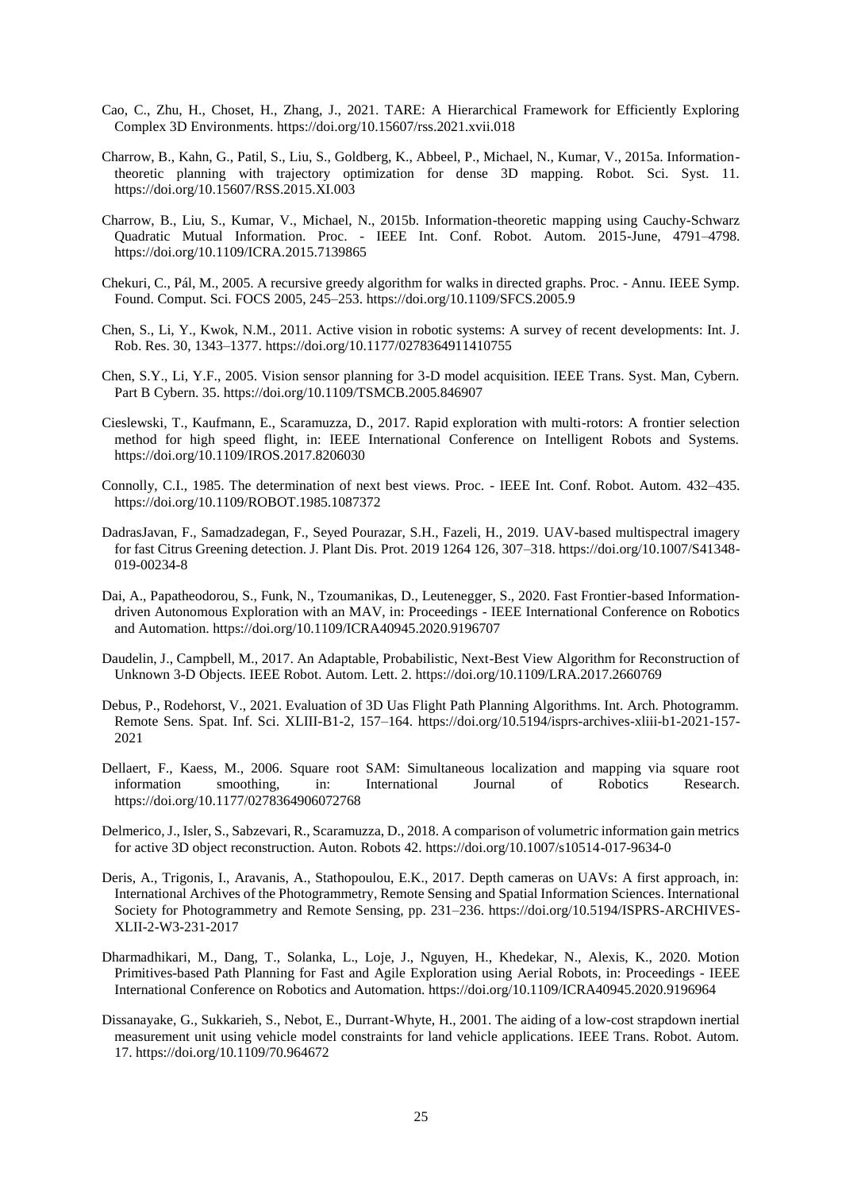Cao, C., Zhu, H., Choset, H., Zhang, J., 2021. TARE: A Hierarchical Framework for Efficiently Exploring Complex 3D Environments. https://doi.org/10.15607/rss.2021.xvii.018

Charrow, B., Kahn, G., Patil, S., Liu, S., Goldberg, K., Abbeel, P., Michael, N., Kumar, V., 2015a. Information-theoretic planning with trajectory optimization for dense 3D mapping. Robot. Sci. Syst. 11. https://doi.org/10.15607/RSS.2015.XI.003

Charrow, B., Liu, S., Kumar, V., Michael, N., 2015b. Information-theoretic mapping using Cauchy-Schwarz Quadratic Mutual Information. Proc. - IEEE Int. Conf. Robot. Autom. 2015-June, 4791–4798. https://doi.org/10.1109/ICRA.2015.7139865

Chekuri, C., Pál, M., 2005. A recursive greedy algorithm for walks in directed graphs. Proc. - Annu. IEEE Symp. Found. Comput. Sci. FOCS 2005, 245–253. https://doi.org/10.1109/SFCS.2005.9

Chen, S., Li, Y., Kwok, N.M., 2011. Active vision in robotic systems: A survey of recent developments: Int. J. Rob. Res. 30, 1343–1377. https://doi.org/10.1177/0278364911410755

Chen, S.Y., Li, Y.F., 2005. Vision sensor planning for 3-D model acquisition. IEEE Trans. Syst. Man, Cybern. Part B Cybern. 35. https://doi.org/10.1109/TSMCB.2005.846907

Cieslewski, T., Kaufmann, E., Scaramuzza, D., 2017. Rapid exploration with multi-rotors: A frontier selection method for high speed flight, in: IEEE International Conference on Intelligent Robots and Systems. https://doi.org/10.1109/IROS.2017.8206030

Connolly, C.I., 1985. The determination of next best views. Proc. - IEEE Int. Conf. Robot. Autom. 432–435. https://doi.org/10.1109/ROBOT.1985.1087372

DadrasJavan, F., Samadzadegan, F., Seyed Pourazar, S.H., Fazeli, H., 2019. UAV-based multispectral imagery for fast Citrus Greening detection. J. Plant Dis. Prot. 2019 1264 126, 307–318. https://doi.org/10.1007/S41348-019-00234-8

Dai, A., Papatheodorou, S., Funk, N., Tzoumanikas, D., Leutenegger, S., 2020. Fast Frontier-based Information-driven Autonomous Exploration with an MAV, in: Proceedings - IEEE International Conference on Robotics and Automation. https://doi.org/10.1109/ICRA40945.2020.9196707

Daudelin, J., Campbell, M., 2017. An Adaptable, Probabilistic, Next-Best View Algorithm for Reconstruction of Unknown 3-D Objects. IEEE Robot. Autom. Lett. 2. https://doi.org/10.1109/LRA.2017.2660769

Debus, P., Rodehorst, V., 2021. Evaluation of 3D Uas Flight Path Planning Algorithms. Int. Arch. Photogramm. Remote Sens. Spat. Inf. Sci. XLIII-B1-2, 157–164. https://doi.org/10.5194/isprs-archives-xliii-b1-2021-157-2021

Dellaert, F., Kaess, M., 2006. Square root SAM: Simultaneous localization and mapping via square root information smoothing, in: International Journal of Robotics Research. https://doi.org/10.1177/0278364906072768

Delmerico, J., Isler, S., Sabzevari, R., Scaramuzza, D., 2018. A comparison of volumetric information gain metrics for active 3D object reconstruction. Auton. Robots 42. https://doi.org/10.1007/s10514-017-9634-0

Deris, A., Trigonis, I., Aravanis, A., Stathopoulou, E.K., 2017. Depth cameras on UAVs: A first approach, in: International Archives of the Photogrammetry, Remote Sensing and Spatial Information Sciences. International Society for Photogrammetry and Remote Sensing, pp. 231–236. https://doi.org/10.5194/ISPRS-ARCHIVES-XLII-2-W3-231-2017

Dharmadhikari, M., Dang, T., Solanka, L., Loje, J., Nguyen, H., Khedekar, N., Alexis, K., 2020. Motion Primitives-based Path Planning for Fast and Agile Exploration using Aerial Robots, in: Proceedings - IEEE International Conference on Robotics and Automation. https://doi.org/10.1109/ICRA40945.2020.9196964

Dissanayake, G., Sukkarieh, S., Nebot, E., Durrant-Whyte, H., 2001. The aiding of a low-cost strapdown inertial measurement unit using vehicle model constraints for land vehicle applications. IEEE Trans. Robot. Autom. 17. https://doi.org/10.1109/70.964672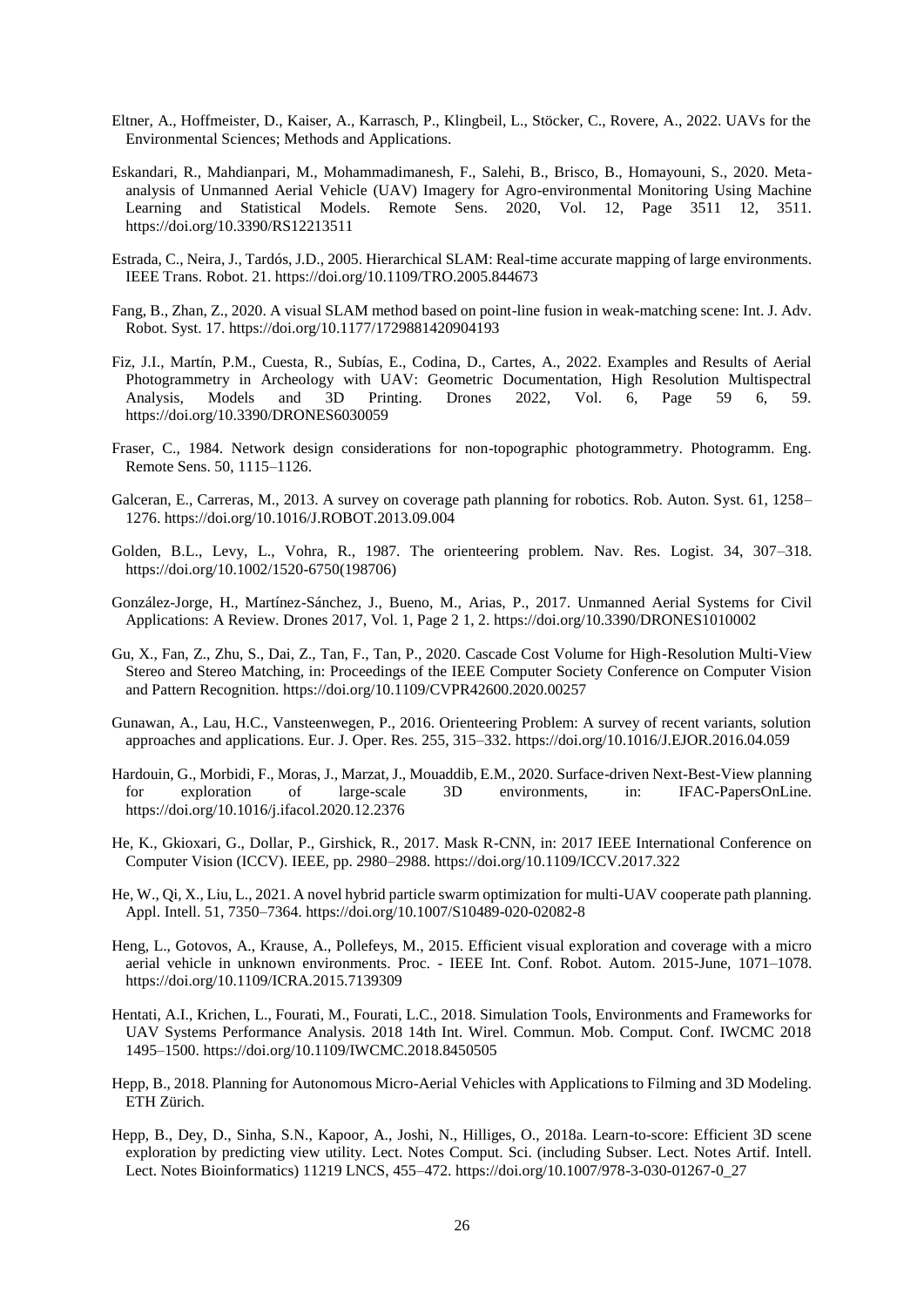Eltner, A., Hoffmeister, D., Kaiser, A., Karrasch, P., Klingbeil, L., Stöcker, C., Rovere, A., 2022. UAVs for the Environmental Sciences; Methods and Applications.

Eskandari, R., Mahdianpari, M., Mohammadimanesh, F., Salehi, B., Brisco, B., Homayouni, S., 2020. Meta-analysis of Unmanned Aerial Vehicle (UAV) Imagery for Agro-environmental Monitoring Using Machine Learning and Statistical Models. Remote Sens. 2020, Vol. 12, Page 3511 12, 3511. https://doi.org/10.3390/RS12213511

Estrada, C., Neira, J., Tardós, J.D., 2005. Hierarchical SLAM: Real-time accurate mapping of large environments. IEEE Trans. Robot. 21. https://doi.org/10.1109/TRO.2005.844673

Fang, B., Zhan, Z., 2020. A visual SLAM method based on point-line fusion in weak-matching scene: Int. J. Adv. Robot. Syst. 17. https://doi.org/10.1177/1729881420904193

Fiz, J.I., Martín, P.M., Cuesta, R., Subías, E., Codina, D., Cartes, A., 2022. Examples and Results of Aerial Photogrammetry in Archeology with UAV: Geometric Documentation, High Resolution Multispectral Analysis, Models and 3D Printing. Drones 2022, Vol. 6, Page 59 6, 59. https://doi.org/10.3390/DRONES6030059

Fraser, C., 1984. Network design considerations for non-topographic photogrammetry. Photogramm. Eng. Remote Sens. 50, 1115–1126.

Galceran, E., Carreras, M., 2013. A survey on coverage path planning for robotics. Rob. Auton. Syst. 61, 1258–1276. https://doi.org/10.1016/J.ROBOT.2013.09.004

Golden, B.L., Levy, L., Vohra, R., 1987. The orienteering problem. Nav. Res. Logist. 34, 307–318. https://doi.org/10.1002/1520-6750(198706)

González-Jorge, H., Martínez-Sánchez, J., Bueno, M., Arias, P., 2017. Unmanned Aerial Systems for Civil Applications: A Review. Drones 2017, Vol. 1, Page 2 1, 2. https://doi.org/10.3390/DRONES1010002

Gu, X., Fan, Z., Zhu, S., Dai, Z., Tan, F., Tan, P., 2020. Cascade Cost Volume for High-Resolution Multi-View Stereo and Stereo Matching, in: Proceedings of the IEEE Computer Society Conference on Computer Vision and Pattern Recognition. https://doi.org/10.1109/CVPR42600.2020.00257

Gunawan, A., Lau, H.C., Vansteenwegen, P., 2016. Orienteering Problem: A survey of recent variants, solution approaches and applications. Eur. J. Oper. Res. 255, 315–332. https://doi.org/10.1016/J.EJOR.2016.04.059

Hardouin, G., Morbidi, F., Moras, J., Marzat, J., Mouaddib, E.M., 2020. Surface-driven Next-Best-View planning for exploration of large-scale 3D environments, in: IFAC-PapersOnLine. https://doi.org/10.1016/j.ifacol.2020.12.2376

He, K., Gkioxari, G., Dollar, P., Girshick, R., 2017. Mask R-CNN, in: 2017 IEEE International Conference on Computer Vision (ICCV). IEEE, pp. 2980–2988. https://doi.org/10.1109/ICCV.2017.322

He, W., Qi, X., Liu, L., 2021. A novel hybrid particle swarm optimization for multi-UAV cooperate path planning. Appl. Intell. 51, 7350–7364. https://doi.org/10.1007/S10489-020-02082-8

Heng, L., Gotovos, A., Krause, A., Pollefeys, M., 2015. Efficient visual exploration and coverage with a micro aerial vehicle in unknown environments. Proc. - IEEE Int. Conf. Robot. Autom. 2015-June, 1071–1078. https://doi.org/10.1109/ICRA.2015.7139309

Hentati, A.I., Krichen, L., Fourati, M., Fourati, L.C., 2018. Simulation Tools, Environments and Frameworks for UAV Systems Performance Analysis. 2018 14th Int. Wirel. Commun. Mob. Comput. Conf. IWCMC 2018 1495–1500. https://doi.org/10.1109/IWCMC.2018.8450505

Hepp, B., 2018. Planning for Autonomous Micro-Aerial Vehicles with Applications to Filming and 3D Modeling. ETH Zürich.

Hepp, B., Dey, D., Sinha, S.N., Kapoor, A., Joshi, N., Hilliges, O., 2018a. Learn-to-score: Efficient 3D scene exploration by predicting view utility. Lect. Notes Comput. Sci. (including Subser. Lect. Notes Artif. Intell. Lect. Notes Bioinformatics) 11219 LNCS, 455–472. https://doi.org/10.1007/978-3-030-01267-0_27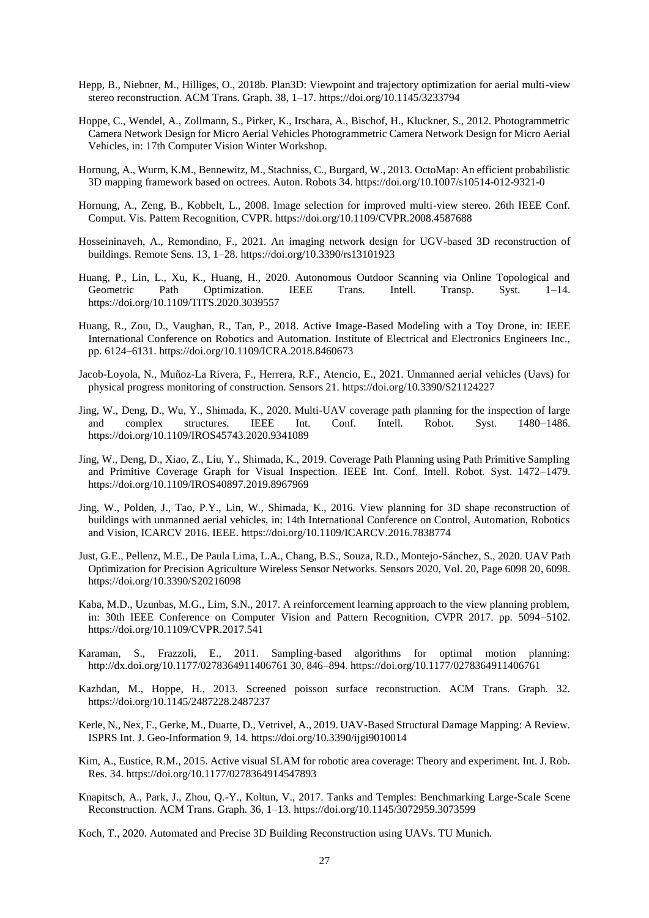Hepp, B., Niebner, M., Hilliges, O., 2018b. Plan3D: Viewpoint and trajectory optimization for aerial multi-view stereo reconstruction. ACM Trans. Graph. 38, 1–17. https://doi.org/10.1145/3233794

Hoppe, C., Wendel, A., Zollmann, S., Pirker, K., Irschara, A., Bischof, H., Kluckner, S., 2012. Photogrammetric Camera Network Design for Micro Aerial Vehicles Photogrammetric Camera Network Design for Micro Aerial Vehicles, in: 17th Computer Vision Winter Workshop.

Hornung, A., Wurm, K.M., Bennewitz, M., Stachniss, C., Burgard, W., 2013. OctoMap: An efficient probabilistic 3D mapping framework based on octrees. Auton. Robots 34. https://doi.org/10.1007/s10514-012-9321-0

Hornung, A., Zeng, B., Kobbelt, L., 2008. Image selection for improved multi-view stereo. 26th IEEE Conf. Comput. Vis. Pattern Recognition, CVPR. https://doi.org/10.1109/CVPR.2008.4587688

Hosseininaveh, A., Remondino, F., 2021. An imaging network design for UGV-based 3D reconstruction of buildings. Remote Sens. 13, 1–28. https://doi.org/10.3390/rs13101923

Huang, P., Lin, L., Xu, K., Huang, H., 2020. Autonomous Outdoor Scanning via Online Topological and Geometric Path Optimization. IEEE Trans. Intell. Transp. Syst. 1–14. https://doi.org/10.1109/TITS.2020.3039557

Huang, R., Zou, D., Vaughan, R., Tan, P., 2018. Active Image-Based Modeling with a Toy Drone, in: IEEE International Conference on Robotics and Automation. Institute of Electrical and Electronics Engineers Inc., pp. 6124–6131. https://doi.org/10.1109/ICRA.2018.8460673

Jacob-Loyola, N., Muñoz-La Rivera, F., Herrera, R.F., Atencio, E., 2021. Unmanned aerial vehicles (Uavs) for physical progress monitoring of construction. Sensors 21. https://doi.org/10.3390/S21124227

Jing, W., Deng, D., Wu, Y., Shimada, K., 2020. Multi-UAV coverage path planning for the inspection of large and complex structures. IEEE Int. Conf. Intell. Robot. Syst. 1480–1486. https://doi.org/10.1109/IROS45743.2020.9341089

Jing, W., Deng, D., Xiao, Z., Liu, Y., Shimada, K., 2019. Coverage Path Planning using Path Primitive Sampling and Primitive Coverage Graph for Visual Inspection. IEEE Int. Conf. Intell. Robot. Syst. 1472–1479. https://doi.org/10.1109/IROS40897.2019.8967969

Jing, W., Polden, J., Tao, P.Y., Lin, W., Shimada, K., 2016. View planning for 3D shape reconstruction of buildings with unmanned aerial vehicles, in: 14th International Conference on Control, Automation, Robotics and Vision, ICARCV 2016. IEEE. https://doi.org/10.1109/ICARCV.2016.7838774

Just, G.E., Pellenz, M.E., De Paula Lima, L.A., Chang, B.S., Souza, R.D., Montejo-Sánchez, S., 2020. UAV Path Optimization for Precision Agriculture Wireless Sensor Networks. Sensors 2020, Vol. 20, Page 6098 20, 6098. https://doi.org/10.3390/S20216098

Kaba, M.D., Uzunbas, M.G., Lim, S.N., 2017. A reinforcement learning approach to the view planning problem, in: 30th IEEE Conference on Computer Vision and Pattern Recognition, CVPR 2017. pp. 5094–5102. https://doi.org/10.1109/CVPR.2017.541

Karaman, S., Frazzoli, E., 2011. Sampling-based algorithms for optimal motion planning: http://dx.doi.org/10.1177/0278364911406761 30, 846–894. https://doi.org/10.1177/0278364911406761

Kazhdan, M., Hoppe, H., 2013. Screened poisson surface reconstruction. ACM Trans. Graph. 32. https://doi.org/10.1145/2487228.2487237

Kerle, N., Nex, F., Gerke, M., Duarte, D., Vetrivel, A., 2019. UAV-Based Structural Damage Mapping: A Review. ISPRS Int. J. Geo-Information 9, 14. https://doi.org/10.3390/ijgi9010014

Kim, A., Eustice, R.M., 2015. Active visual SLAM for robotic area coverage: Theory and experiment. Int. J. Rob. Res. 34. https://doi.org/10.1177/0278364914547893

Knapitsch, A., Park, J., Zhou, Q.-Y., Koltun, V., 2017. Tanks and Temples: Benchmarking Large-Scale Scene Reconstruction. ACM Trans. Graph. 36, 1–13. https://doi.org/10.1145/3072959.3073599

Koch, T., 2020. Automated and Precise 3D Building Reconstruction using UAVs. TU Munich.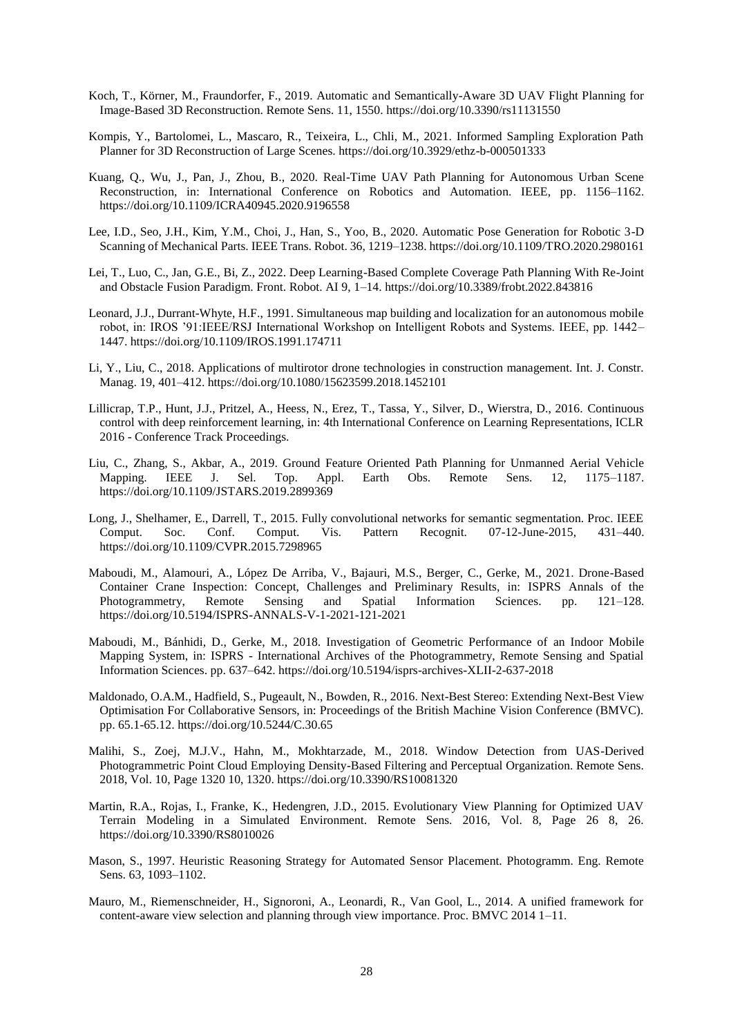Koch, T., Körner, M., Fraundorfer, F., 2019. Automatic and Semantically-Aware 3D UAV Flight Planning for Image-Based 3D Reconstruction. Remote Sens. 11, 1550. https://doi.org/10.3390/rs11131550

Kompis, Y., Bartolomei, L., Mascaro, R., Teixeira, L., Chli, M., 2021. Informed Sampling Exploration Path Planner for 3D Reconstruction of Large Scenes. https://doi.org/10.3929/ethz-b-000501333

Kuang, Q., Wu, J., Pan, J., Zhou, B., 2020. Real-Time UAV Path Planning for Autonomous Urban Scene Reconstruction, in: International Conference on Robotics and Automation. IEEE, pp. 1156–1162. https://doi.org/10.1109/ICRA40945.2020.9196558

Lee, I.D., Seo, J.H., Kim, Y.M., Choi, J., Han, S., Yoo, B., 2020. Automatic Pose Generation for Robotic 3-D Scanning of Mechanical Parts. IEEE Trans. Robot. 36, 1219–1238. https://doi.org/10.1109/TRO.2020.2980161

Lei, T., Luo, C., Jan, G.E., Bi, Z., 2022. Deep Learning-Based Complete Coverage Path Planning With Re-Joint and Obstacle Fusion Paradigm. Front. Robot. AI 9, 1–14. https://doi.org/10.3389/frobt.2022.843816

Leonard, J.J., Durrant-Whyte, H.F., 1991. Simultaneous map building and localization for an autonomous mobile robot, in: IROS '91:IEEE/RSJ International Workshop on Intelligent Robots and Systems. IEEE, pp. 1442–1447. https://doi.org/10.1109/IROS.1991.174711

Li, Y., Liu, C., 2018. Applications of multirotor drone technologies in construction management. Int. J. Constr. Manag. 19, 401–412. https://doi.org/10.1080/15623599.2018.1452101

Lillicrap, T.P., Hunt, J.J., Pritzel, A., Heess, N., Erez, T., Tassa, Y., Silver, D., Wierstra, D., 2016. Continuous control with deep reinforcement learning, in: 4th International Conference on Learning Representations, ICLR 2016 - Conference Track Proceedings.

Liu, C., Zhang, S., Akbar, A., 2019. Ground Feature Oriented Path Planning for Unmanned Aerial Vehicle Mapping. IEEE J. Sel. Top. Appl. Earth Obs. Remote Sens. 12, 1175–1187. https://doi.org/10.1109/JSTARS.2019.2899369

Long, J., Shelhamer, E., Darrell, T., 2015. Fully convolutional networks for semantic segmentation. Proc. IEEE Comput. Soc. Conf. Comput. Vis. Pattern Recognit. 07-12-June-2015, 431–440. https://doi.org/10.1109/CVPR.2015.7298965

Maboudi, M., Alamouri, A., López De Arriba, V., Bajauri, M.S., Berger, C., Gerke, M., 2021. Drone-Based Container Crane Inspection: Concept, Challenges and Preliminary Results, in: ISPRS Annals of the Photogrammetry, Remote Sensing and Spatial Information Sciences. pp. 121–128. https://doi.org/10.5194/ISPRS-ANNALS-V-1-2021-121-2021

Maboudi, M., Bánhidi, D., Gerke, M., 2018. Investigation of Geometric Performance of an Indoor Mobile Mapping System, in: ISPRS - International Archives of the Photogrammetry, Remote Sensing and Spatial Information Sciences. pp. 637–642. https://doi.org/10.5194/isprs-archives-XLII-2-637-2018

Maldonado, O.A.M., Hadfield, S., Pugeault, N., Bowden, R., 2016. Next-Best Stereo: Extending Next-Best View Optimisation For Collaborative Sensors, in: Proceedings of the British Machine Vision Conference (BMVC). pp. 65.1-65.12. https://doi.org/10.5244/C.30.65

Malihi, S., Zoej, M.J.V., Hahn, M., Mokhtarzade, M., 2018. Window Detection from UAS-Derived Photogrammetric Point Cloud Employing Density-Based Filtering and Perceptual Organization. Remote Sens. 2018, Vol. 10, Page 1320 10, 1320. https://doi.org/10.3390/RS10081320

Martin, R.A., Rojas, I., Franke, K., Hedengren, J.D., 2015. Evolutionary View Planning for Optimized UAV Terrain Modeling in a Simulated Environment. Remote Sens. 2016, Vol. 8, Page 26 8, 26. https://doi.org/10.3390/RS8010026

Mason, S., 1997. Heuristic Reasoning Strategy for Automated Sensor Placement. Photogramm. Eng. Remote Sens. 63, 1093–1102.

Mauro, M., Riemenschneider, H., Signoroni, A., Leonardi, R., Van Gool, L., 2014. A unified framework for content-aware view selection and planning through view importance. Proc. BMVC 2014 1–11.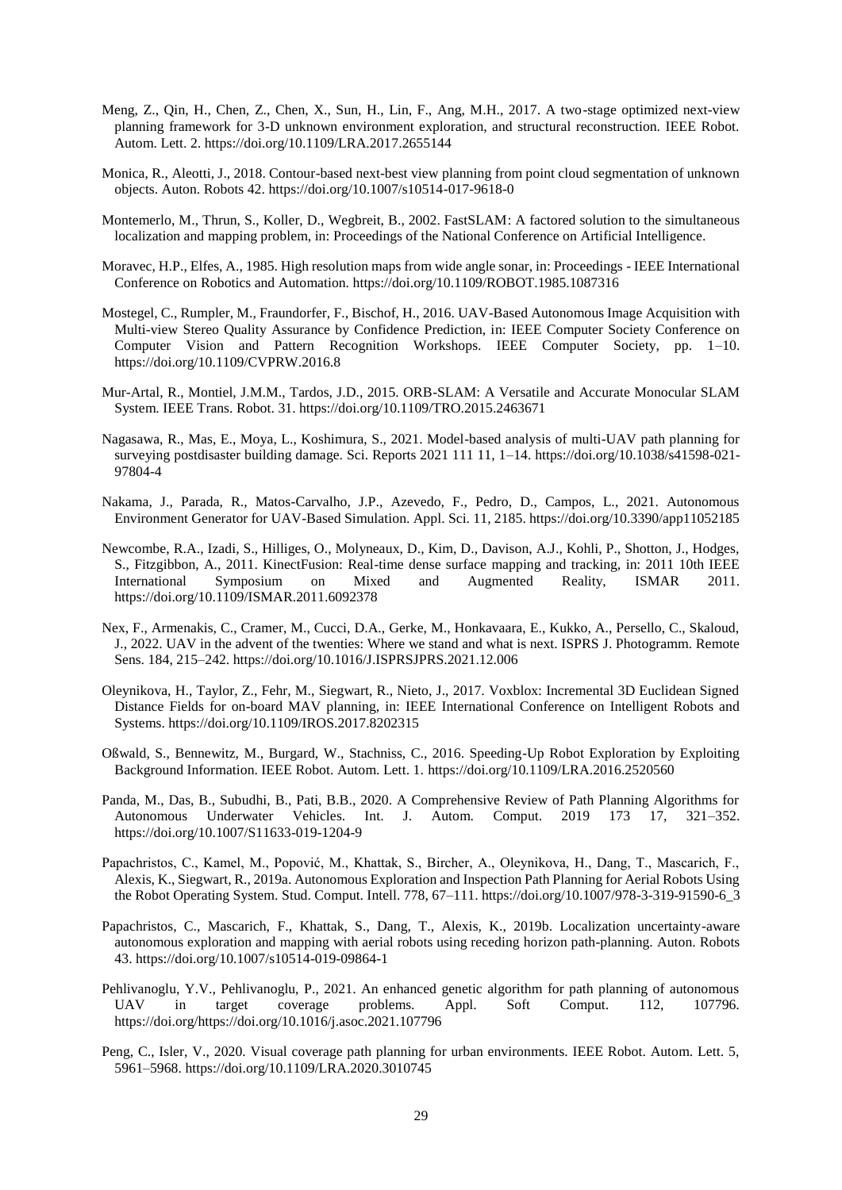Meng, Z., Qin, H., Chen, Z., Chen, X., Sun, H., Lin, F., Ang, M.H., 2017. A two-stage optimized next-view planning framework for 3-D unknown environment exploration, and structural reconstruction. IEEE Robot. Autom. Lett. 2. https://doi.org/10.1109/LRA.2017.2655144

Monica, R., Aleotti, J., 2018. Contour-based next-best view planning from point cloud segmentation of unknown objects. Auton. Robots 42. https://doi.org/10.1007/s10514-017-9618-0

Montemerlo, M., Thrun, S., Koller, D., Wegbreit, B., 2002. FastSLAM: A factored solution to the simultaneous localization and mapping problem, in: Proceedings of the National Conference on Artificial Intelligence.

Moravec, H.P., Elfes, A., 1985. High resolution maps from wide angle sonar, in: Proceedings - IEEE International Conference on Robotics and Automation. https://doi.org/10.1109/ROBOT.1985.1087316

Mostegel, C., Rumpler, M., Fraundorfer, F., Bischof, H., 2016. UAV-Based Autonomous Image Acquisition with Multi-view Stereo Quality Assurance by Confidence Prediction, in: IEEE Computer Society Conference on Computer Vision and Pattern Recognition Workshops. IEEE Computer Society, pp. 1–10. https://doi.org/10.1109/CVPRW.2016.8

Mur-Artal, R., Montiel, J.M.M., Tardos, J.D., 2015. ORB-SLAM: A Versatile and Accurate Monocular SLAM System. IEEE Trans. Robot. 31. https://doi.org/10.1109/TRO.2015.2463671

Nagasawa, R., Mas, E., Moya, L., Koshimura, S., 2021. Model-based analysis of multi-UAV path planning for surveying postdisaster building damage. Sci. Reports 2021 111 11, 1–14. https://doi.org/10.1038/s41598-021-97804-4

Nakama, J., Parada, R., Matos-Carvalho, J.P., Azevedo, F., Pedro, D., Campos, L., 2021. Autonomous Environment Generator for UAV-Based Simulation. Appl. Sci. 11, 2185. https://doi.org/10.3390/app11052185

Newcombe, R.A., Izadi, S., Hilliges, O., Molyneaux, D., Kim, D., Davison, A.J., Kohli, P., Shotton, J., Hodges, S., Fitzgibbon, A., 2011. KinectFusion: Real-time dense surface mapping and tracking, in: 2011 10th IEEE International Symposium on Mixed and Augmented Reality, ISMAR 2011. https://doi.org/10.1109/ISMAR.2011.6092378

Nex, F., Armenakis, C., Cramer, M., Cucci, D.A., Gerke, M., Honkavaara, E., Kukko, A., Persello, C., Skaloud, J., 2022. UAV in the advent of the twenties: Where we stand and what is next. ISPRS J. Photogramm. Remote Sens. 184, 215–242. https://doi.org/10.1016/J.ISPRSJPRS.2021.12.006

Oleynikova, H., Taylor, Z., Fehr, M., Siegwart, R., Nieto, J., 2017. Voxblox: Incremental 3D Euclidean Signed Distance Fields for on-board MAV planning, in: IEEE International Conference on Intelligent Robots and Systems. https://doi.org/10.1109/IROS.2017.8202315

Oßwald, S., Bennewitz, M., Burgard, W., Stachniss, C., 2016. Speeding-Up Robot Exploration by Exploiting Background Information. IEEE Robot. Autom. Lett. 1. https://doi.org/10.1109/LRA.2016.2520560

Panda, M., Das, B., Subudhi, B., Pati, B.B., 2020. A Comprehensive Review of Path Planning Algorithms for Autonomous Underwater Vehicles. Int. J. Autom. Comput. 2019 173 17, 321–352. https://doi.org/10.1007/S11633-019-1204-9

Papachristos, C., Kamel, M., Popović, M., Khattak, S., Bircher, A., Oleynikova, H., Dang, T., Mascarich, F., Alexis, K., Siegwart, R., 2019a. Autonomous Exploration and Inspection Path Planning for Aerial Robots Using the Robot Operating System. Stud. Comput. Intell. 778, 67–111. https://doi.org/10.1007/978-3-319-91590-6_3

Papachristos, C., Mascarich, F., Khattak, S., Dang, T., Alexis, K., 2019b. Localization uncertainty-aware autonomous exploration and mapping with aerial robots using receding horizon path-planning. Auton. Robots 43. https://doi.org/10.1007/s10514-019-09864-1

Pehlivanoglu, Y.V., Pehlivanoglu, P., 2021. An enhanced genetic algorithm for path planning of autonomous UAV in target coverage problems. Appl. Soft Comput. 112, 107796. https://doi.org/https://doi.org/10.1016/j.asoc.2021.107796

Peng, C., Isler, V., 2020. Visual coverage path planning for urban environments. IEEE Robot. Autom. Lett. 5, 5961–5968. https://doi.org/10.1109/LRA.2020.3010745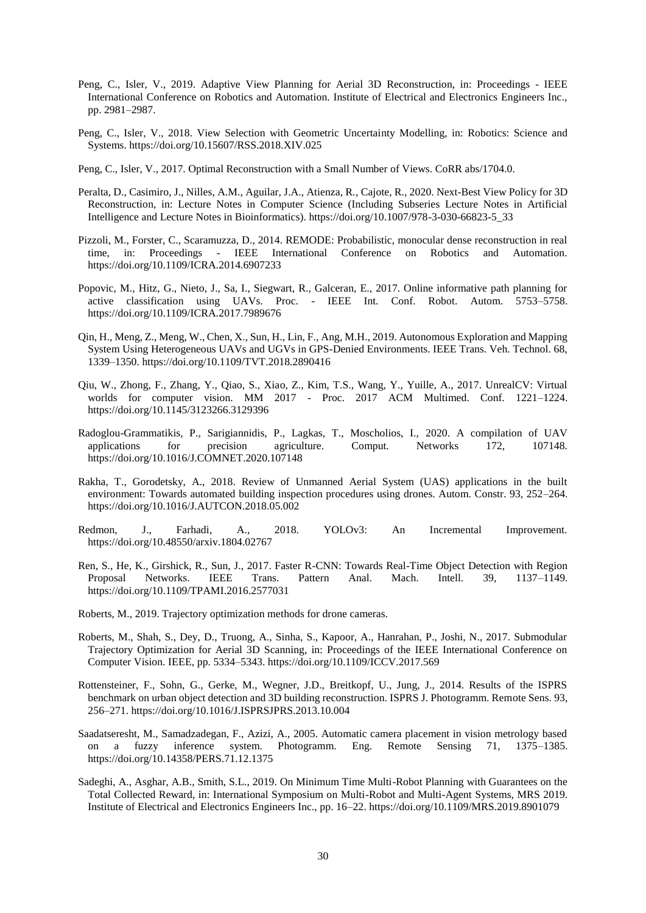Peng, C., Isler, V., 2019. Adaptive View Planning for Aerial 3D Reconstruction, in: Proceedings - IEEE International Conference on Robotics and Automation. Institute of Electrical and Electronics Engineers Inc., pp. 2981–2987.

Peng, C., Isler, V., 2018. View Selection with Geometric Uncertainty Modelling, in: Robotics: Science and Systems. https://doi.org/10.15607/RSS.2018.XIV.025

Peng, C., Isler, V., 2017. Optimal Reconstruction with a Small Number of Views. CoRR abs/1704.0.

Peralta, D., Casimiro, J., Nilles, A.M., Aguilar, J.A., Atienza, R., Cajote, R., 2020. Next-Best View Policy for 3D Reconstruction, in: Lecture Notes in Computer Science (Including Subseries Lecture Notes in Artificial Intelligence and Lecture Notes in Bioinformatics). https://doi.org/10.1007/978-3-030-66823-5_33

Pizzoli, M., Forster, C., Scaramuzza, D., 2014. REMODE: Probabilistic, monocular dense reconstruction in real time, in: Proceedings - IEEE International Conference on Robotics and Automation. https://doi.org/10.1109/ICRA.2014.6907233

Popovic, M., Hitz, G., Nieto, J., Sa, I., Siegwart, R., Galceran, E., 2017. Online informative path planning for active classification using UAVs. Proc. - IEEE Int. Conf. Robot. Autom. 5753–5758. https://doi.org/10.1109/ICRA.2017.7989676

Qin, H., Meng, Z., Meng, W., Chen, X., Sun, H., Lin, F., Ang, M.H., 2019. Autonomous Exploration and Mapping System Using Heterogeneous UAVs and UGVs in GPS-Denied Environments. IEEE Trans. Veh. Technol. 68, 1339–1350. https://doi.org/10.1109/TVT.2018.2890416

Qiu, W., Zhong, F., Zhang, Y., Qiao, S., Xiao, Z., Kim, T.S., Wang, Y., Yuille, A., 2017. UnrealCV: Virtual worlds for computer vision. MM 2017 - Proc. 2017 ACM Multimed. Conf. 1221–1224. https://doi.org/10.1145/3123266.3129396

Radoglou-Grammatikis, P., Sarigiannidis, P., Lagkas, T., Moscholios, I., 2020. A compilation of UAV applications for precision agriculture. Comput. Networks 172, 107148. https://doi.org/10.1016/J.COMNET.2020.107148

Rakha, T., Gorodetsky, A., 2018. Review of Unmanned Aerial System (UAS) applications in the built environment: Towards automated building inspection procedures using drones. Autom. Constr. 93, 252–264. https://doi.org/10.1016/J.AUTCON.2018.05.002

Redmon, J., Farhadi, A., 2018. YOLOv3: An Incremental Improvement. https://doi.org/10.48550/arxiv.1804.02767

Ren, S., He, K., Girshick, R., Sun, J., 2017. Faster R-CNN: Towards Real-Time Object Detection with Region Proposal Networks. IEEE Trans. Pattern Anal. Mach. Intell. 39, 1137–1149. https://doi.org/10.1109/TPAMI.2016.2577031

Roberts, M., 2019. Trajectory optimization methods for drone cameras.

Roberts, M., Shah, S., Dey, D., Truong, A., Sinha, S., Kapoor, A., Hanrahan, P., Joshi, N., 2017. Submodular Trajectory Optimization for Aerial 3D Scanning, in: Proceedings of the IEEE International Conference on Computer Vision. IEEE, pp. 5334–5343. https://doi.org/10.1109/ICCV.2017.569

Rottensteiner, F., Sohn, G., Gerke, M., Wegner, J.D., Breitkopf, U., Jung, J., 2014. Results of the ISPRS benchmark on urban object detection and 3D building reconstruction. ISPRS J. Photogramm. Remote Sens. 93, 256–271. https://doi.org/10.1016/J.ISPRSJPRS.2013.10.004

Saadatseresht, M., Samadzadegan, F., Azizi, A., 2005. Automatic camera placement in vision metrology based on a fuzzy inference system. Photogramm. Eng. Remote Sensing 71, 1375–1385. https://doi.org/10.14358/PERS.71.12.1375

Sadeghi, A., Asghar, A.B., Smith, S.L., 2019. On Minimum Time Multi-Robot Planning with Guarantees on the Total Collected Reward, in: International Symposium on Multi-Robot and Multi-Agent Systems, MRS 2019. Institute of Electrical and Electronics Engineers Inc., pp. 16–22. https://doi.org/10.1109/MRS.2019.8901079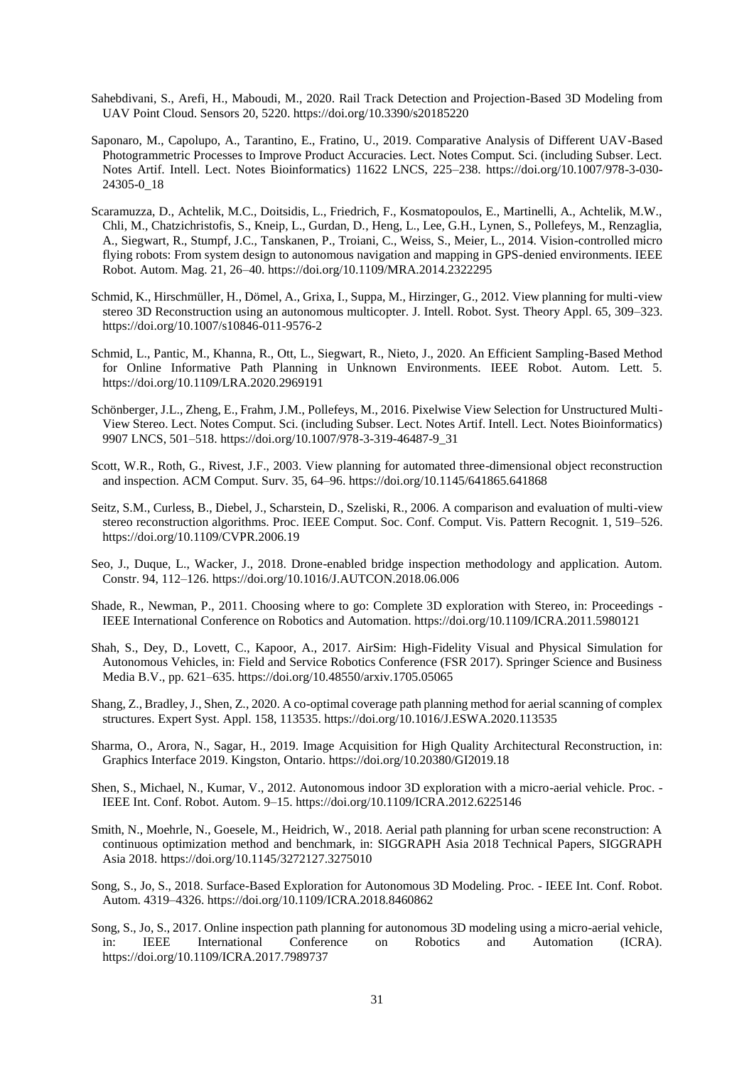Sahebdivani, S., Arefi, H., Maboudi, M., 2020. Rail Track Detection and Projection-Based 3D Modeling from UAV Point Cloud. Sensors 20, 5220. https://doi.org/10.3390/s20185220

Saponaro, M., Capolupo, A., Tarantino, E., Fratino, U., 2019. Comparative Analysis of Different UAV-Based Photogrammetric Processes to Improve Product Accuracies. Lect. Notes Comput. Sci. (including Subser. Lect. Notes Artif. Intell. Lect. Notes Bioinformatics) 11622 LNCS, 225–238. https://doi.org/10.1007/978-3-030-24305-0_18

Scaramuzza, D., Achtelik, M.C., Doitsidis, L., Friedrich, F., Kosmatopoulos, E., Martinelli, A., Achtelik, M.W., Chli, M., Chatzichristofis, S., Kneip, L., Gurdan, D., Heng, L., Lee, G.H., Lynen, S., Pollefeys, M., Renzaglia, A., Siegwart, R., Stumpf, J.C., Tanskanen, P., Troiani, C., Weiss, S., Meier, L., 2014. Vision-controlled micro flying robots: From system design to autonomous navigation and mapping in GPS-denied environments. IEEE Robot. Autom. Mag. 21, 26–40. https://doi.org/10.1109/MRA.2014.2322295

Schmid, K., Hirschmüller, H., Dömel, A., Grixa, I., Suppa, M., Hirzinger, G., 2012. View planning for multi-view stereo 3D Reconstruction using an autonomous multicopter. J. Intell. Robot. Syst. Theory Appl. 65, 309–323. https://doi.org/10.1007/s10846-011-9576-2

Schmid, L., Pantic, M., Khanna, R., Ott, L., Siegwart, R., Nieto, J., 2020. An Efficient Sampling-Based Method for Online Informative Path Planning in Unknown Environments. IEEE Robot. Autom. Lett. 5. https://doi.org/10.1109/LRA.2020.2969191

Schönberger, J.L., Zheng, E., Frahm, J.M., Pollefeys, M., 2016. Pixelwise View Selection for Unstructured Multi-View Stereo. Lect. Notes Comput. Sci. (including Subser. Lect. Notes Artif. Intell. Lect. Notes Bioinformatics) 9907 LNCS, 501–518. https://doi.org/10.1007/978-3-319-46487-9_31

Scott, W.R., Roth, G., Rivest, J.F., 2003. View planning for automated three-dimensional object reconstruction and inspection. ACM Comput. Surv. 35, 64–96. https://doi.org/10.1145/641865.641868

Seitz, S.M., Curless, B., Diebel, J., Scharstein, D., Szeliski, R., 2006. A comparison and evaluation of multi-view stereo reconstruction algorithms. Proc. IEEE Comput. Soc. Conf. Comput. Vis. Pattern Recognit. 1, 519–526. https://doi.org/10.1109/CVPR.2006.19

Seo, J., Duque, L., Wacker, J., 2018. Drone-enabled bridge inspection methodology and application. Autom. Constr. 94, 112–126. https://doi.org/10.1016/J.AUTCON.2018.06.006

Shade, R., Newman, P., 2011. Choosing where to go: Complete 3D exploration with Stereo, in: Proceedings - IEEE International Conference on Robotics and Automation. https://doi.org/10.1109/ICRA.2011.5980121

Shah, S., Dey, D., Lovett, C., Kapoor, A., 2017. AirSim: High-Fidelity Visual and Physical Simulation for Autonomous Vehicles, in: Field and Service Robotics Conference (FSR 2017). Springer Science and Business Media B.V., pp. 621–635. https://doi.org/10.48550/arxiv.1705.05065

Shang, Z., Bradley, J., Shen, Z., 2020. A co-optimal coverage path planning method for aerial scanning of complex structures. Expert Syst. Appl. 158, 113535. https://doi.org/10.1016/J.ESWA.2020.113535

Sharma, O., Arora, N., Sagar, H., 2019. Image Acquisition for High Quality Architectural Reconstruction, in: Graphics Interface 2019. Kingston, Ontario. https://doi.org/10.20380/GI2019.18

Shen, S., Michael, N., Kumar, V., 2012. Autonomous indoor 3D exploration with a micro-aerial vehicle. Proc. - IEEE Int. Conf. Robot. Autom. 9–15. https://doi.org/10.1109/ICRA.2012.6225146

Smith, N., Moehrle, N., Goesele, M., Heidrich, W., 2018. Aerial path planning for urban scene reconstruction: A continuous optimization method and benchmark, in: SIGGRAPH Asia 2018 Technical Papers, SIGGRAPH Asia 2018. https://doi.org/10.1145/3272127.3275010

Song, S., Jo, S., 2018. Surface-Based Exploration for Autonomous 3D Modeling. Proc. - IEEE Int. Conf. Robot. Autom. 4319–4326. https://doi.org/10.1109/ICRA.2018.8460862

Song, S., Jo, S., 2017. Online inspection path planning for autonomous 3D modeling using a micro-aerial vehicle, in: IEEE International Conference on Robotics and Automation (ICRA). https://doi.org/10.1109/ICRA.2017.7989737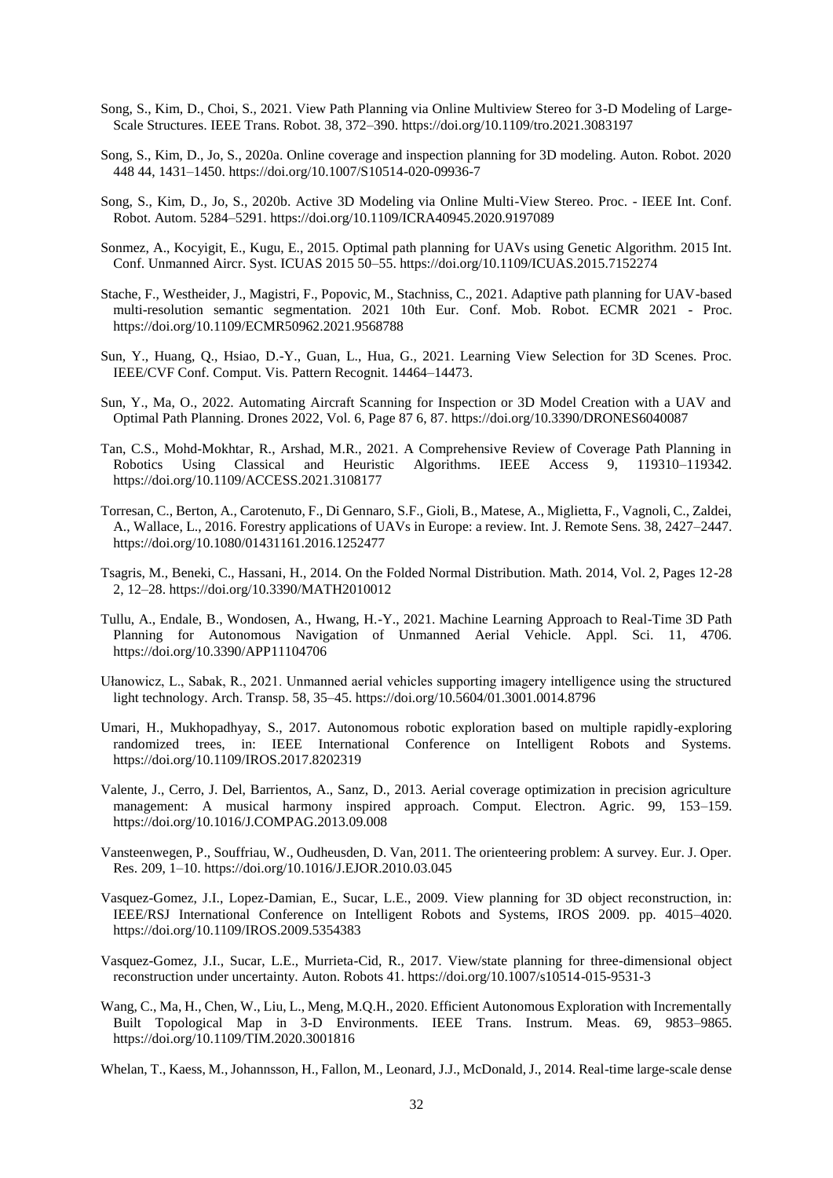Song, S., Kim, D., Choi, S., 2021. View Path Planning via Online Multiview Stereo for 3-D Modeling of Large-Scale Structures. IEEE Trans. Robot. 38, 372–390. https://doi.org/10.1109/tro.2021.3083197

Song, S., Kim, D., Jo, S., 2020a. Online coverage and inspection planning for 3D modeling. Auton. Robot. 2020 448 44, 1431–1450. https://doi.org/10.1007/S10514-020-09936-7

Song, S., Kim, D., Jo, S., 2020b. Active 3D Modeling via Online Multi-View Stereo. Proc. - IEEE Int. Conf. Robot. Autom. 5284–5291. https://doi.org/10.1109/ICRA40945.2020.9197089

Sonmez, A., Kocyigit, E., Kugu, E., 2015. Optimal path planning for UAVs using Genetic Algorithm. 2015 Int. Conf. Unmanned Aircr. Syst. ICUAS 2015 50–55. https://doi.org/10.1109/ICUAS.2015.7152274

Stache, F., Westheider, J., Magistri, F., Popovic, M., Stachniss, C., 2021. Adaptive path planning for UAV-based multi-resolution semantic segmentation. 2021 10th Eur. Conf. Mob. Robot. ECMR 2021 - Proc. https://doi.org/10.1109/ECMR50962.2021.9568788

Sun, Y., Huang, Q., Hsiao, D.-Y., Guan, L., Hua, G., 2021. Learning View Selection for 3D Scenes. Proc. IEEE/CVF Conf. Comput. Vis. Pattern Recognit. 14464–14473.

Sun, Y., Ma, O., 2022. Automating Aircraft Scanning for Inspection or 3D Model Creation with a UAV and Optimal Path Planning. Drones 2022, Vol. 6, Page 87 6, 87. https://doi.org/10.3390/DRONES6040087

Tan, C.S., Mohd-Mokhtar, R., Arshad, M.R., 2021. A Comprehensive Review of Coverage Path Planning in Robotics Using Classical and Heuristic Algorithms. IEEE Access 9, 119310–119342. https://doi.org/10.1109/ACCESS.2021.3108177

Torresan, C., Berton, A., Carotenuto, F., Di Gennaro, S.F., Gioli, B., Matese, A., Miglietta, F., Vagnoli, C., Zaldei, A., Wallace, L., 2016. Forestry applications of UAVs in Europe: a review. Int. J. Remote Sens. 38, 2427–2447. https://doi.org/10.1080/01431161.2016.1252477

Tsagris, M., Beneki, C., Hassani, H., 2014. On the Folded Normal Distribution. Math. 2014, Vol. 2, Pages 12-28 2, 12–28. https://doi.org/10.3390/MATH2010012

Tullu, A., Endale, B., Wondosen, A., Hwang, H.-Y., 2021. Machine Learning Approach to Real-Time 3D Path Planning for Autonomous Navigation of Unmanned Aerial Vehicle. Appl. Sci. 11, 4706. https://doi.org/10.3390/APP11104706

Ułanowicz, L., Sabak, R., 2021. Unmanned aerial vehicles supporting imagery intelligence using the structured light technology. Arch. Transp. 58, 35–45. https://doi.org/10.5604/01.3001.0014.8796

Umari, H., Mukhopadhyay, S., 2017. Autonomous robotic exploration based on multiple rapidly-exploring randomized trees, in: IEEE International Conference on Intelligent Robots and Systems. https://doi.org/10.1109/IROS.2017.8202319

Valente, J., Cerro, J. Del, Barrientos, A., Sanz, D., 2013. Aerial coverage optimization in precision agriculture management: A musical harmony inspired approach. Comput. Electron. Agric. 99, 153–159. https://doi.org/10.1016/J.COMPAG.2013.09.008

Vansteenwegen, P., Souffriau, W., Oudheusden, D. Van, 2011. The orienteering problem: A survey. Eur. J. Oper. Res. 209, 1–10. https://doi.org/10.1016/J.EJOR.2010.03.045

Vasquez-Gomez, J.I., Lopez-Damian, E., Sucar, L.E., 2009. View planning for 3D object reconstruction, in: IEEE/RSJ International Conference on Intelligent Robots and Systems, IROS 2009. pp. 4015–4020. https://doi.org/10.1109/IROS.2009.5354383

Vasquez-Gomez, J.I., Sucar, L.E., Murrieta-Cid, R., 2017. View/state planning for three-dimensional object reconstruction under uncertainty. Auton. Robots 41. https://doi.org/10.1007/s10514-015-9531-3

Wang, C., Ma, H., Chen, W., Liu, L., Meng, M.Q.H., 2020. Efficient Autonomous Exploration with Incrementally Built Topological Map in 3-D Environments. IEEE Trans. Instrum. Meas. 69, 9853–9865. https://doi.org/10.1109/TIM.2020.3001816

Whelan, T., Kaess, M., Johannsson, H., Fallon, M., Leonard, J.J., McDonald, J., 2014. Real-time large-scale dense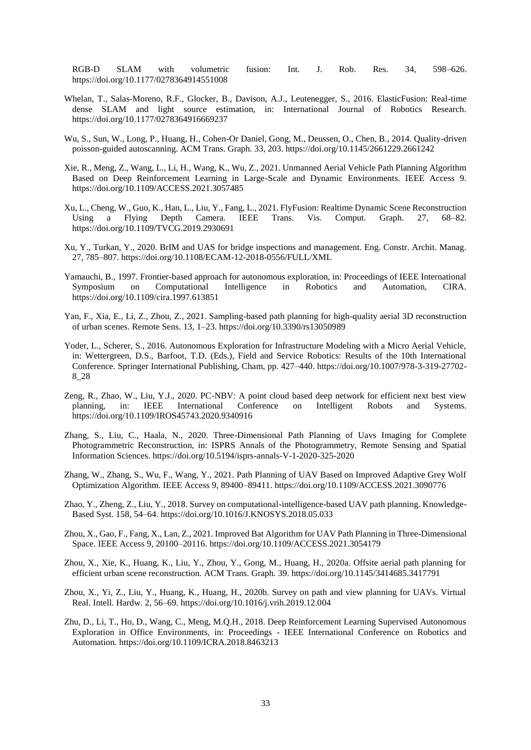RGB-D SLAM with volumetric fusion: Int. J. Rob. Res. 34, 598–626. https://doi.org/10.1177/0278364914551008

Whelan, T., Salas-Moreno, R.F., Glocker, B., Davison, A.J., Leutenegger, S., 2016. ElasticFusion: Real-time dense SLAM and light source estimation, in: International Journal of Robotics Research. https://doi.org/10.1177/0278364916669237

Wu, S., Sun, W., Long, P., Huang, H., Cohen-Or Daniel, Gong, M., Deussen, O., Chen, B., 2014. Quality-driven poisson-guided autoscanning. ACM Trans. Graph. 33, 203. https://doi.org/10.1145/2661229.2661242

Xie, R., Meng, Z., Wang, L., Li, H., Wang, K., Wu, Z., 2021. Unmanned Aerial Vehicle Path Planning Algorithm Based on Deep Reinforcement Learning in Large-Scale and Dynamic Environments. IEEE Access 9. https://doi.org/10.1109/ACCESS.2021.3057485

Xu, L., Cheng, W., Guo, K., Han, L., Liu, Y., Fang, L., 2021. FlyFusion: Realtime Dynamic Scene Reconstruction Using a Flying Depth Camera. IEEE Trans. Vis. Comput. Graph. 27, 68–82. https://doi.org/10.1109/TVCG.2019.2930691

Xu, Y., Turkan, Y., 2020. BrIM and UAS for bridge inspections and management. Eng. Constr. Archit. Manag. 27, 785–807. https://doi.org/10.1108/ECAM-12-2018-0556/FULL/XML

Yamauchi, B., 1997. Frontier-based approach for autonomous exploration, in: Proceedings of IEEE International Symposium on Computational Intelligence in Robotics and Automation, CIRA. https://doi.org/10.1109/cira.1997.613851

Yan, F., Xia, E., Li, Z., Zhou, Z., 2021. Sampling-based path planning for high-quality aerial 3D reconstruction of urban scenes. Remote Sens. 13, 1–23. https://doi.org/10.3390/rs13050989

Yoder, L., Scherer, S., 2016. Autonomous Exploration for Infrastructure Modeling with a Micro Aerial Vehicle, in: Wettergreen, D.S., Barfoot, T.D. (Eds.), Field and Service Robotics: Results of the 10th International Conference. Springer International Publishing, Cham, pp. 427–440. https://doi.org/10.1007/978-3-319-27702-8_28

Zeng, R., Zhao, W., Liu, Y.J., 2020. PC-NBV: A point cloud based deep network for efficient next best view planning, in: IEEE International Conference on Intelligent Robots and Systems. https://doi.org/10.1109/IROS45743.2020.9340916

Zhang, S., Liu, C., Haala, N., 2020. Three-Dimensional Path Planning of Uavs Imaging for Complete Photogrammetric Reconstruction, in: ISPRS Annals of the Photogrammetry, Remote Sensing and Spatial Information Sciences. https://doi.org/10.5194/isprs-annals-V-1-2020-325-2020

Zhang, W., Zhang, S., Wu, F., Wang, Y., 2021. Path Planning of UAV Based on Improved Adaptive Grey Wolf Optimization Algorithm. IEEE Access 9, 89400–89411. https://doi.org/10.1109/ACCESS.2021.3090776

Zhao, Y., Zheng, Z., Liu, Y., 2018. Survey on computational-intelligence-based UAV path planning. Knowledge-Based Syst. 158, 54–64. https://doi.org/10.1016/J.KNOSYS.2018.05.033

Zhou, X., Gao, F., Fang, X., Lan, Z., 2021. Improved Bat Algorithm for UAV Path Planning in Three-Dimensional Space. IEEE Access 9, 20100–20116. https://doi.org/10.1109/ACCESS.2021.3054179

Zhou, X., Xie, K., Huang, K., Liu, Y., Zhou, Y., Gong, M., Huang, H., 2020a. Offsite aerial path planning for efficient urban scene reconstruction. ACM Trans. Graph. 39. https://doi.org/10.1145/3414685.3417791

Zhou, X., Yi, Z., Liu, Y., Huang, K., Huang, H., 2020b. Survey on path and view planning for UAVs. Virtual Real. Intell. Hardw. 2, 56–69. https://doi.org/10.1016/j.vrih.2019.12.004

Zhu, D., Li, T., Ho, D., Wang, C., Meng, M.Q.H., 2018. Deep Reinforcement Learning Supervised Autonomous Exploration in Office Environments, in: Proceedings - IEEE International Conference on Robotics and Automation. https://doi.org/10.1109/ICRA.2018.8463213